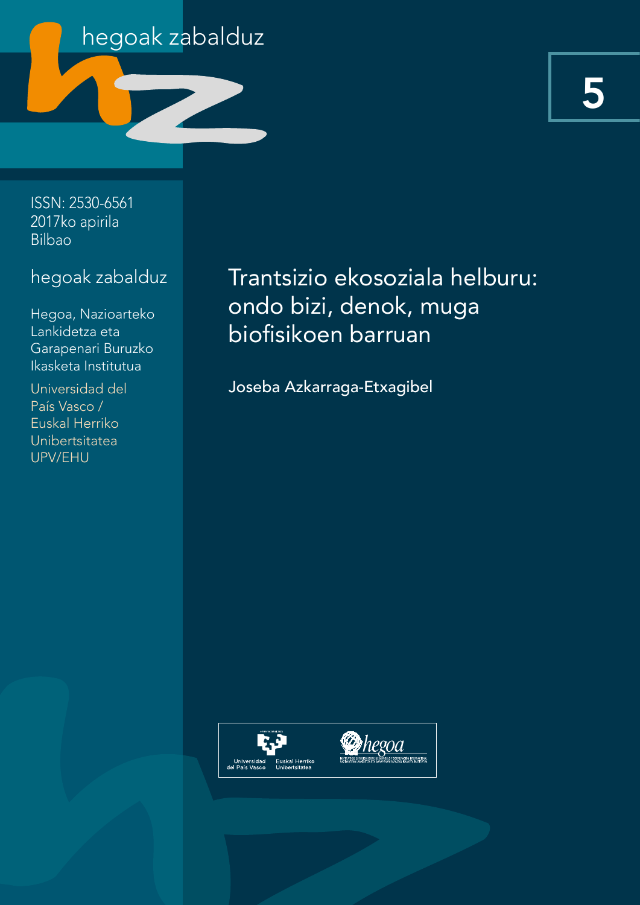hegoak zabalduz

5

ISSN: 2530-6561
2017ko apirila
Bilbao

hegoak zabalduz

Hegoa, Nazioarteko Lankidetza eta Garapenari Buruzko Ikasketa Institutua

Universidad del País Vasco / Euskal Herriko Unibertsitatea UPV/EHU

# Trantsizio ekosoziala helburu: ondo bizi, denok, muga biofisikoen barruan

Joseba Azkarraga-Etxagibel

Universidad del País Vasco / Euskal Herriko Unibertsitatea

hegoa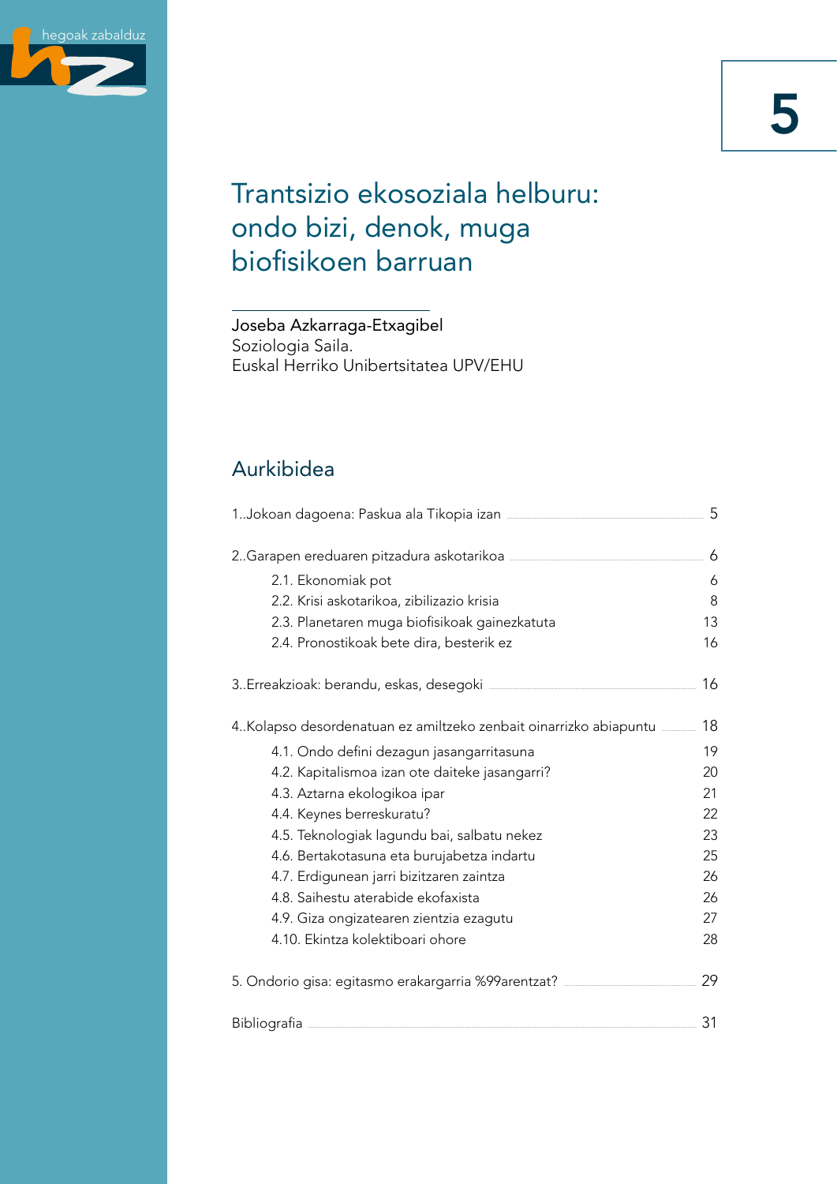# Trantsizio ekosoziala helburu: ondo bizi, denok, muga biofisikoen barruan

Joseba Azkarraga-Etxagibel
Soziologia Saila.
Euskal Herriko Unibertsitatea UPV/EHU

## Aurkibidea

| | |
|---|---|
| 1..Jokoan dagoena: Paskua ala Tikopia izan | 5 |
| 2..Garapen ereduaren pitzadura askotarikoa | 6 |
| 2.1. Ekonomiak pot | 6 |
| 2.2. Krisi askotarikoa, zibilizazio krisia | 8 |
| 2.3. Planetaren muga biofisikoak gainezkatuta | 13 |
| 2.4. Pronostikoak bete dira, besterik ez | 16 |
| 3..Erreakzioak: berandu, eskas, desegoki | 16 |
| 4..Kolapso desordenatuan ez amiltzeko zenbait oinarrizko abiapuntu | 18 |
| 4.1. Ondo defini dezagun jasangarritasuna | 19 |
| 4.2. Kapitalismoa izan ote daiteke jasangarri? | 20 |
| 4.3. Aztarna ekologikoa ipar | 21 |
| 4.4. Keynes berreskuratu? | 22 |
| 4.5. Teknologiak lagundu bai, salbatu nekez | 23 |
| 4.6. Bertakotasuna eta burujabetza indartu | 25 |
| 4.7. Erdigunean jarri bizitzaren zaintza | 26 |
| 4.8. Saihestu aterabide ekofaxista | 26 |
| 4.9. Giza ongizatearen zientzia ezagutu | 27 |
| 4.10. Ekintza kolektiboari ohore | 28 |
| 5. Ondorio gisa: egitasmo erakargarria %99arentzat? | 29 |
| Bibliografia | 31 |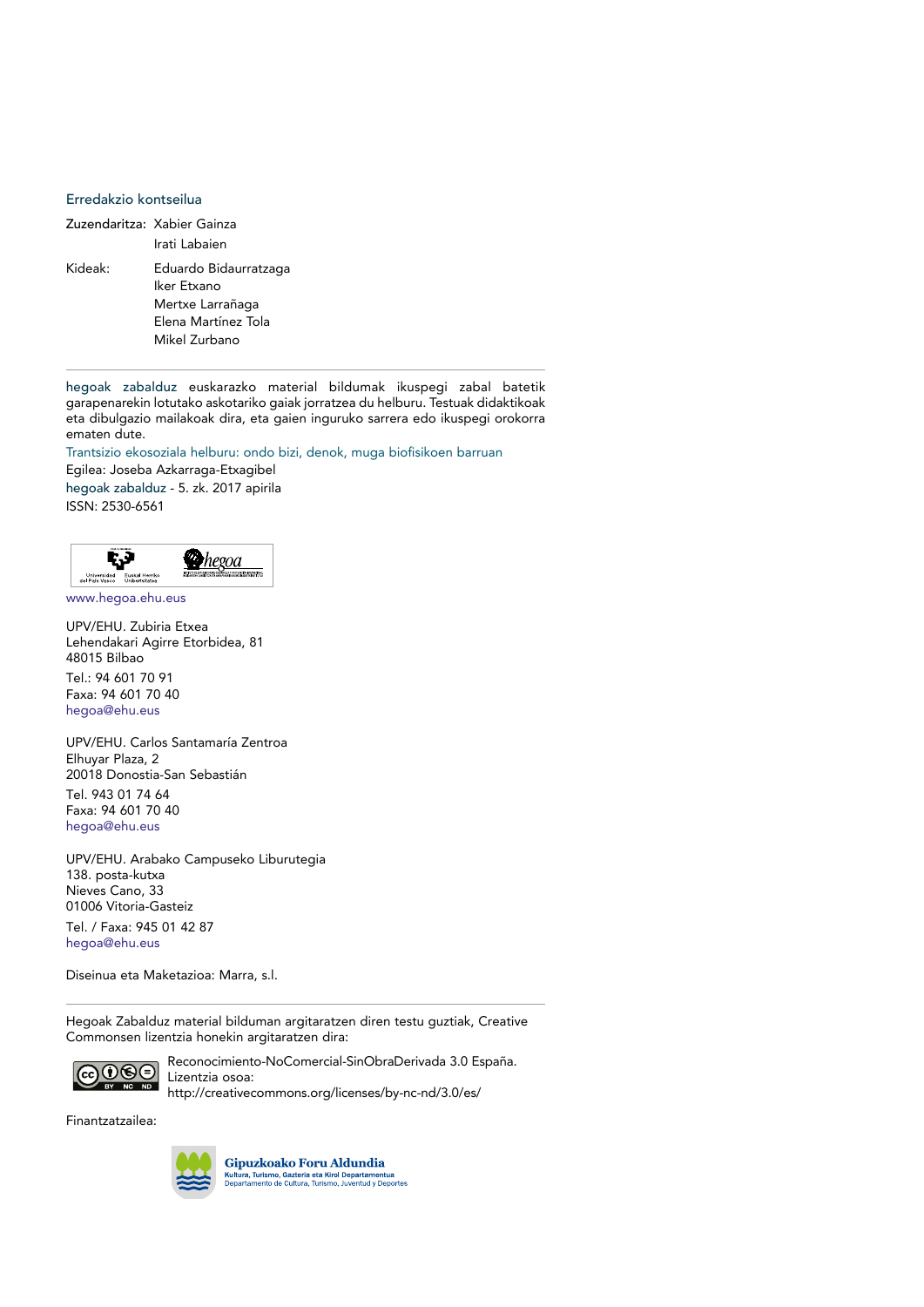Erredakzio kontseilua

Zuzendaritza: Xabier Gainza
Irati Labaien

Kideak: Eduardo Bidaurratzaga
Iker Etxano
Mertxe Larrañaga
Elena Martínez Tola
Mikel Zurbano

---

hegoak zabalduz euskarazko material bildumak ikuspegi zabal batetik garapenarekin lotutako askotariko gaiak jorratzea du helburu. Testuak didaktikoak eta dibulgazio mailakoak dira, eta gaien inguruko sarrera edo ikuspegi orokorra ematen dute.

Trantsizio ekosoziala helburu: ondo bizi, denok, muga biofisikoen barruan
Egilea: Joseba Azkarraga-Etxagibel
hegoak zabalduz - 5. zk. 2017 apirila
ISSN: 2530-6561

www.hegoa.ehu.eus

UPV/EHU. Zubiria Etxea
Lehendakari Agirre Etorbidea, 81
48015 Bilbao
Tel.: 94 601 70 91
Faxa: 94 601 70 40
hegoa@ehu.eus

UPV/EHU. Carlos Santamaría Zentroa
Elhuyar Plaza, 2
20018 Donostia-San Sebastián
Tel. 943 01 74 64
Faxa: 94 601 70 40
hegoa@ehu.eus

UPV/EHU. Arabako Campuseko Liburutegia
138. posta-kutxa
Nieves Cano, 33
01006 Vitoria-Gasteiz
Tel. / Faxa: 945 01 42 87
hegoa@ehu.eus

Diseinua eta Maketazioa: Marra, s.l.

---

Hegoak Zabalduz material bilduman argitaratzen diren testu guztiak, Creative Commonsen lizentzia honekin argitaratzen dira:

Reconocimiento-NoComercial-SinObraDerivada 3.0 España.
Lizentzia osoa:
http://creativecommons.org/licenses/by-nc-nd/3.0/es/

Finantzatzailea:

Gipuzkoako Foru Aldundia
Kultura, Turismo, Gazteria eta Kirol Departamentua
Departamento de Cultura, Turismo, Juventud y Deportes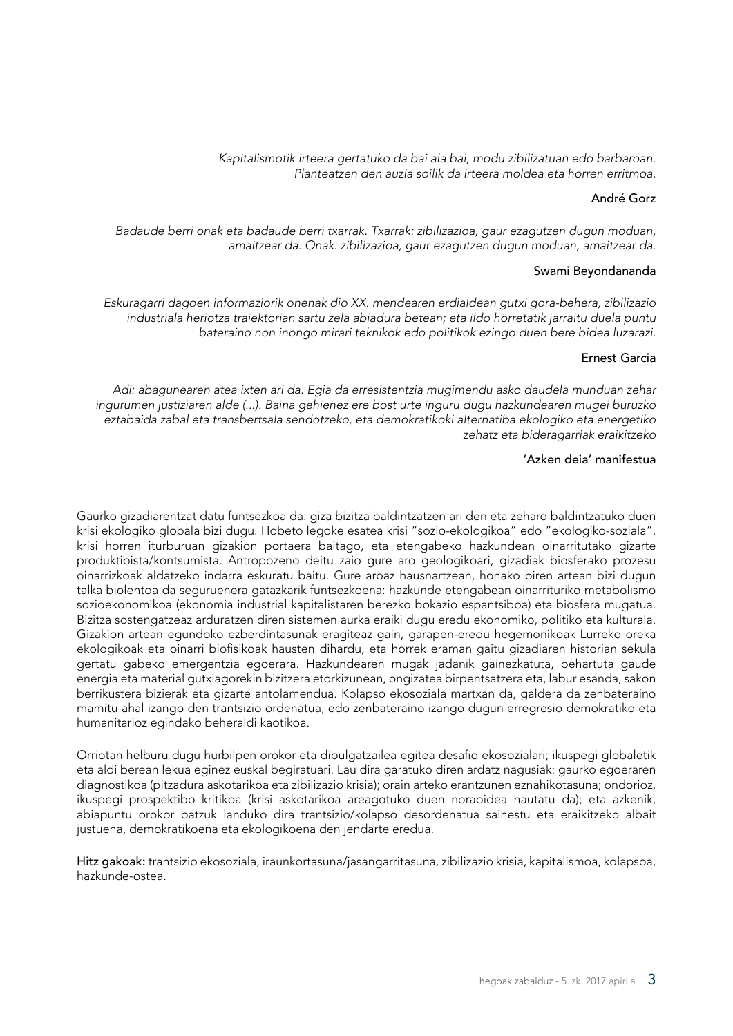*Kapitalismotik irteera gertatuko da bai ala bai, modu zibilizatuan edo barbaroan. Planteatzen den auzia soilik da irteera moldea eta horren erritmoa.*

André Gorz

*Badaude berri onak eta badaude berri txarrak. Txarrak: zibilizazioa, gaur ezagutzen dugun moduan, amaitzear da. Onak: zibilizazioa, gaur ezagutzen dugun moduan, amaitzear da.*

Swami Beyondananda

*Eskuragarri dagoen informaziorik onenak dio XX. mendearen erdialdean gutxi gora-behera, zibilizazio industriala heriotza traiektorian sartu zela abiadura betean; eta ildo horretatik jarraitu duela puntu bateraino non inongo mirari teknikok edo politikok ezingo duen bere bidea luzarazi.*

Ernest Garcia

*Adi: abagunearen atea ixten ari da. Egia da erresistentzia mugimendu asko daudela munduan zehar ingurumen justiziaren alde (...). Baina gehienez ere bost urte inguru dugu hazkundearen mugei buruzko eztabaida zabal eta transbertsala sendotzeko, eta demokratikoki alternatiba ekologiko eta energetiko zehatz eta bideragarriak eraikitzeko*

'Azken deia' manifestua

Gaurko gizadiarentzat datu funtsezkoa da: giza bizitza baldintzatzen ari den eta zeharo baldintzatuko duen krisi ekologiko globala bizi dugu. Hobeto legoke esatea krisi "sozio-ekologikoa" edo "ekologiko-soziala", krisi horren iturburuan gizakion portaera baitago, eta etengabeko hazkundean oinarritutako gizarte produktibista/kontsumista. Antropozeno deitu zaio gure aro geologikoari, gizadiak biosferako prozesu oinarrizkoak aldatzeko indarra eskuratu baitu. Gure aroaz hausnartzean, honako biren artean bizi dugun talka biolentoa da seguruenera gatazkarik funtsezkoena: hazkunde etengabean oinarrituriko metabolismo sozioekonomikoa (ekonomia industrial kapitalistaren berezko bokazio espantsiboa) eta biosfera mugatua. Bizitza sostengatzeaz arduratzen diren sistemen aurka eraiki dugu eredu ekonomiko, politiko eta kulturala. Gizakion artean egundoko ezberdintasunak eragiteaz gain, garapen-eredu hegemonikoak Lurreko oreka ekologikoak eta oinarri biofisikoak hausten dihardu, eta horrek eraman gaitu gizadiaren historian sekula gertatu gabeko emergentzia egoerara. Hazkundearen mugak jadanik gainezkatuta, behartuta gaude energia eta material gutxiagorekin bizitzera etorkizunean, ongizatea birpentsatzera eta, labur esanda, sakon berrikustera bizierak eta gizarte antolamendua. Kolapso ekosoziala martxan da, galdera da zenbateraino mamitu ahal izango den trantsizio ordenatua, edo zenbateraino izango dugun erregresio demokratiko eta humanitarioz egindako beheraldi kaotikoa.

Orriotan helburu dugu hurbilpen orokor eta dibulgatzailea egitea desafio ekosozialari; ikuspegi globaletik eta aldi berean lekua eginez euskal begiratuari. Lau dira garatuko diren ardatz nagusiak: gaurko egoeraren diagnostikoa (pitzadura askotarikoa eta zibilizazio krisia); orain arteko erantzunen eznahikotasuna; ondorioz, ikuspegi prospektibo kritikoa (krisi askotarikoa areagotuko duen norabidea hautatu da); eta azkenik, abiapuntu orokor batzuk landuko dira trantsizio/kolapso desordenatua saihestu eta eraikitzeko albait justuena, demokratikoena eta ekologikoena den jendarte eredua.

**Hitz gakoak:** trantsizio ekosoziala, iraunkortasuna/jasangarritasuna, zibilizazio krisia, kapitalismoa, kolapsoa, hazkunde-ostea.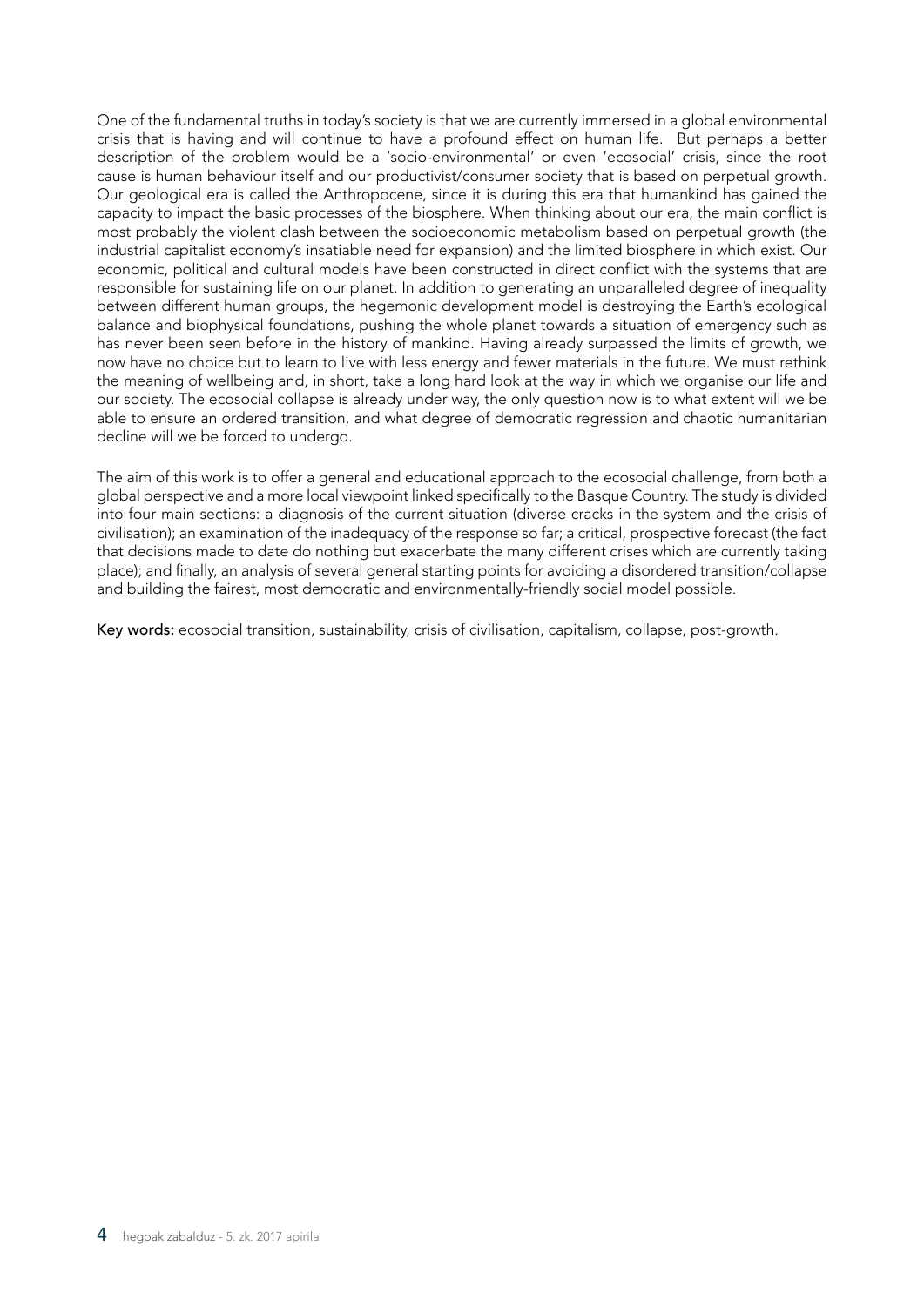One of the fundamental truths in today's society is that we are currently immersed in a global environmental crisis that is having and will continue to have a profound effect on human life. But perhaps a better description of the problem would be a 'socio-environmental' or even 'ecosocial' crisis, since the root cause is human behaviour itself and our productivist/consumer society that is based on perpetual growth. Our geological era is called the Anthropocene, since it is during this era that humankind has gained the capacity to impact the basic processes of the biosphere. When thinking about our era, the main conflict is most probably the violent clash between the socioeconomic metabolism based on perpetual growth (the industrial capitalist economy's insatiable need for expansion) and the limited biosphere in which exist. Our economic, political and cultural models have been constructed in direct conflict with the systems that are responsible for sustaining life on our planet. In addition to generating an unparalleled degree of inequality between different human groups, the hegemonic development model is destroying the Earth's ecological balance and biophysical foundations, pushing the whole planet towards a situation of emergency such as has never been seen before in the history of mankind. Having already surpassed the limits of growth, we now have no choice but to learn to live with less energy and fewer materials in the future. We must rethink the meaning of wellbeing and, in short, take a long hard look at the way in which we organise our life and our society. The ecosocial collapse is already under way, the only question now is to what extent will we be able to ensure an ordered transition, and what degree of democratic regression and chaotic humanitarian decline will we be forced to undergo.

The aim of this work is to offer a general and educational approach to the ecosocial challenge, from both a global perspective and a more local viewpoint linked specifically to the Basque Country. The study is divided into four main sections: a diagnosis of the current situation (diverse cracks in the system and the crisis of civilisation); an examination of the inadequacy of the response so far; a critical, prospective forecast (the fact that decisions made to date do nothing but exacerbate the many different crises which are currently taking place); and finally, an analysis of several general starting points for avoiding a disordered transition/collapse and building the fairest, most democratic and environmentally-friendly social model possible.

**Key words:** ecosocial transition, sustainability, crisis of civilisation, capitalism, collapse, post-growth.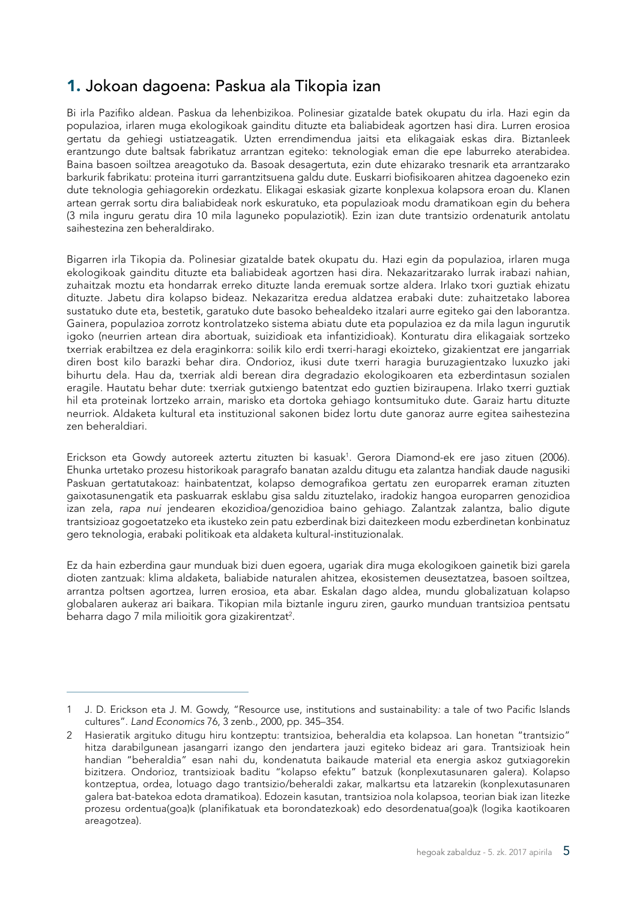## 1. Jokoan dagoena: Paskua ala Tikopia izan

Bi irla Pazifiko aldean. Paskua da lehenbizikoa. Polinesiar gizatalde batek okupatu du irla. Hazi egin da populazioa, irlaren muga ekologikoak gainditu dituzte eta baliabideak agortzen hasi dira. Lurren erosioa gertatu da gehiegi ustiatzeagatik. Uzten errendimendua jaitsi eta elikagaiak eskas dira. Biztanleek erantzungo dute baltsak fabrikatuz arrantzan egiteko: teknologiak eman die epe laburreko aterabidea. Baina basoen soiltzea areagotuko da. Basoak desagertuta, ezin dute ehizarako tresnarik eta arrantzarako barkurik fabrikatu: proteina iturri garrantzitsuena galdu dute. Euskarri biofisikoaren ahitzea dagoeneko ezin dute teknologia gehiagorekin ordezkatu. Elikagai eskasiak gizarte konplexua kolapsora eroan du. Klanen artean gerrak sortu dira baliabideak nork eskuratuko, eta populazioak modu dramatikoan egin du behera (3 mila inguru geratu dira 10 mila laguneko populaziotik). Ezin izan dute trantsizio ordenaturik antolatu saihestezina zen beheraldirako.

Bigarren irla Tikopia da. Polinesiar gizatalde batek okupatu du. Hazi egin da populazioa, irlaren muga ekologikoak gainditu dituzte eta baliabideak agortzen hasi dira. Nekazaritzarako lurrak irabazi nahian, zuhaitzak moztu eta hondarrak erreko dituzte landa eremuak sortze aldera. Irlako txori guztiak ehizatu dituzte. Jabetu dira kolapso bideaz. Nekazaritza eredua aldatzea erabaki dute: zuhaitzetako laborea sustatuko dute eta, bestetik, garatuko dute basoko behealdeko itzalari aurre egiteko gai den laborantza. Gainera, populazioa zorrotz kontrolatzeko sistema abiatu dute eta populazioa ez da mila lagun ingurutik igoko (neurrien artean dira abortuak, suizidioak eta infantizidioak). Konturatu dira elikagaiak sortzeko txerriak erabiltzea ez dela eraginkorra: soilik kilo erdi txerri-haragi ekoizteko, gizakientzat ere jangarriak diren bost kilo barazki behar dira. Ondorioz, ikusi dute txerri haragia buruzagientzako luxuzko jaki bihurtu dela. Hau da, txerriak aldi berean dira degradazio ekologikoaren eta ezberdintasun sozialen eragile. Hautatu behar dute: txerriak gutxiengo batentzat edo guztien biziraupena. Irlako txerri guztiak hil eta proteinak lortzeko arrain, marisko eta dortoka gehiago kontsumituko dute. Garaiz hartu dituzte neurriok. Aldaketa kultural eta instituzional sakonen bidez lortu dute ganoraz aurre egitea saihestezina zen beheraldiari.

Erickson eta Gowdy autoreek aztertu zituzten bi kasuak[1]. Gerora Diamond-ek ere jaso zituen (2006). Ehunka urtetako prozesu historikoak paragrafo banatan azaldu ditugu eta zalantza handiak daude nagusiki Paskuan gertatutakoaz: hainbatentzat, kolapso demografikoa gertatu zen europarrek eraman zituzten gaixotasunengatik eta paskuarrak esklabu gisa saldu zituztelako, iradokiz hangoa europarren genozidioa izan zela, *rapa nui* jendearen ekozidioa/genozidioa baino gehiago. Zalantzak zalantza, balio digute trantsizioaz gogoetatzeko eta ikusteko zein patu ezberdinak bizi daitezkeen modu ezberdinetan konbinatuz gero teknologia, erabaki politikoak eta aldaketa kultural-instituzionalak.

Ez da hain ezberdina gaur munduak bizi duen egoera, ugariak dira muga ekologikoen gainetik bizi garela dioten zantzuak: klima aldaketa, baliabide naturalen ahitzea, ekosistemen deuseztatzea, basoen soiltzea, arrantza poltsen agortzea, lurren erosioa, eta abar. Eskalan dago aldea, mundu globalizatuan kolapso globalaren aukeraz ari baikara. Tikopian mila biztanle inguru ziren, gaurko munduan trantsizioa pentsatu beharra dago 7 mila milioitik gora gizakirentzat[2].

---

1 J. D. Erickson eta J. M. Gowdy, "Resource use, institutions and sustainability: a tale of two Pacific Islands cultures". *Land Economics* 76, 3 zenb., 2000, pp. 345–354.

2 Hasieratik argituko ditugu hiru kontzeptu: trantsizioa, beheraldia eta kolapsoa. Lan honetan "trantsizio" hitza darabilgunean jasangarri izango den jendartera jauzi egiteko bideaz ari gara. Trantsizioak hein handian "beheraldia" esan nahi du, kondenatuta baikaude material eta energia askoz gutxiagorekin bizitzera. Ondorioz, trantsizioak baditu "kolapso efektu" batzuk (konplexutasunaren galera). Kolapso kontzeptua, ordea, lotuago dago trantsizio/beheraldi zakar, malkartsu eta latzarekin (konplexutasunaren galera bat-batekoa edota dramatikoa). Edozein kasutan, trantsizioa nola kolapsoa, teorian biak izan litezke prozesu ordentua(goa)k (planifikatuak eta borondatezkoak) edo desordenatua(goa)k (logika kaotikoaren areagotzea).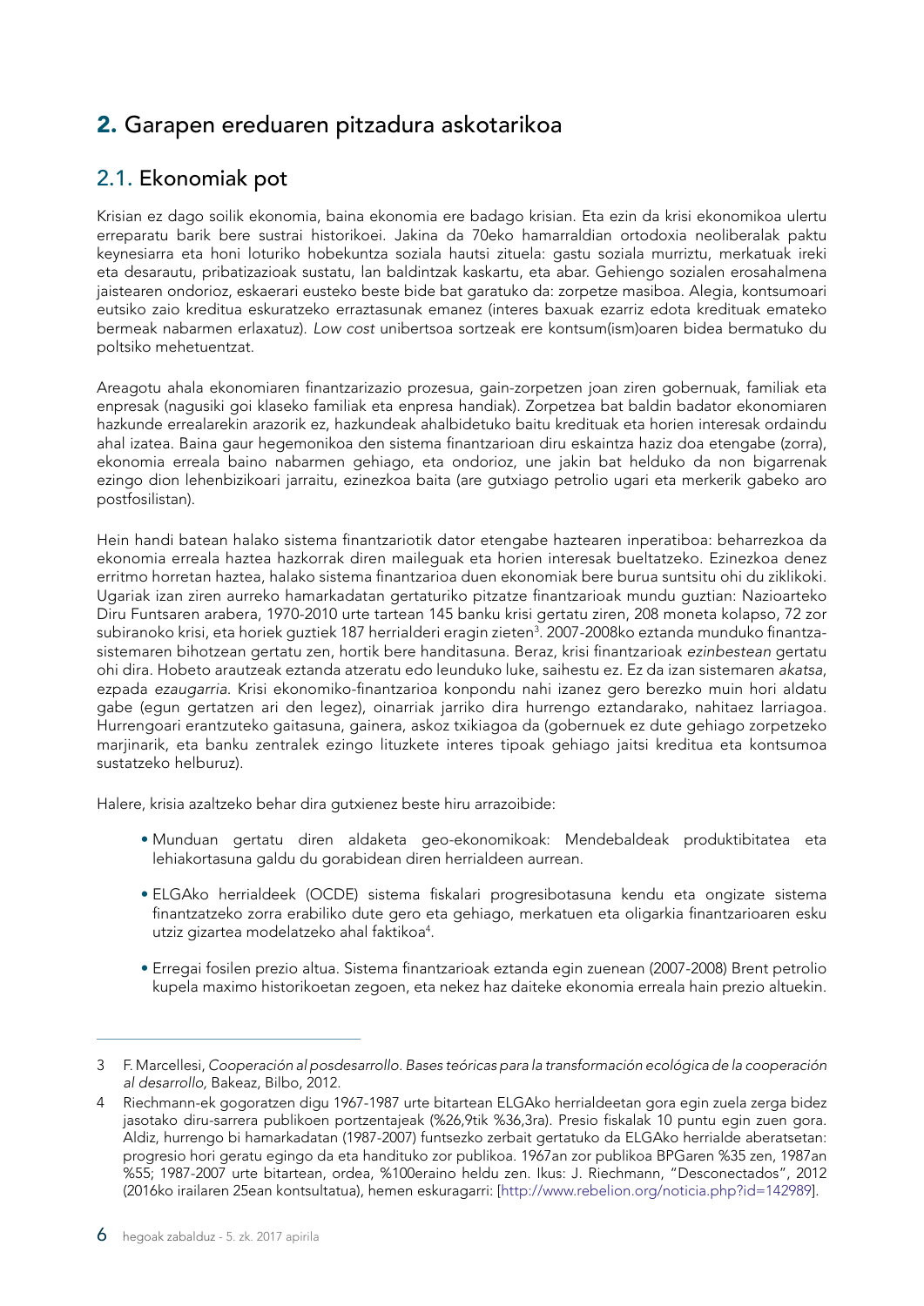## 2. Garapen ereduaren pitzadura askotarikoa

### 2.1. Ekonomiak pot

Krisian ez dago soilik ekonomia, baina ekonomia ere badago krisian. Eta ezin da krisi ekonomikoa ulertu erreparatu barik bere sustrai historikoei. Jakina da 70eko hamarraldian ortodoxia neoliberalak paktu keynesiarra eta honi loturiko hobekuntza soziala hautsi zituela: gastu soziala murriztu, merkatuak ireki eta desarautu, pribatizazioak sustatu, lan baldintzak kaskartu, eta abar. Gehiengo sozialen erosahalmena jaistearen ondorioz, eskaerari eusteko beste bide bat garatuko da: zorpetze masiboa. Alegia, kontsumoari eutsiko zaio kreditua eskuratzeko erraztasunak emanez (interes baxuak ezarriz edota kredituak emateko bermeak nabarmen erlaxatuz). *Low cost* unibertsoa sortzeak ere kontsum(ism)oaren bidea bermatuko du poltsiko mehetuentzat.

Areagotu ahala ekonomiaren finantzarizazio prozesua, gain-zorpetzen joan ziren gobernuak, familiak eta enpresak (nagusiki goi klaseko familiak eta enpresa handiak). Zorpetzea bat baldin badator ekonomiaren hazkunde errealarekin arazorik ez, hazkundeak ahalbidetuko baitu kredituak eta horien interesak ordaindu ahal izatea. Baina gaur hegemonikoa den sistema finantzarioan diru eskaintza haziz doa etengabe (zorra), ekonomia erreala baino nabarmen gehiago, eta ondorioz, une jakin bat helduko da non bigarrenak ezingo dion lehenbizikoari jarraitu, ezinezkoa baita (are gutxiago petrolio ugari eta merkerik gabeko aro postfosilistan).

Hein handi batean halako sistema finantzariotik dator etengabe haztearen inperatiboa: beharrezkoa da ekonomia erreala haztea hazkorrak diren maileguak eta horien interesak bueltatzeko. Ezinezkoa denez erritmo horretan haztea, halako sistema finantzarioa duen ekonomiak bere burua suntsitu ohi du ziklikoki. Ugariak izan ziren aurreko hamarkadatan gertaturiko pitzatze finantzarioak mundu guztian: Nazioarteko Diru Funtsaren arabera, 1970-2010 urte tartean 145 banku krisi gertatu ziren, 208 moneta kolapso, 72 zor subiranoko krisi, eta horiek guztiek 187 herrialderi eragin zieten[3]. 2007-2008ko eztanda munduko finantza-sistemaren bihotzean gertatu zen, hortik bere handitasuna. Beraz, krisi finantzarioak *ezinbestean* gertatu ohi dira. Hobeto arautzeak eztanda atzeratu edo leunduko luke, saihestu ez. Ez da izan sistemaren *akatsa*, ezpada *ezaugarria.* Krisi ekonomiko-finantzarioa konpondu nahi izanez gero berezko muin hori aldatu gabe (egun gertatzen ari den legez), oinarriak jarriko dira hurrengo eztandarako, nahitaez larriagoa. Hurrengoari erantzuteko gaitasuna, gainera, askoz txikiagoa da (gobernuek ez dute gehiago zorpetzeko marjinarik, eta banku zentralek ezingo lituzkete interes tipoak gehiago jaitsi kreditua eta kontsumoa sustatzeko helburuz).

Halere, krisia azaltzeko behar dira gutxienez beste hiru arrazoibide:

- Munduan gertatu diren aldaketa geo-ekonomikoak: Mendebaldeak produktibitatea eta lehiakortasuna galdu du gorabidean diren herrialdeen aurrean.
- ELGAko herrialdeek (OCDE) sistema fiskalari progresibotasuna kendu eta ongizate sistema finantzatzeko zorra erabiliko dute gero eta gehiago, merkatuen eta oligarkia finantzarioaren esku utziz gizartea modelatzeko ahal faktikoa[4].
- Erregai fosilen prezio altua. Sistema finantzarioak eztanda egin zuenean (2007-2008) Brent petrolio kupela maximo historikoetan zegoen, eta nekez haz daiteke ekonomia erreala hain prezio altuekin.

---

3 F. Marcellesi, *Cooperación al posdesarrollo. Bases teóricas para la transformación ecológica de la cooperación al desarrollo,* Bakeaz, Bilbo, 2012.

4 Riechmann-ek gogoratzen digu 1967-1987 urte bitartean ELGAko herrialdeetan gora egin zuela zerga bidez jasotako diru-sarrera publikoen portzentajeak (%26,9tik %36,3ra). Presio fiskalak 10 puntu egin zuen gora. Aldiz, hurrengo bi hamarkadatan (1987-2007) funtsezko zerbait gertatuko da ELGAko herrialde aberatsetan: progresio hori geratu egingo da eta handituko zor publikoa. 1967an zor publikoa BPGaren %35 zen, 1987an %55; 1987-2007 urte bitartean, ordea, %100eraino heldu zen. Ikus: J. Riechmann, "Desconectados", 2012 (2016ko irailaren 25ean kontsultatua), hemen eskuragarri: [http://www.rebelion.org/noticia.php?id=142989].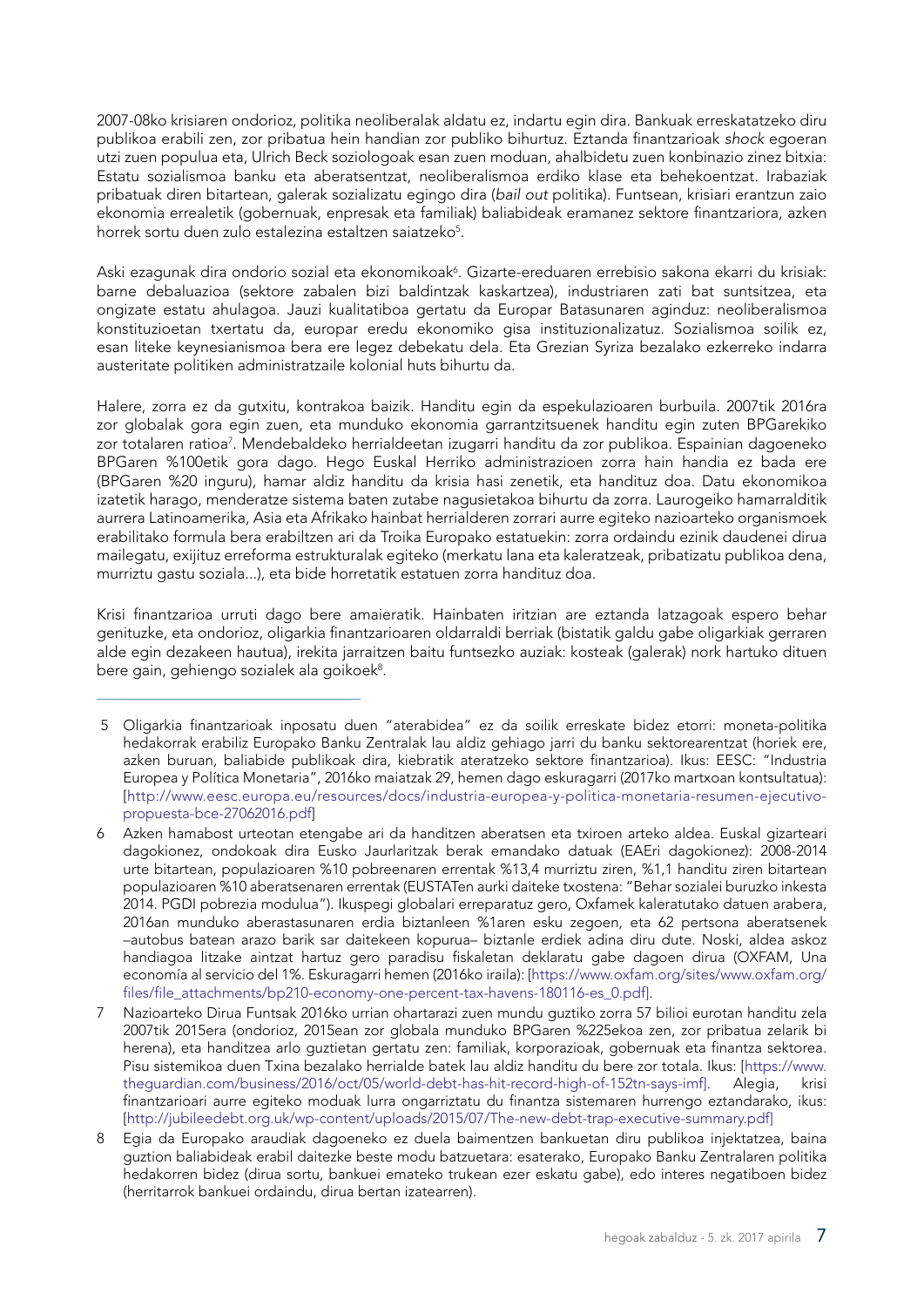2007-08ko krisiaren ondorioz, politika neoliberalak aldatu ez, indartu egin dira. Bankuak erreskatatzeko diru publikoa erabili zen, zor pribatua hein handian zor publiko bihurtuz. Eztanda finantzarioak *shock* egoeran utzi zuen populua eta, Ulrich Beck soziologoak esan zuen moduan, ahalbidetu zuen konbinazio zinez bitxia: Estatu sozialismoa banku eta aberatsentzat, neoliberalismoa erdiko klase eta behekoentzat. Irabaziak pribatuak diren bitartean, galerak sozializatu egingo dira (*bail out* politika). Funtsean, krisiari erantzun zaio ekonomia errealetik (gobernuak, enpresak eta familiak) baliabideak eramanez sektore finantzariora, azken horrek sortu duen zulo estalezina estaltzen saiatzeko[5].

Aski ezagunak dira ondorio sozial eta ekonomikoak[6]. Gizarte-ereduaren errebisio sakona ekarri du krisiak: barne debaluazioa (sektore zabalen bizi baldintzak kaskartzea), industriaren zati bat suntsitzea, eta ongizate estatu ahulagoa. Jauzi kualitatiboa gertatu da Europar Batasunaren aginduz: neoliberalismoa konstituzioetan txertatu da, europar eredu ekonomiko gisa instituzionalizatuz. Sozialismoa soilik ez, esan liteke keynesianismoa bera ere legez debekatu dela. Eta Grezian Syriza bezalako ezkerreko indarra austeritate politiken administratzaile kolonial huts bihurtu da.

Halere, zorra ez da gutxitu, kontrakoa baizik. Handitu egin da espekulazioaren burbuila. 2007tik 2016ra zor globalak gora egin zuen, eta munduko ekonomia garrantzitsuenek handitu egin zuten BPGarekiko zor totalaren ratioa[7]. Mendebaldeko herrialdeetan izugarri handitu da zor publikoa. Espainian dagoeneko BPGaren %100etik gora dago. Hego Euskal Herriko administrazioen zorra hain handia ez bada ere (BPGaren %20 inguru), hamar aldiz handitu da krisia hasi zenetik, eta handituz doa. Datu ekonomikoa izatetik harago, menderatze sistema baten zutabe nagusietakoa bihurtu da zorra. Laurogeiko hamarralditik aurrera Latinoamerika, Asia eta Afrikako hainbat herrialderen zorrari aurre egiteko nazioarteko organismoek erabilitako formula bera erabiltzen ari da Troika Europako estatuekin: zorra ordaindu ezinik daudenei dirua mailegatu, exijituz erreforma estrukturalak egiteko (merkatu lana eta kaleratzeak, pribatizatu publikoa dena, murriztu gastu soziala...), eta bide horretatik estatuen zorra handituz doa.

Krisi finantzarioa urruti dago bere amaieratik. Hainbaten iritzian are eztanda latzagoak espero behar genituzke, eta ondorioz, oligarkia finantzarioaren oldarraldi berriak (bistatik galdu gabe oligarkiak gerraren alde egin dezakeen hautua), irekita jarraitzen baitu funtsezko auziak: kosteak (galerak) nork hartuko dituen bere gain, gehiengo sozialek ala goikoek[8].

---

5 Oligarkia finantzarioak inposatu duen "aterabidea" ez da soilik erreskate bidez etorri: moneta-politika hedakorrak erabiliz Europako Banku Zentralak lau aldiz gehiago jarri du banku sektorearentzat (horiek ere, azken buruan, baliabide publikoak dira, kiebratik ateratzeko sektore finantzarioa). Ikus: EESC: "Industria Europea y Política Monetaria", 2016ko maiatzak 29, hemen dago eskuragarri (2017ko martxoan kontsultatua): [http://www.eesc.europa.eu/resources/docs/industria-europea-y-politica-monetaria-resumen-ejecutivo-propuesta-bce-27062016.pdf]

6 Azken hamabost urteotan etengabe ari da handitzen aberatsen eta txiroen arteko aldea. Euskal gizarteari dagokionez, ondokoak dira Eusko Jaurlaritzak berak emandako datuak (EAEri dagokionez): 2008-2014 urte bitartean, populazioaren %10 pobreenaren errentak %13,4 murriztu ziren, %1,1 handitu ziren bitartean populazioaren %10 aberatsenaren errentak (EUSTATen aurki daiteke txostena: "Behar sozialei buruzko inkesta 2014. PGDI pobrezia modulua"). Ikuspegi globalari erreparatuz gero, Oxfamek kaleratutako datuen arabera, 2016an munduko aberastasunaren erdia biztanleen %1aren esku zegoen, eta 62 pertsona aberatsenek –autobus batean arazo barik sar daitekeen kopurua– biztanle erdiek adina diru dute. Noski, aldea askoz handiagoa litzake aintzat hartuz gero paradisu fiskaletan deklaratu gabe dagoen dirua (OXFAM, Una economía al servicio del 1%. Eskuragarri hemen (2016ko iraila): [https://www.oxfam.org/sites/www.oxfam.org/files/file_attachments/bp210-economy-one-percent-tax-havens-180116-es_0.pdf].

7 Nazioarteko Dirua Funtsak 2016ko urrian ohartarazi zuen mundu guztiko zorra 57 bilioi eurotan handitu zela 2007tik 2015era (ondorioz, 2015ean zor globala munduko BPGaren %225ekoa zen, zor pribatua zelarik bi herena), eta handitzea arlo guztietan gertatu zen: familiak, korporazioak, gobernuak eta finantza sektorea. Pisu sistemikoa duen Txina bezalako herrialde batek lau aldiz handitu du bere zor totala. Ikus: [https://www.theguardian.com/business/2016/oct/05/world-debt-has-hit-record-high-of-152tn-says-imf]. Alegia, krisi finantzarioari aurre egiteko moduak lurra ongarriztatu du finantza sistemaren hurrengo eztandarako, ikus: [http://jubileedebt.org.uk/wp-content/uploads/2015/07/The-new-debt-trap-executive-summary.pdf]

8 Egia da Europako araudiak dagoeneko ez duela baimentzen bankuetan diru publikoa injektatzea, baina guztion baliabideak erabil daitezke beste modu batzuetara: esaterako, Europako Banku Zentralaren politika hedakorren bidez (dirua sortu, bankuei emateko trukean ezer eskatu gabe), edo interes negatiboen bidez (herritarrok bankuei ordaindu, dirua bertan izatearren).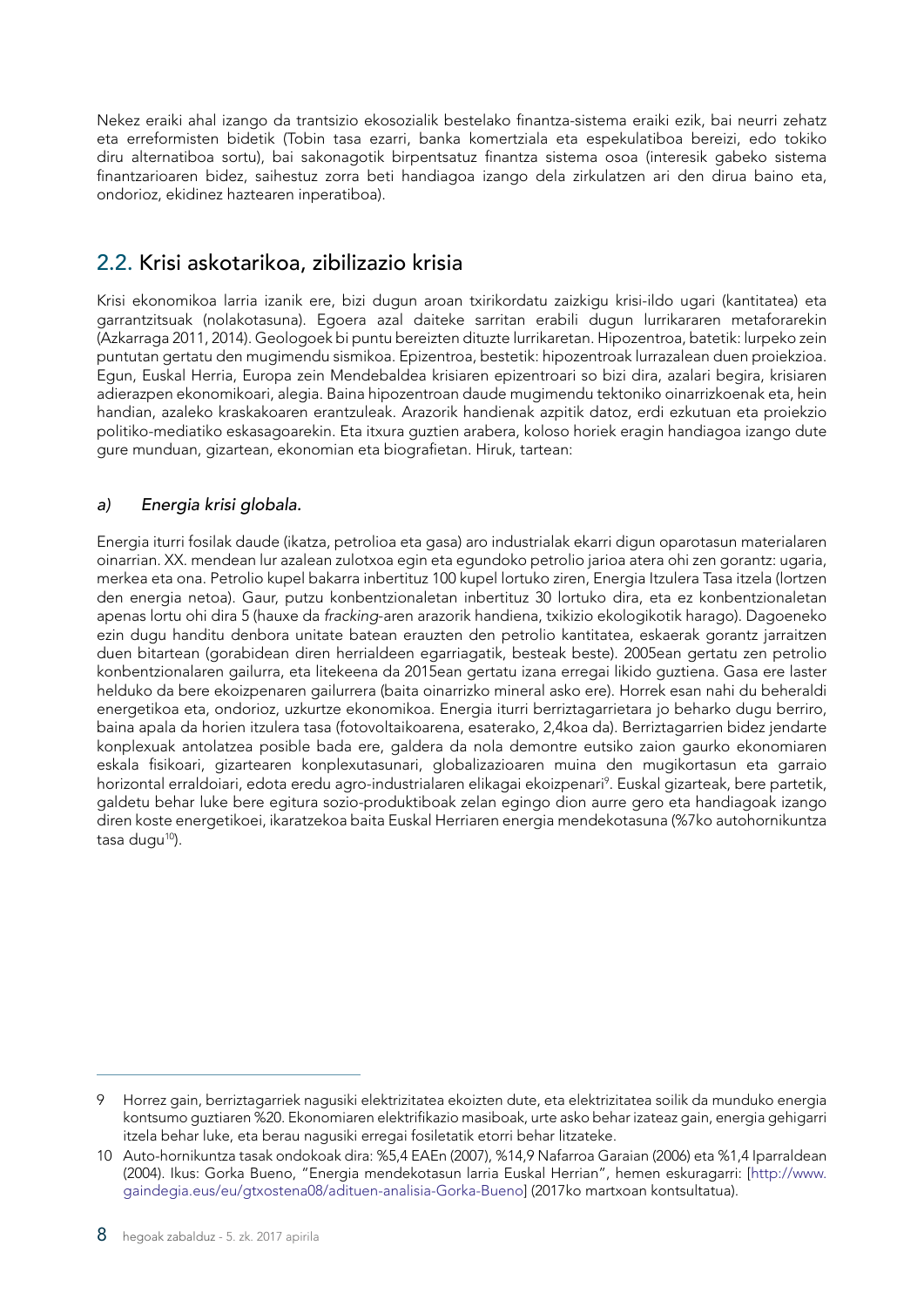Nekez eraiki ahal izango da trantsizio ekosozialik bestelako finantza-sistema eraiki ezik, bai neurri zehatz eta erreformisten bidetik (Tobin tasa ezarri, banka komertziala eta espekulatiboa bereizi, edo tokiko diru alternatiboa sortu), bai sakonagotik birpentsatuz finantza sistema osoa (interesik gabeko sistema finantzarioaren bidez, saihestuz zorra beti handiagoa izango dela zirkulatzen ari den dirua baino eta, ondorioz, ekidinez haztearen inperatiboa).

## 2.2. Krisi askotarikoa, zibilizazio krisia

Krisi ekonomikoa larria izanik ere, bizi dugun aroan txirikordatu zaizkigu krisi-ildo ugari (kantitatea) eta garrantzitsuak (nolakotasuna). Egoera azal daiteke sarritan erabili dugun lurrikararen metaforarekin (Azkarraga 2011, 2014). Geologoek bi puntu bereizten dituzte lurrikaretan. Hipozentroa, batetik: lurpeko zein puntutan gertatu den mugimendu sismikoa. Epizentroa, bestetik: hipozentroak lurrazalean duen proiekzioa. Egun, Euskal Herria, Europa zein Mendebaldea krisiaren epizentroari so bizi dira, azalari begira, krisiaren adierazpen ekonomikoari, alegia. Baina hipozentroan daude mugimendu tektoniko oinarrizkoenak eta, hein handian, azaleko kraskakoaren erantzuleak. Arazorik handienak azpitik datoz, erdi ezkutuan eta proiekzio politiko-mediatiko eskasagoarekin. Eta itxura guztien arabera, koloso horiek eragin handiagoa izango dute gure munduan, gizartean, ekonomian eta biografietan. Hiruk, tartean:

### *a) Energia krisi globala.*

Energia iturri fosilak daude (ikatza, petrolioa eta gasa) aro industrialak ekarri digun oparotasun materialaren oinarrian. XX. mendean lur azalean zulotxoa egin eta egundoko petrolio jarioa atera ohi zen gorantz: ugaria, merkea eta ona. Petrolio kupel bakarra inbertituz 100 kupel lortuko ziren, Energia Itzulera Tasa itzela (lortzen den energia netoa). Gaur, putzu konbentzionaletan inbertituz 30 lortuko dira, eta ez konbentzionaletan apenas lortu ohi dira 5 (hauxe da *fracking*-aren arazorik handiena, txikizio ekologikotik harago). Dagoeneko ezin dugu handitu denbora unitate batean erauzten den petrolio kantitatea, eskaerak gorantz jarraitzen duen bitartean (gorabidean diren herrialdeen egarriagatik, besteak beste). 2005ean gertatu zen petrolio konbentzionalaren gailurra, eta litekeena da 2015ean gertatu izana erregai likido guztiena. Gasa ere laster helduko da bere ekoizpenaren gailurrera (baita oinarrizko mineral asko ere). Horrek esan nahi du beheraldi energetikoa eta, ondorioz, uzkurtze ekonomikoa. Energia iturri berriztagarrietara jo beharko dugu berriro, baina apala da horien itzulera tasa (fotovoltaikoarena, esaterako, 2,4koa da). Berriztagarrien bidez jendarte konplexuak antolatzea posible bada ere, galdera da nola demontre eutsiko zaion gaurko ekonomiaren eskala fisikoari, gizartearen konplexutasunari, globalizazioaren muina den mugikortasun eta garraio horizontal erraldoiari, edota eredu agro-industrialaren elikagai ekoizpenari[9]. Euskal gizarteak, bere partetik, galdetu behar luke bere egitura sozio-produktiboak zelan egingo dion aurre gero eta handiagoak izango diren koste energetikoei, ikaratzekoa baita Euskal Herriaren energia mendekotasuna (%7ko autohornikuntza tasa dugu[10]).

---

9 Horrez gain, berriztagarriek nagusiki elektrizitatea ekoizten dute, eta elektrizitatea soilik da munduko energia kontsumo guztiaren %20. Ekonomiaren elektrifikazio masiboak, urte asko behar izateaz gain, energia gehigarri itzela behar luke, eta berau nagusiki erregai fosiletatik etorri behar litzateke.

10 Auto-hornikuntza tasak ondokoak dira: %5,4 EAEn (2007), %14,9 Nafarroa Garaian (2006) eta %1,4 Iparraldean (2004). Ikus: Gorka Bueno, "Energia mendekotasun larria Euskal Herrian", hemen eskuragarri: [http://www.gaindegia.eus/eu/gtxostena08/adituen-analisia-Gorka-Bueno] (2017ko martxoan kontsultatua).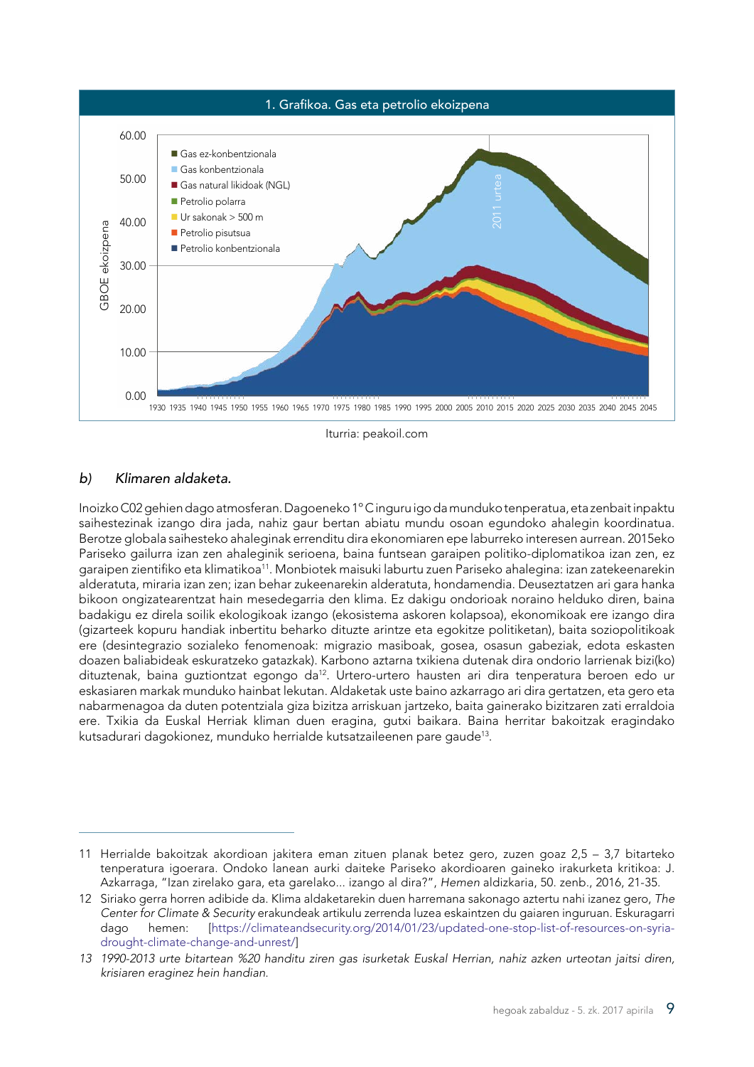1. Grafikoa. Gas eta petrolio ekoizpena

Iturria: peakoil.com

### *b) Klimaren aldaketa.*

Inoizko C02 gehien dago atmosferan. Dagoeneko 1° C inguru igo da munduko tenperatua, eta zenbait inpaktu saihestezinak izango dira jada, nahiz gaur bertan abiatu mundu osoan egundoko ahalegin koordinatua. Berotze globala saihesteko ahaleginak errenditu dira ekonomiaren epe laburreko interesen aurrean. 2015eko Pariseko gailurra izan zen ahaleginik serioena, baina funtsean garaipen politiko-diplomatikoa izan zen, ez garaipen zientifiko eta klimatikoa[11]. Monbiotek maisuki laburtu zuen Pariseko ahalegina: izan zatekeenarekin alderatuta, miraria izan zen; izan behar zukeenarekin alderatuta, hondamendia. Deuseztatzen ari gara hanka bikoon ongizatearentzat hain mesedegarria den klima. Ez dakigu ondorioak noraino helduko diren, baina badakigu ez direla soilik ekologikoak izango (ekosistema askoren kolapsoa), ekonomikoak ere izango dira (gizarteek kopuru handiak inbertitu beharko dituzte arintze eta egokitze politiketan), baita soziopolitikoak ere (desintegrazio sozialeko fenomenoak: migrazio masiboak, gosea, osasun gabeziak, edota eskasten doazen baliabideak eskuratzeko gatazkak). Karbono aztarna txikiena dutenak dira ondorio larrienak bizi(ko) dituztenak, baina guztiontzat egongo da[12]. Urtero-urtero hausten ari dira tenperatura beroen edo ur eskasiaren markak munduko hainbat lekutan. Aldaketak uste baino azkarrago ari dira gertatzen, eta gero eta nabarmenagoa da duten potentziala giza bizitza arriskuan jartzeko, baita gainerako bizitzaren zati erraldoia ere. Txikia da Euskal Herriak kliman duen eragina, gutxi baikara. Baina herritar bakoitzak eragindako kutsadurari dagokionez, munduko herrialde kutsatzaileenen pare gaude[13].

---

11 Herrialde bakoitzak akordioan jakitera eman zituen planak betez gero, zuzen goaz 2,5 – 3,7 bitarteko tenperatura igoerara. Ondoko lanean aurki daiteke Pariseko akordioaren gaineko irakurketa kritikoa: J. Azkarraga, "Izan zirelako gara, eta garelako... izango al dira?", *Hemen* aldizkaria, 50. zenb., 2016, 21-35.

12 Siriako gerra horren adibide da. Klima aldaketarekin duen harremana sakonago aztertu nahi izanez gero, *The Center for Climate & Security* erakundeak artikulu zerrenda luzea eskaintzen du gaiaren inguruan. Eskuragarri dago hemen: [https://climateandsecurity.org/2014/01/23/updated-one-stop-list-of-resources-on-syria-drought-climate-change-and-unrest/]

13 *1990-2013 urte bitartean %20 handitu ziren gas isurketak Euskal Herrian, nahiz azken urteotan jaitsi diren, krisiaren eraginez hein handian.*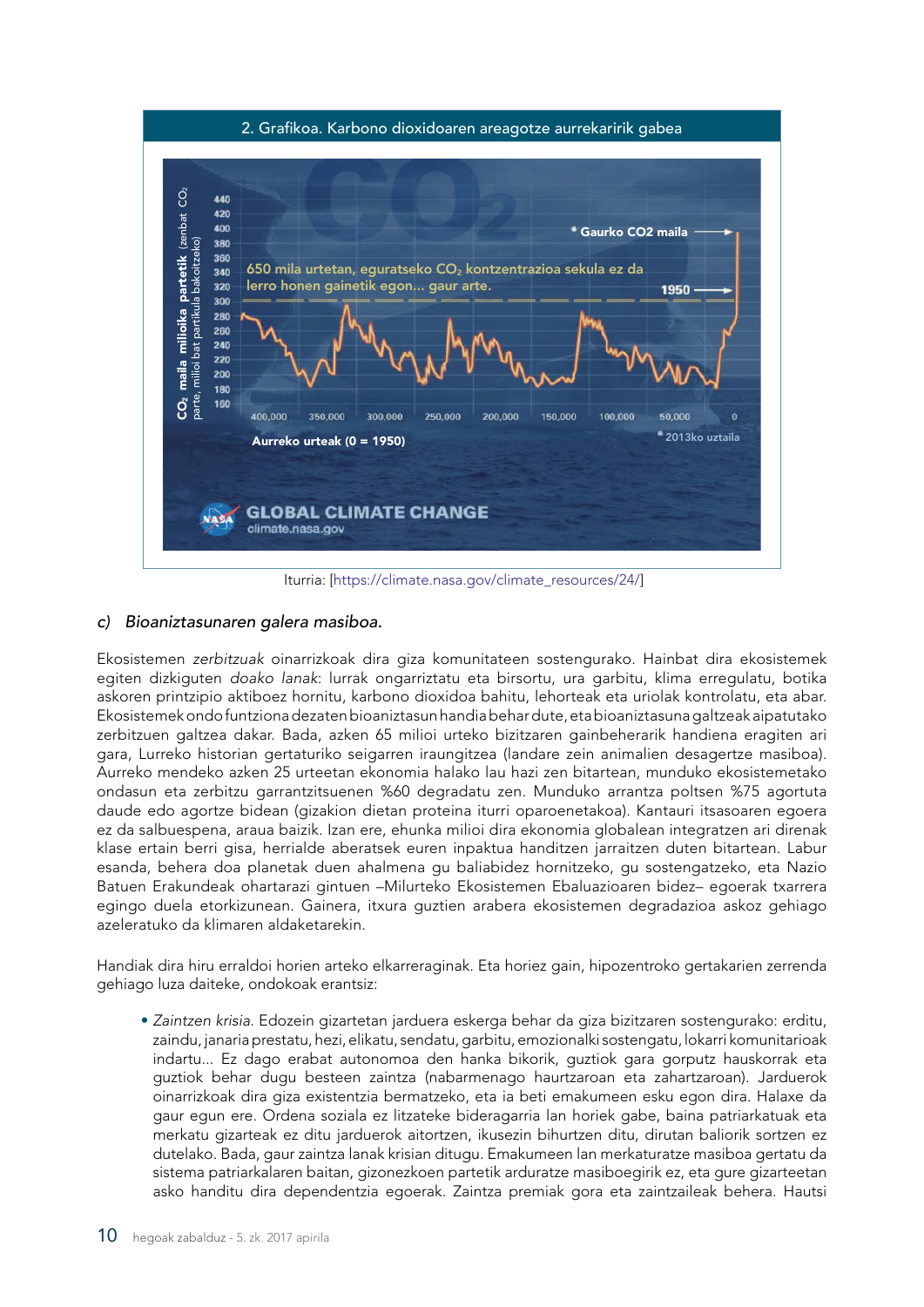2. Grafikoa. Karbono dioxidoaren areagotze aurrekaririk gabea

Iturria: [https://climate.nasa.gov/climate_resources/24/]

*c) Bioaniztasunaren galera masiboa.*

Ekosistemen *zerbitzuak* oinarrizkoak dira giza komunitateen sostengurako. Hainbat dira ekosistemek egiten dizkiguten *doako lanak*: lurrak ongarriztatu eta birsortu, ura garbitu, klima erregulatu, botika askoren printzipio aktiboez hornitu, karbono dioxidoa bahitu, lehorteak eta uriolak kontrolatu, eta abar. Ekosistemek ondo funtziona dezaten bioaniztasun handia behar dute, eta bioaniztasuna galtzeak aipatutako zerbitzuen galtzea dakar. Bada, azken 65 milioi urteko bizitzaren gainbeherarik handiena eragiten ari gara, Lurreko historian gertaturiko seigarren iraungitzea (landare zein animalien desagertze masiboa). Aurreko mendeko azken 25 urteetan ekonomia halako lau hazi zen bitartean, munduko ekosistemetako ondasun eta zerbitzu garrantzitsuenen %60 degradatu zen. Munduko arrantza poltsen %75 agortuta daude edo agortze bidean (gizakion dietan proteina iturri oparoenetakoa). Kantauri itsasoaren egoera ez da salbuespena, araua baizik. Izan ere, ehunka milioi dira ekonomia globalean integratzen ari direnak klase ertain berri gisa, herrialde aberatsek euren inpaktua handitzen jarraitzen duten bitartean. Labur esanda, behera doa planetak duen ahalmena gu baliabidez hornitzeko, gu sostengatzeko, eta Nazio Batuen Erakundeak ohartarazi gintuen –Milurteko Ekosistemen Ebaluazioaren bidez– egoerak txarrera egingo duela etorkizunean. Gainera, itxura guztien arabera ekosistemen degradazioa askoz gehiago azeleratuko da klimaren aldaketarekin.

Handiak dira hiru erraldoi horien arteko elkarreraginak. Eta horiez gain, hipozentroko gertakarien zerrenda gehiago luza daiteke, ondokoak erantsiz:

- *Zaintzen krisia.* Edozein gizartetan jarduera eskerga behar da giza bizitzaren sostengurako: erditu, zaindu, janaria prestatu, hezi, elikatu, sendatu, garbitu, emozionalki sostengatu, lokarri komunitarioak indartu... Ez dago erabat autonomoa den hanka bikorik, guztiok gara gorputz hauskorrak eta guztiok behar dugu besteen zaintza (nabarmenago haurtzaroan eta zahartzaroan). Jarduerok oinarrizkoak dira giza existentzia bermatzeko, eta ia beti emakumeen esku egon dira. Halaxe da gaur egun ere. Ordena soziala ez litzateke bideragarria lan horiek gabe, baina patriarkatuak eta merkatu gizarteak ez ditu jarduerok aitortzen, ikusezin bihurtzen ditu, dirutan baliorik sortzen ez dutelako. Bada, gaur zaintza lanak krisian ditugu. Emakumeen lan merkaturatze masiboa gertatu da sistema patriarkalaren baitan, gizonezkoen partetik arduratze masiboegirik ez, eta gure gizarteetan asko handitu dira dependentzia egoerak. Zaintza premiak gora eta zaintzaileak behera. Hautsi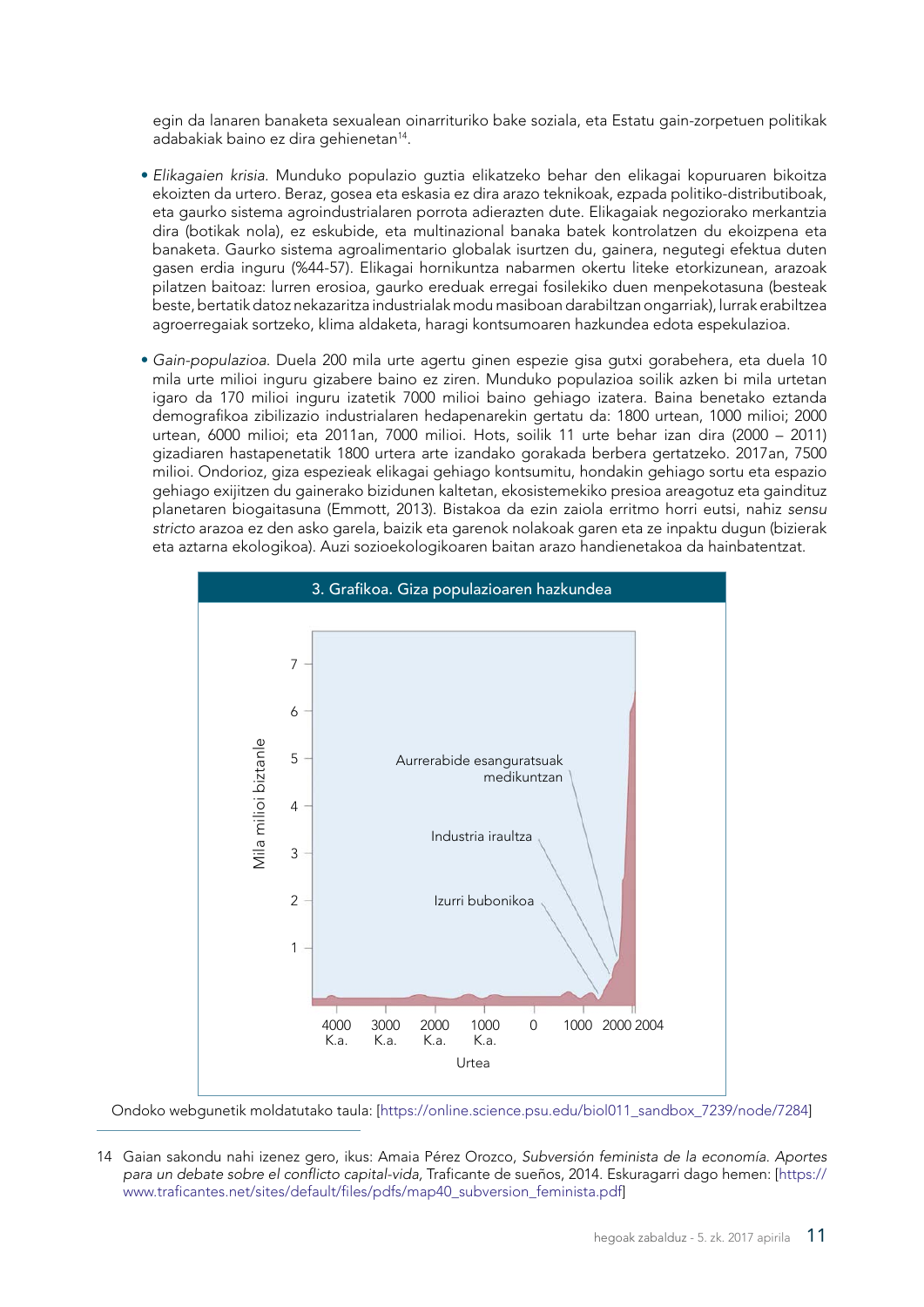egin da lanaren banaketa sexualean oinarrituriko bake soziala, eta Estatu gain-zorpetuen politikak adabakiak baino ez dira gehienetan[14].

- *Elikagaien krisia.* Munduko populazio guztia elikatzeko behar den elikagai kopuruaren bikoitza ekoizten da urtero. Beraz, gosea eta eskasia ez dira arazo teknikoak, ezpada politiko-distributiboak, eta gaurko sistema agroindustrialaren porrota adierazten dute. Elikagaiak negoziorako merkantzia dira (botikak nola), ez eskubide, eta multinazional banaka batek kontrolatzen du ekoizpena eta banaketa. Gaurko sistema agroalimentario globalak isurtzen du, gainera, negutegi efektua duten gasen erdia inguru (%44-57). Elikagai hornikuntza nabarmen okertu liteke etorkizunean, arazoak pilatzen baitoaz: lurren erosioa, gaurko ereduak erregai fosilekiko duen menpekotasuna (besteak beste, bertatik datoz nekazaritza industrialak modu masiboan darabiltzan ongarriak), lurrak erabiltzea agroerregaiak sortzeko, klima aldaketa, haragi kontsumoaren hazkundea edota espekulazioa.

- *Gain-populazioa.* Duela 200 mila urte agertu ginen espezie gisa gutxi gorabehera, eta duela 10 mila urte milioi inguru gizabere baino ez ziren. Munduko populazioa soilik azken bi mila urtetan igaro da 170 milioi inguru izatetik 7000 milioi baino gehiago izatera. Baina benetako eztanda demografikoa zibilizazio industrialaren hedapenarekin gertatu da: 1800 urtean, 1000 milioi; 2000 urtean, 6000 milioi; eta 2011an, 7000 milioi. Hots, soilik 11 urte behar izan dira (2000 – 2011) gizadiaren hastapenetatik 1800 urtera arte izandako gorakada berbera gertatzeko. 2017an, 7500 milioi. Ondorioz, giza espezieak elikagai gehiago kontsumitu, hondakin gehiago sortu eta espazio gehiago exijitzen du gainerako bizidunen kaltetan, ekosistemekiko presioa areagotuz eta gaindituz planetaren biogaitasuna (Emmott, 2013). Bistakoa da ezin zaiola erritmo horri eutsi, nahiz *sensu stricto* arazoa ez den asko garela, baizik eta garenok nolakoak garen eta ze inpaktu dugun (bizierak eta aztarna ekologikoa). Auzi sozioekologikoaren baitan arazo handienetakoa da hainbatentzat.

**3. Grafikoa. Giza populazioaren hazkundea**

Ondoko webgunetik moldatutako taula: [https://online.science.psu.edu/biol011_sandbox_7239/node/7284]

14 Gaian sakondu nahi izenez gero, ikus: Amaia Pérez Orozco, *Subversión feminista de la economía. Aportes para un debate sobre el conflicto capital-vida*, Traficante de sueños, 2014. Eskuragarri dago hemen: [https://www.traficantes.net/sites/default/files/pdfs/map40_subversion_feminista.pdf]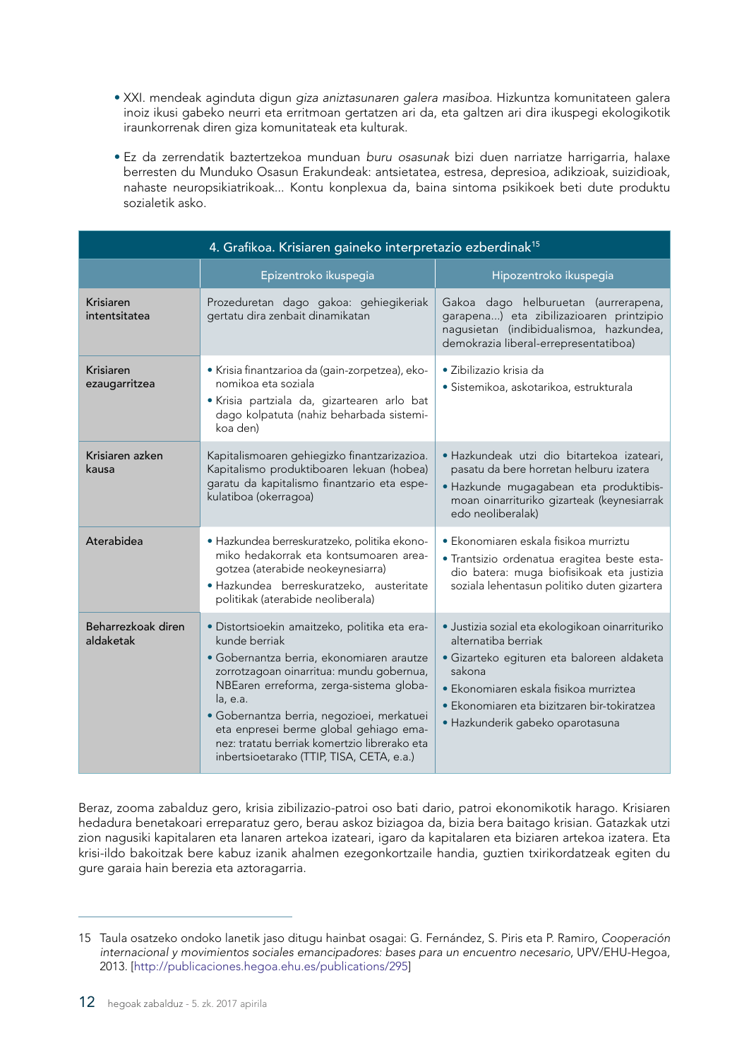- XXI. mendeak aginduta digun *giza aniztasunaren galera masiboa*. Hizkuntza komunitateen galera inoiz ikusi gabeko neurri eta erritmoan gertatzen ari da, eta galtzen ari dira ikuspegi ekologikotik iraunkorrenak diren giza komunitateak eta kulturak.

- Ez da zerrendatik baztertzekoa munduan *buru osasunak* bizi duen narriatze harrigarria, halaxe berresten du Munduko Osasun Erakundeak: antsietatea, estresa, depresioa, adikzioak, suizidioak, nahaste neuropsikiatrikoak... Kontu konplexua da, baina sintoma psikikoek beti dute produktu sozialetik asko.

**4. Grafikoa. Krisiaren gaineko interpretazio ezberdinak**[15]

| | Epizentroko ikuspegia | Hipozentroko ikuspegia |
|---|---|---|
| Krisiaren intentsitatea | Prozeduretan dago gakoa: gehiegikeriak gertatu dira zenbait dinamikatan | Gakoa dago helburuetan (aurrerapena, garapena...) eta zibilizazioaren printzipio nagusietan (indibidualismoa, hazkundea, demokrazia liberal-errepresentatiboa) |
| Krisiaren ezaugarritzea | • Krisia finantzarioa da (gain-zorpetzea), ekonomikoa eta soziala<br>• Krisia partziala da, gizartearen arlo bat dago kolpatuta (nahiz beharbada sistemikoa den) | • Zibilizazio krisia da<br>• Sistemikoa, askotarikoa, estrukturala |
| Krisiaren azken kausa | Kapitalismoaren gehiegizko finantzarizazioa. Kapitalismo produktiboaren lekuan (hobea) garatu da kapitalismo finantzario eta espekulatiboa (okerragoa) | • Hazkundeak utzi dio bitartekoa izateari, pasatu da bere horretan helburu izatera<br>• Hazkunde mugagabean eta produktibismoan oinarrituriko gizarteak (keynesiarrak edo neoliberalak) |
| Aterabidea | • Hazkundea berreskuratzeko, politika ekonomiko hedakorrak eta kontsumoaren areagotzea (aterabide neokeynesiarra)<br>• Hazkundea berreskuratzeko, austeritate politikak (aterabide neoliberala) | • Ekonomiaren eskala fisikoa murriztu<br>• Trantsizio ordenatua eragitea beste estadio batera: muga biofisikoak eta justizia soziala lehentasun politiko duten gizartera |
| Beharrezkoak diren aldaketak | • Distortsioekin amaitzeko, politika eta erakunde berriak<br>• Gobernantza berria, ekonomiaren arautze zorrotzagoan oinarritua: mundu gobernua, NBEaren erreforma, zerga-sistema globala, e.a.<br>• Gobernantza berria, negozioei, merkatuei eta enpresei berme global gehiago emanez: tratatu berriak komertzio librerako eta inbertsioetarako (TTIP, TISA, CETA, e.a.) | • Justizia sozial eta ekologikoan oinarrituriko alternatiba berriak<br>• Gizarteko egituren eta baloreen aldaketa sakona<br>• Ekonomiaren eskala fisikoa murriztea<br>• Ekonomiaren eta bizitzaren bir-tokiratzea<br>• Hazkunderik gabeko oparotasuna |

Beraz, zooma zabalduz gero, krisia zibilizazio-patroi oso bati dario, patroi ekonomikotik harago. Krisiaren hedadura benetakoari erreparatuz gero, berau askoz biziagoa da, bizia bera baitago krisian. Gatazkak utzi zion nagusiki kapitalaren eta lanaren artekoa izateari, igaro da kapitalaren eta biziaren artekoa izatera. Eta krisi-ildo bakoitzak bere kabuz izanik ahalmen ezegonkortzaile handia, guztien txirikordatzeak egiten du gure garaia hain berezia eta aztoragarria.

---

15 Taula osatzeko ondoko lanetik jaso ditugu hainbat osagai: G. Fernández, S. Piris eta P. Ramiro, *Cooperación internacional y movimientos sociales emancipadores: bases para un encuentro necesario*, UPV/EHU-Hegoa, 2013. [http://publicaciones.hegoa.ehu.es/publications/295]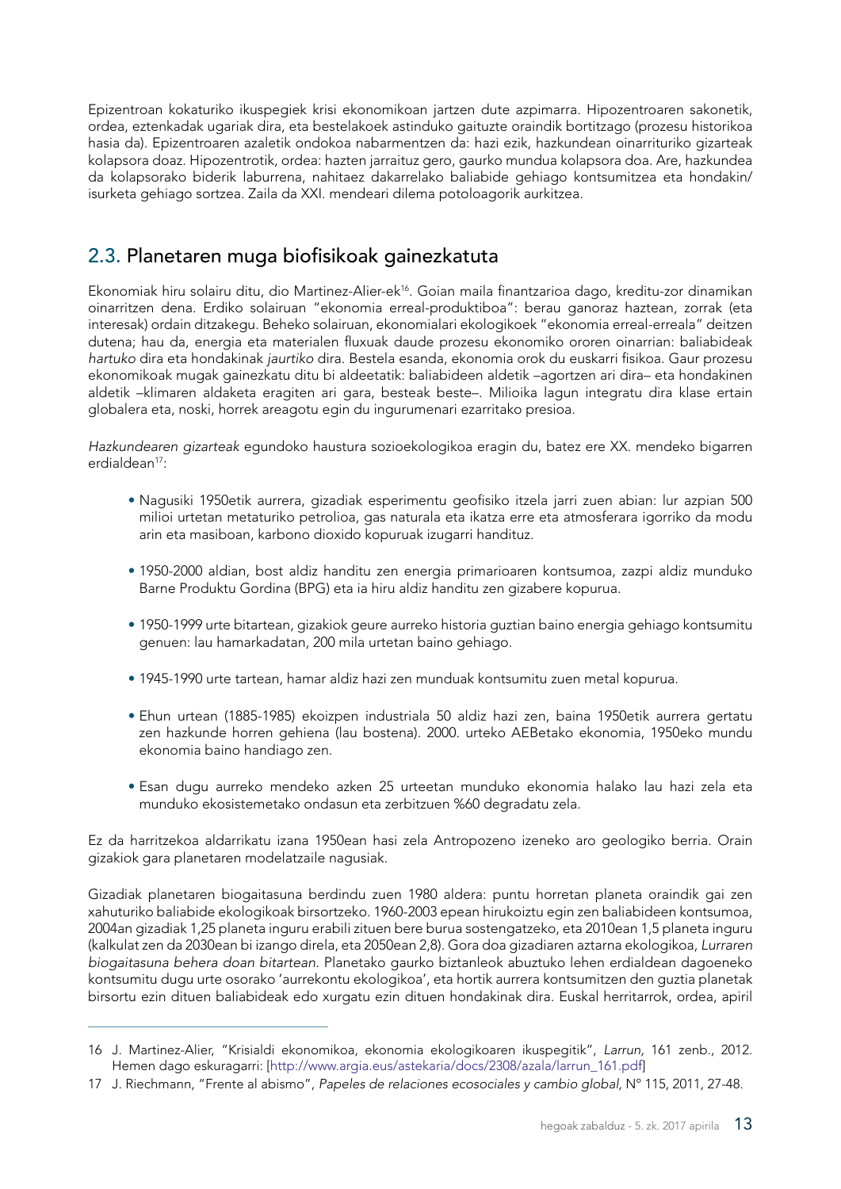Epizentroan kokaturiko ikuspegiek krisi ekonomikoan jartzen dute azpimarra. Hipozentroaren sakonetik, ordea, eztenkadak ugariak dira, eta bestelakoek astinduko gaituzte oraindik bortitzago (prozesu historikoa hasia da). Epizentroaren azaletik ondokoa nabarmentzen da: hazi ezik, hazkundean oinarrituriko gizarteak kolapsora doaz. Hipozentrotik, ordea: hazten jarraituz gero, gaurko mundua kolapsora doa. Are, hazkundea da kolapsorako biderik laburrena, nahitaez dakarrelako baliabide gehiago kontsumitzea eta hondakin/isurketa gehiago sortzea. Zaila da XXI. mendeari dilema potoloagorik aurkitzea.

## 2.3. Planetaren muga biofisikoak gainezkatuta

Ekonomiak hiru solairu ditu, dio Martinez-Alier-ek[16]. Goian maila finantzarioa dago, kreditu-zor dinamikan oinarritzen dena. Erdiko solairuan "ekonomia erreal-produktiboa": berau ganoraz haztean, zorrak (eta interesak) ordain ditzakegu. Beheko solairuan, ekonomialari ekologikoek "ekonomia erreal-erreala" deitzen dutena; hau da, energia eta materialen fluxuak daude prozesu ekonomiko ororen oinarrian: baliabideak *hartuko* dira eta hondakinak *jaurtiko* dira. Bestela esanda, ekonomia orok du euskarri fisikoa. Gaur prozesu ekonomikoak mugak gainezkatu ditu bi aldeetatik: baliabideen aldetik –agortzen ari dira– eta hondakinen aldetik –klimaren aldaketa eragiten ari gara, besteak beste–. Milioika lagun integratu dira klase ertain globalera eta, noski, horrek areagotu egin du ingurumenari ezarritako presioa.

*Hazkundearen gizarteak* egundoko haustura sozioekologikoa eragin du, batez ere XX. mendeko bigarren erdialdean[17]:

- Nagusiki 1950etik aurrera, gizadiak esperimentu geofisiko itzela jarri zuen abian: lur azpian 500 milioi urtetan metaturiko petrolioa, gas naturala eta ikatza erre eta atmosferara igorriko da modu arin eta masiboan, karbono dioxido kopuruak izugarri handituz.
- 1950-2000 aldian, bost aldiz handitu zen energia primarioaren kontsumoa, zazpi aldiz munduko Barne Produktu Gordina (BPG) eta ia hiru aldiz handitu zen gizabere kopurua.
- 1950-1999 urte bitartean, gizakiok geure aurreko historia guztian baino energia gehiago kontsumitu genuen: lau hamarkadatan, 200 mila urtetan baino gehiago.
- 1945-1990 urte tartean, hamar aldiz hazi zen munduak kontsumitu zuen metal kopurua.
- Ehun urtean (1885-1985) ekoizpen industriala 50 aldiz hazi zen, baina 1950etik aurrera gertatu zen hazkunde horren gehiena (lau bostena). 2000. urteko AEBetako ekonomia, 1950eko mundu ekonomia baino handiago zen.
- Esan dugu aurreko mendeko azken 25 urteetan munduko ekonomia halako lau hazi zela eta munduko ekosistemetako ondasun eta zerbitzuen %60 degradatu zela.

Ez da harritzekoa aldarrikatu izana 1950ean hasi zela Antropozeno izeneko aro geologiko berria. Orain gizakiok gara planetaren modelatzaile nagusiak.

Gizadiak planetaren biogaitasuna berdindu zuen 1980 aldera: puntu horretan planeta oraindik gai zen xahuturiko baliabide ekologikoak birsortzeko. 1960-2003 epean hirukoiztu egin zen baliabideen kontsumoa, 2004an gizadiak 1,25 planeta inguru erabili zituen bere burua sostengatzeko, eta 2010ean 1,5 planeta inguru (kalkulat zen da 2030ean bi izango direla, eta 2050ean 2,8). Gora doa gizadiaren aztarna ekologikoa, *Lurraren biogaitasuna behera doan bitartean.* Planetako gaurko biztanleok abuztuko lehen erdialdean dagoeneko kontsumitu dugu urte osorako 'aurrekontu ekologikoa', eta hortik aurrera kontsumitzen den guztia planetak birsortu ezin dituen baliabideak edo xurgatu ezin dituen hondakinak dira. Euskal herritarrok, ordea, apiril

---

16 J. Martinez-Alier, "Krisialdi ekonomikoa, ekonomia ekologikoaren ikuspegitik", *Larrun,* 161 zenb., 2012. Hemen dago eskuragarri: [http://www.argia.eus/astekaria/docs/2308/azala/larrun_161.pdf]

17 J. Riechmann, "Frente al abismo", *Papeles de relaciones ecosociales y cambio global,* N° 115, 2011, 27-48.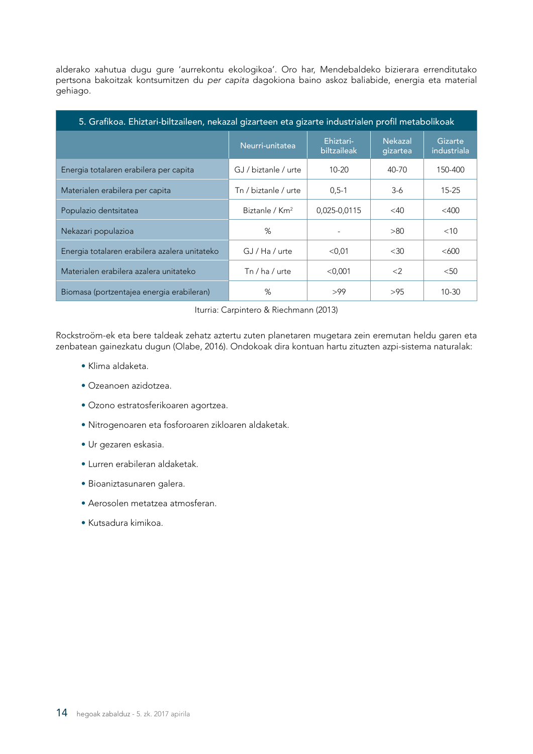alderako xahutua dugu gure 'aurrekontu ekologikoa'. Oro har, Mendebaldeko bizierara errenditutako pertsona bakoitzak kontsumitzen du *per capita* dagokiona baino askoz baliabide, energia eta material gehiago.

| 5. Grafikoa. Ehiztari-biltzaileen, nekazal gizarteen eta gizarte industrialen profil metabolikoak | | | | |
|---|---|---|---|---|
| | Neurri-unitatea | Ehiztari-biltzaileak | Nekazal gizartea | Gizarte industriala |
| Energia totalaren erabilera per capita | GJ / biztanle / urte | 10-20 | 40-70 | 150-400 |
| Materialen erabilera per capita | Tn / biztanle / urte | 0,5-1 | 3-6 | 15-25 |
| Populazio dentsitatea | Biztanle / Km$^2$ | 0,025-0,0115 | <40 | <400 |
| Nekazari populazioa | % | - | >80 | <10 |
| Energia totalaren erabilera azalera unitateko | GJ / Ha / urte | <0,01 | <30 | <600 |
| Materialen erabilera azalera unitateko | Tn / ha / urte | <0,001 | <2 | <50 |
| Biomasa (portzentajea energia erabileran) | % | >99 | >95 | 10-30 |

Iturria: Carpintero & Riechmann (2013)

Rockstroöm-ek eta bere taldeak zehatz aztertu zuten planetaren mugetara zein eremutan heldu garen eta zenbatean gainezkatu dugun (Olabe, 2016). Ondokoak dira kontuan hartu zituzten azpi-sistema naturalak:

- Klima aldaketa.
- Ozeanoen azidotzea.
- Ozono estratosferikoaren agortzea.
- Nitrogenoaren eta fosforoaren zikloaren aldaketak.
- Ur gezaren eskasia.
- Lurren erabileran aldaketak.
- Bioaniztasunaren galera.
- Aerosolen metatzea atmosferan.
- Kutsadura kimikoa.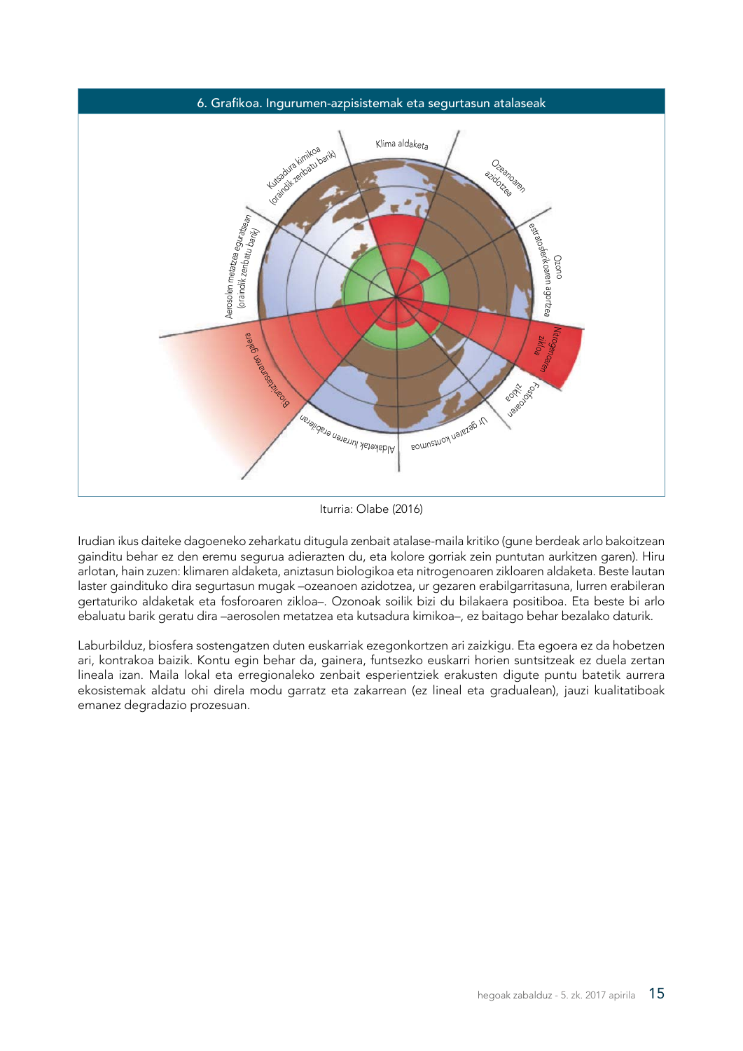6. Grafikoa. Ingurumen-azpisistemak eta segurtasun atalaseak

Klima aldaketa

Ozeanoaren azidotzea

Ozono estratosferikoaren agortzea

Nitrogenoaren zikloa

Fosforoaren zikloa

Ur gezaren kontsumoa

Aldaketak lurraren erabileran

Bioaniztasunaren galera

Aerosolen metatzea eguratsean (oraindik zenbatu barik)

Kutsadura kimikoa (oraindik zenbatu barik)

Iturria: Olabe (2016)

Irudian ikus daiteke dagoeneko zeharkatu ditugula zenbait atalase-maila kritiko (gune berdeak arlo bakoitzean gainditu behar ez den eremu segurua adierazten du, eta kolore gorriak zein puntutan aurkitzen garen). Hiru arlotan, hain zuzen: klimaren aldaketa, aniztasun biologikoa eta nitrogenoaren zikloaren aldaketa. Beste lautan laster gaindituko dira segurtasun mugak –ozeanoen azidotzea, ur gezaren erabilgarritasuna, lurren erabileran gertaturiko aldaketak eta fosforoaren zikloa–. Ozonoak soilik bizi du bilakaera positiboa. Eta beste bi arlo ebaluatu barik geratu dira –aerosolen metatzea eta kutsadura kimikoa–, ez baitago behar bezalako daturik.

Laburbilduz, biosfera sostengatzen duten euskarriak ezegonkortzen ari zaizkigu. Eta egoera ez da hobetzen ari, kontrakoa baizik. Kontu egin behar da, gainera, funtsezko euskarri horien suntsitzeak ez duela zertan lineala izan. Maila lokal eta erregionaleko zenbait esperientziek erakusten digute puntu batetik aurrera ekosistemak aldatu ohi direla modu garratz eta zakarrean (ez lineal eta gradualean), jauzi kualitatiboak emanez degradazio prozesuan.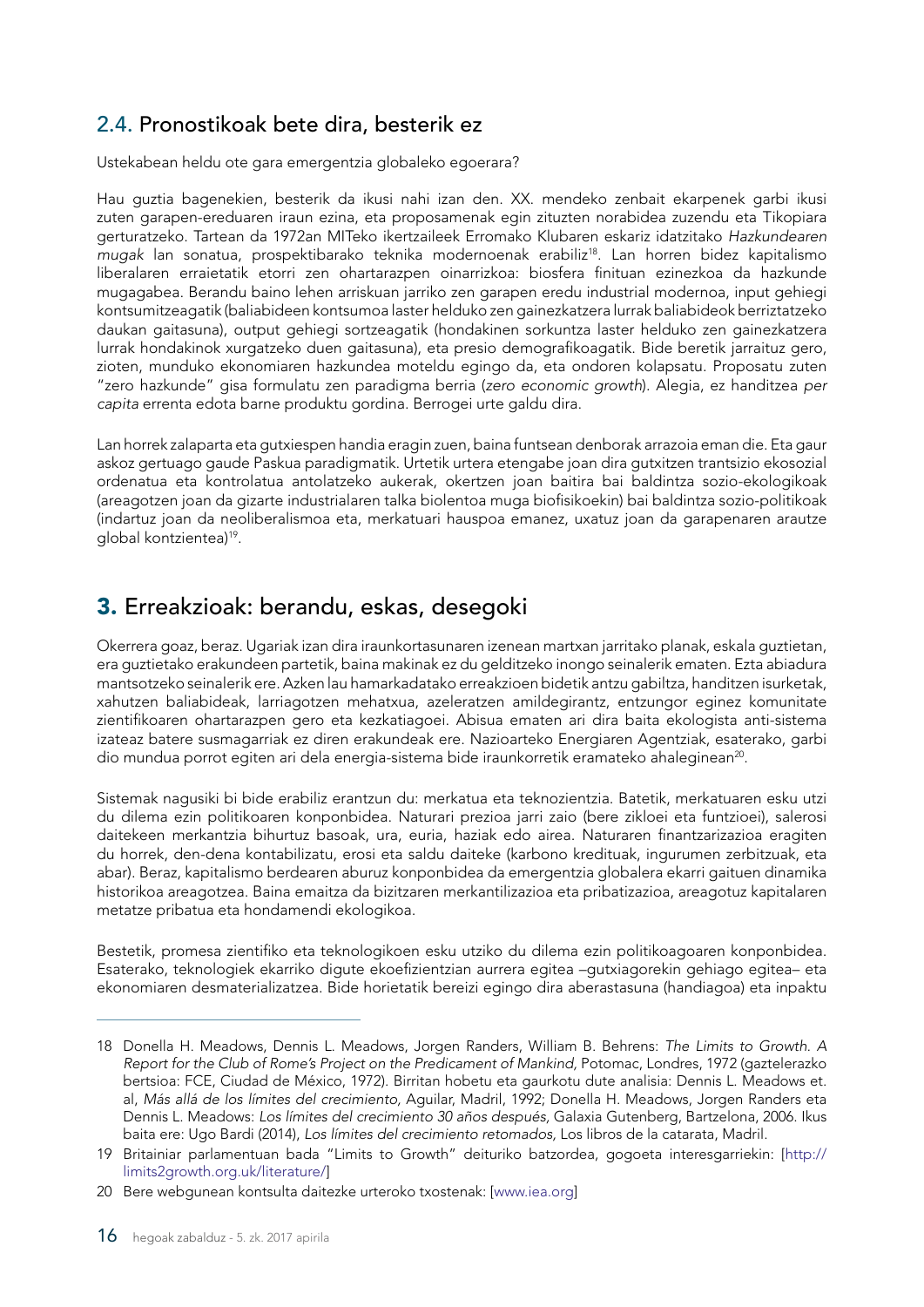## 2.4. Pronostikoak bete dira, besterik ez

Ustekabean heldu ote gara emergentzia globaleko egoerara?

Hau guztia bagenekien, besterik da ikusi nahi izan den. XX. mendeko zenbait ekarpenek garbi ikusi zuten garapen-ereduaren iraun ezina, eta proposamenak egin zituzten norabidea zuzendu eta Tikopiara gerturatzeko. Tartean da 1972an MITeko ikertzaileek Erromako Klubaren eskariz idatzitako *Hazkundearen mugak* lan sonatua, prospektibarako teknika modernoenak erabiliz[18]. Lan horren bidez kapitalismo liberalaren erraietatik etorri zen ohartarazpen oinarrizkoa: biosfera finituan ezinezkoa da hazkunde mugagabea. Berandu baino lehen arriskuan jarriko zen garapen eredu industrial modernoa, input gehiegi kontsumitzeagatik (baliabideen kontsumoa laster helduko zen gainezkatzera lurrak baliabideok berriztatzeko daukan gaitasuna), output gehiegi sortzeagatik (hondakinen sorkuntza laster helduko zen gainezkatzera lurrak hondakinok xurgatzeko duen gaitasuna), eta presio demografikoagatik. Bide beretik jarraituz gero, zioten, munduko ekonomiaren hazkundea moteldu egingo da, eta ondoren kolapsatu. Proposatu zuten "zero hazkunde" gisa formulatu zen paradigma berria (*zero economic growth*). Alegia, ez handitzea *per capita* errenta edota barne produktu gordina. Berrogei urte galdu dira.

Lan horrek zalaparta eta gutxiespen handia eragin zuen, baina funtsean denborak arrazoia eman die. Eta gaur askoz gertuago gaude Paskua paradigmatik. Urtetik urtera etengabe joan dira gutxitzen trantsizio ekosozial ordenatua eta kontrolatua antolatzeko aukerak, okertzen joan baitira bai baldintza sozio-ekologikoak (areagotzen joan da gizarte industrialaren talka biolentoa muga biofisikoekin) bai baldintza sozio-politikoak (indartuz joan da neoliberalismoa eta, merkatuari hauspoa emanez, uxatuz joan da garapenaren arautze global kontzientea)[19].

# 3. Erreakzioak: berandu, eskas, desegoki

Okerrera goaz, beraz. Ugariak izan dira iraunkortasunaren izenean martxan jarritako planak, eskala guztietan, era guztietako erakundeen partetik, baina makinak ez du gelditzeko inongo seinalerik ematen. Ezta abiadura mantsotzeko seinalerik ere. Azken lau hamarkadatako erreakzioen bidetik antzu gabiltza, handitzen isurketak, xahutzen baliabideak, larriagotzen mehatxua, azeleratzen amildegirantz, entzungor eginez komunitate zientifikoaren ohartarazpen gero eta kezkatiagoei. Abisua ematen ari dira baita ekologista anti-sistema izateaz batere susmagarriak ez diren erakundeak ere. Nazioarteko Energiaren Agentziak, esaterako, garbi dio mundua porrot egiten ari dela energia-sistema bide iraunkorretik eramateko ahaleginean[20].

Sistemak nagusiki bi bide erabiliz erantzun du: merkatua eta teknozientzia. Batetik, merkatuaren esku utzi du dilema ezin politikoaren konponbidea. Naturari prezioa jarri zaio (bere zikloei eta funtzioei), salerosi daitekeen merkantzia bihurtuz basoak, ura, euria, haziak edo airea. Naturaren finantzarizazioa eragiten du horrek, den-dena kontabilizatu, erosi eta saldu daiteke (karbono kredituak, ingurumen zerbitzuak, eta abar). Beraz, kapitalismo berdearen aburuz konponbidea da emergentzia globalera ekarri gaituen dinamika historikoa areagotzea. Baina emaitza da bizitzaren merkantilizazioa eta pribatizazioa, areagotuz kapitalaren metatze pribatua eta hondamendi ekologikoa.

Bestetik, promesa zientifiko eta teknologikoen esku utziko du dilema ezin politikoagoaren konponbidea. Esaterako, teknologiek ekarriko digute ekoefizientzian aurrera egitea –gutxiagorekin gehiago egitea– eta ekonomiaren desmaterializatzea. Bide horietatik bereizi egingo dira aberastasuna (handiagoa) eta inpaktu

---

18 Donella H. Meadows, Dennis L. Meadows, Jorgen Randers, William B. Behrens: *The Limits to Growth. A Report for the Club of Rome's Project on the Predicament of Mankind,* Potomac, Londres, 1972 (gaztelerazko bertsioa: FCE, Ciudad de México, 1972). Birritan hobetu eta gaurkotu dute analisia: Dennis L. Meadows et. al, *Más allá de los límites del crecimiento,* Aguilar, Madril, 1992; Donella H. Meadows, Jorgen Randers eta Dennis L. Meadows: *Los límites del crecimiento 30 años después,* Galaxia Gutenberg, Bartzelona, 2006. Ikus baita ere: Ugo Bardi (2014), *Los límites del crecimiento retomados,* Los libros de la catarata, Madril.

19 Britainiar parlamentuan bada "Limits to Growth" deituriko batzordea, gogoeta interesgarriekin: [http://limits2growth.org.uk/literature/]

20 Bere webgunean kontsulta daitezke urteroko txostenak: [www.iea.org]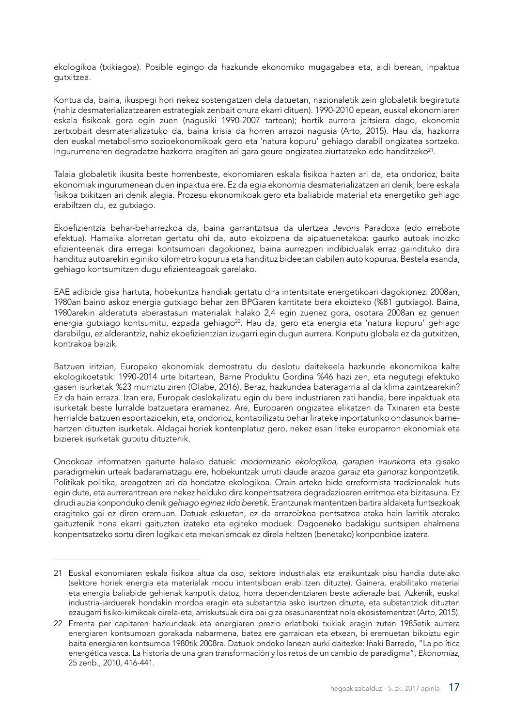ekologikoa (txikiagoa). Posible egingo da hazkunde ekonomiko mugagabea eta, aldi berean, inpaktua gutxitzea.

Kontua da, baina, ikuspegi hori nekez sostengatzen dela datuetan, nazionaletik zein globaletik begiratuta (nahiz desmaterializatzearen estrategiak zenbait onura ekarri dituen). 1990-2010 epean, euskal ekonomiaren eskala fisikoak gora egin zuen (nagusiki 1990-2007 tartean); hortik aurrera jaitsiera dago, ekonomia zertxobait desmaterializatuko da, baina krisia da horren arrazoi nagusia (Arto, 2015). Hau da, hazkorra den euskal metabolismo sozioekonomikoak gero eta 'natura kopuru' gehiago darabil ongizatea sortzeko. Ingurumenaren degradatze hazkorra eragiten ari gara geure ongizatea ziurtatzeko edo handitzeko[21].

Talaia globaletik ikusita beste horrenbeste, ekonomiaren eskala fisikoa hazten ari da, eta ondorioz, baita ekonomiak ingurumenean duen inpaktua ere. Ez da egia ekonomia desmaterializatzen ari denik, bere eskala fisikoa txikitzen ari denik alegia. Prozesu ekonomikoak gero eta baliabide material eta energetiko gehiago erabiltzen du, ez gutxiago.

Ekoefizientzia behar-beharrezkoa da, baina garrantzitsua da ulertzea *Jevons* Paradoxa (edo errebote efektua). Hamaika alorretan gertatu ohi da, auto ekoizpena da aipatuenetakoa: gaurko autoak inoizko efizienteenak dira erregai kontsumoari dagokionez, baina aurrezpen indibidualak erraz gaindituko dira handituz autoarekin eginiko kilometro kopurua eta handituz bideetan dabilen auto kopurua. Bestela esanda, gehiago kontsumitzen dugu efizienteagoak garelako.

EAE adibide gisa hartuta, hobekuntza handiak gertatu dira intentsitate energetikoari dagokionez: 2008an, 1980an baino askoz energia gutxiago behar zen BPGaren kantitate bera ekoizteko (%81 gutxiago). Baina, 1980arekin alderatuta aberastasun materialak halako 2,4 egin zuenez gora, osotara 2008an ez genuen energia gutxiago kontsumitu, ezpada gehiago[22]. Hau da, gero eta energia eta 'natura kopuru' gehiago darabilgu, ez alderantziz, nahiz ekoefizientzian izugarri egin dugun aurrera. Konputu globala ez da gutxitzen, kontrakoa baizik.

Batzuen iritzian, Europako ekonomiak demostratu du deslotu daitekeela hazkunde ekonomikoa kalte ekologikoetatik: 1990-2014 urte bitartean, Barne Produktu Gordina %46 hazi zen, eta negutegi efektuko gasen isurketak %23 murriztu ziren (Olabe, 2016). Beraz, hazkundea bateragarria al da klima zaintzearekin? Ez da hain erraza. Izan ere, Europak deslokalizatu egin du bere industriaren zati handia, bere inpaktuak eta isurketak beste lurralde batzuetara eramanez. Are, Europaren ongizatea elikatzen da Txinaren eta beste herrialde batzuen esportazioekin, eta, ondorioz, kontabilizatu behar lirateke inportaturiko ondasunok barne-hartzen dituzten isurketak. Aldagai horiek kontenplatuz gero, nekez esan liteke europarron ekonomiak eta bizierek isurketak gutxitu dituztenik.

Ondokoaz informatzen gaituzte halako datuek: *modernizazio ekologikoa, garapen iraunkorra* eta gisako paradigmekin urteak badaramatzagu ere, hobekuntzak urruti daude arazoa *garaiz* eta *ganoraz* konpontzetik. Politikak politika, areagotzen ari da hondatze ekologikoa. Orain arteko bide erreformista tradizionalek huts egin dute, eta aurrerantzean ere nekez helduko dira konpentsatzera degradazioaren erritmoa eta bizitasuna. Ez dirudi auzia konponduko denik *gehiago eginez ildo beretik*. Erantzunak mantentzen baitira aldaketa funtsezkoak eragiteko gai ez diren eremuan. Datuak eskuetan, ez da arrazoizkoa pentsatzea ataka hain larritik aterako gaituztenik hona ekarri gaituzten izateko eta egiteko moduek. Dagoeneko badakigu suntsipen ahalmena konpentsatzeko sortu diren logikak eta mekanismoak ez direla heltzen (benetako) konponbide izatera.

---

21 Euskal ekonomiaren eskala fisikoa altua da oso, sektore industrialak eta eraikuntzak pisu handia dutelako (sektore horiek energia eta materialak modu intentsiboan erabiltzen dituzte). Gainera, erabilitako material eta energia baliabide gehienak kanpotik datoz, horra dependentziaren beste adierazle bat. Azkenik, euskal industria-jarduerek hondakin mordoa eragin eta substantzia asko isurtzen dituzte, eta substantziok dituzten ezaugarri fisiko-kimikoak direla-eta, arriskutsuak dira bai giza osasunarentzat nola ekosistementzat (Arto, 2015).

22 Errenta per capitaren hazkundeak eta energiaren prezio erlatiboki txikiak eragin zuten 1985etik aurrera energiaren kontsumoan gorakada nabarmena, batez ere garraioan eta etxean, bi eremuetan bikoiztu egin baita energiaren kontsumoa 1980tik 2008ra. Datuok ondoko lanean aurki daitezke: Iñaki Barredo, "La política energética vasca. La historia de una gran transformación y los retos de un cambio de paradigma", *Ekonomiaz*, 25 zenb., 2010, 416-441.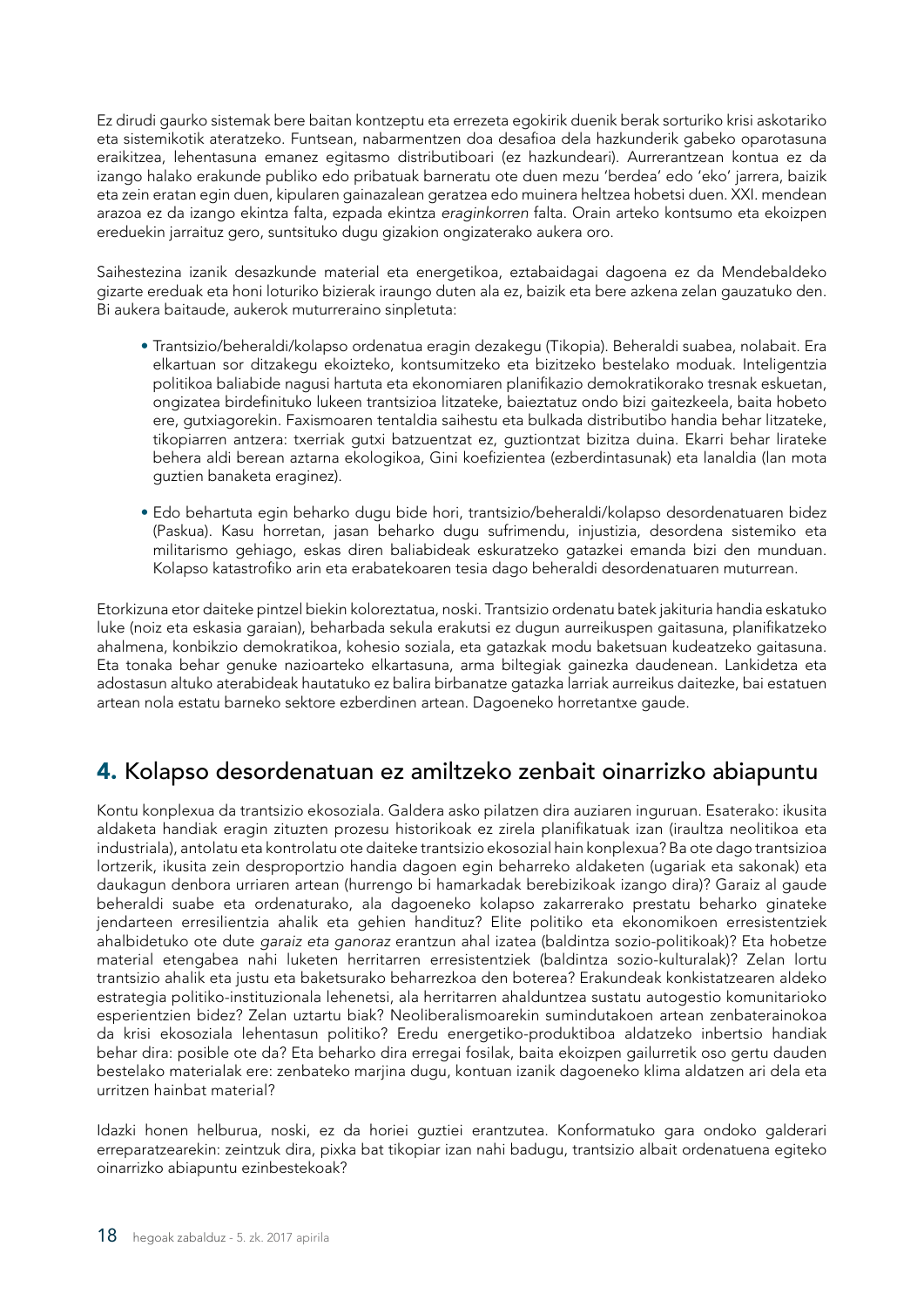Ez dirudi gaurko sistemak bere baitan kontzeptu eta errezeta egokirik duenik berak sorturiko krisi askotariko eta sistemikotik ateratzeko. Funtsean, nabarmentzen doa desafioa dela hazkunderik gabeko oparotasuna eraikitzea, lehentasuna emanez egitasmo distributiboari (ez hazkundeari). Aurrerantzean kontua ez da izango halako erakunde publiko edo pribatuak barneratu ote duen mezu 'berdea' edo 'eko' jarrera, baizik eta zein eratan egin duen, kipularen gainazalean geratzea edo muinera heltzea hobetsi duen. XXI. mendean arazoa ez da izango ekintza falta, ezpada ekintza *eraginkorren* falta. Orain arteko kontsumo eta ekoizpen ereduekin jarraituz gero, suntsituko dugu gizakion ongizaterako aukera oro.

Saihestezina izanik desazkunde material eta energetikoa, eztabaidagai dagoena ez da Mendebaldeko gizarte ereduak eta honi loturiko bizierak iraungo duten ala ez, baizik eta bere azkena zelan gauzatuko den. Bi aukera baitaude, aukerok muturreraino sinpletuta:

- Trantsizio/beheraldi/kolapso ordenatua eragin dezakegu (Tikopia). Beheraldi suabea, nolabait. Era elkartuan sor ditzakegu ekoizteko, kontsumitzeko eta bizitzeko bestelako moduak. Inteligentzia politikoa baliabide nagusi hartuta eta ekonomiaren planifikazio demokratikorako tresnak eskuetan, ongizatea birdefinituko lukeen trantsizioa litzateke, baieztatuz ondo bizi gaitezkeela, baita hobeto ere, gutxiagorekin. Faxismoaren tentaldia saihestu eta bulkada distributibo handia behar litzateke, tikopiarren antzera: txerriak gutxi batzuentzat ez, guztiontzat bizitza duina. Ekarri behar lirateke behera aldi berean aztarna ekologikoa, Gini koefizientea (ezberdintasunak) eta lanaldia (lan mota guztien banaketa eraginez).
- Edo behartuta egin beharko dugu bide hori, trantsizio/beheraldi/kolapso desordenatuaren bidez (Paskua). Kasu horretan, jasan beharko dugu sufrimendu, injustizia, desordena sistemiko eta militarismo gehiago, eskas diren baliabideak eskuratzeko gatazkei emanda bizi den munduan. Kolapso katastrofiko arin eta erabatekoaren tesia dago beheraldi desordenatuaren muturrean.

Etorkizuna etor daiteke pintzel biekin koloreztatua, noski. Trantsizio ordenatu batek jakituria handia eskatuko luke (noiz eta eskasia garaian), beharbada sekula erakutsi ez dugun aurreikuspen gaitasuna, planifikatzeko ahalmena, konbikzio demokratikoa, kohesio soziala, eta gatazkak modu baketsuan kudeatzeko gaitasuna. Eta tonaka behar genuke nazioarteko elkartasuna, arma biltegiak gainezka daudenean. Lankidetza eta adostasun altuko aterabideak hautatuko ez balira birbanatze gatazka larriak aurreikus daitezke, bai estatuen artean nola estatu barneko sektore ezberdinen artean. Dagoeneko horretantxe gaude.

## 4. Kolapso desordenatuan ez amiltzeko zenbait oinarrizko abiapuntu

Kontu konplexua da trantsizio ekosoziala. Galdera asko pilatzen dira auziaren inguruan. Esaterako: ikusita aldaketa handiak eragin zituzten prozesu historikoak ez zirela planifikatuak izan (iraultza neolitikoa eta industriala), antolatu eta kontrolatu ote daiteke trantsizio ekosozial hain konplexua? Ba ote dago trantsizioa lortzerik, ikusita zein desproportzio handia dagoen egin beharreko aldaketen (ugariak eta sakonak) eta daukagun denbora urriaren artean (hurrengo bi hamarkadak berebizikoak izango dira)? Garaiz al gaude beheraldi suabe eta ordenaturako, ala dagoeneko kolapso zakarrerako prestatu beharko ginateke jendarteen erresilientzia ahalik eta gehien handituz? Elite politiko eta ekonomikoen erresistentziek ahalbidetuko ote dute *garaiz eta ganoraz* erantzun ahal izatea (baldintza sozio-politikoak)? Eta hobetze material etengabea nahi luketen herritarren erresistentziek (baldintza sozio-kulturalak)? Zelan lortu trantsizio ahalik eta justu eta baketsurako beharrezkoa den boterea? Erakundeak konkistatzearen aldeko estrategia politiko-instituzionala lehenetsi, ala herritarren ahalduntzea sustatu autogestio komunitarioko esperientzien bidez? Zelan uztartu biak? Neoliberalismoarekin sumindutakoen artean zenbaterainokoa da krisi ekosoziala lehentasun politiko? Eredu energetiko-produktiboa aldatzeko inbertsio handiak behar dira: posible ote da? Eta beharko dira erregai fosilak, baita ekoizpen gailurretik oso gertu dauden bestelako materialak ere: zenbateko marjina dugu, kontuan izanik dagoeneko klima aldatzen ari dela eta urritzen hainbat material?

Idazki honen helburua, noski, ez da horiei guztiei erantzutea. Konformatuko gara ondoko galderari erreparatzearekin: zeintzuk dira, pixka bat tikopiar izan nahi badugu, trantsizio albait ordenatuena egiteko oinarrizko abiapuntu ezinbestekoak?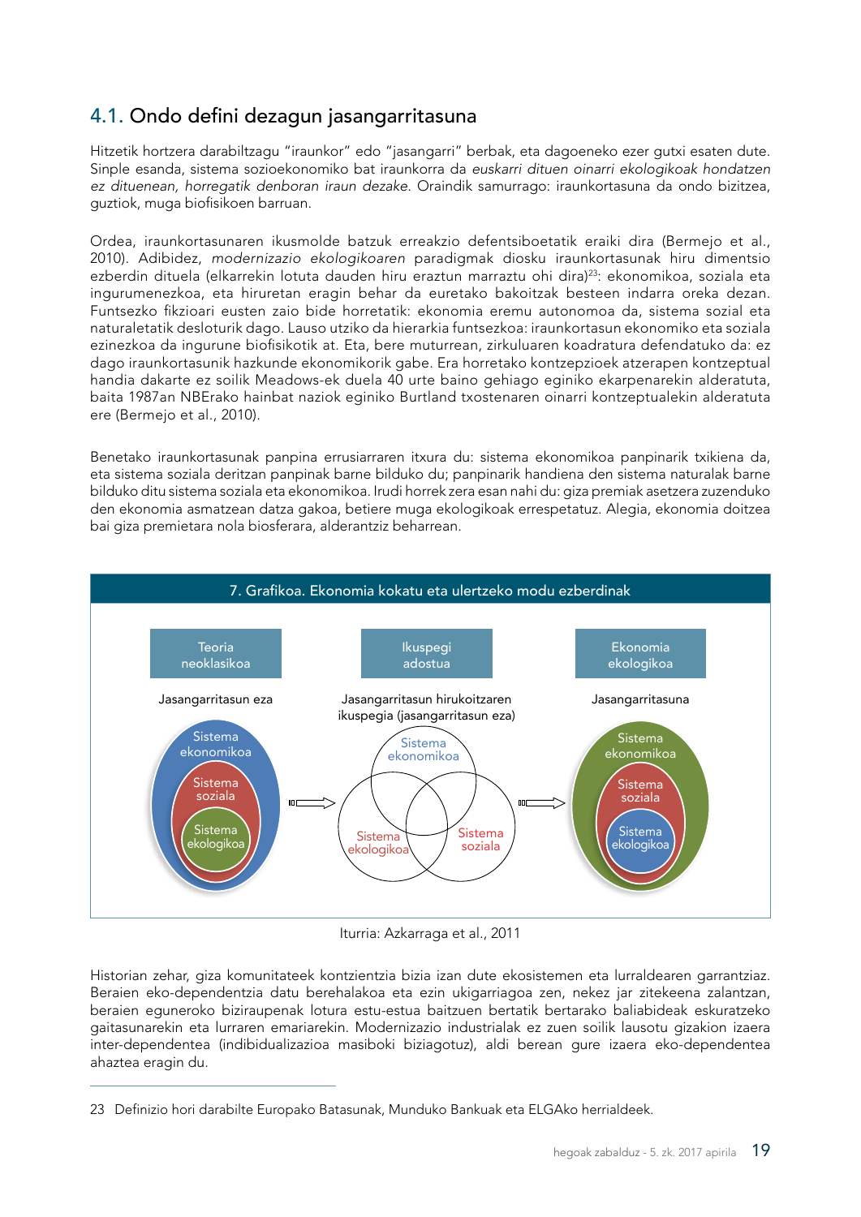## 4.1. Ondo defini dezagun jasangarritasuna

Hitzetik hortzera darabiltzagu "iraunkor" edo "jasangarri" berbak, eta dagoeneko ezer gutxi esaten dute. Sinple esanda, sistema sozioekonomiko bat iraunkorra da *euskarri dituen oinarri ekologikoak hondatzen ez dituenean, horregatik denboran iraun dezake.* Oraindik samurrago: iraunkortasuna da ondo bizitzea, guztiok, muga biofisikoen barruan.

Ordea, iraunkortasunaren ikusmolde batzuk erreakzio defentsiboetatik eraiki dira (Bermejo et al., 2010). Adibidez, *modernizazio ekologikoaren* paradigmak diosku iraunkortasunak hiru dimentsio ezberdin dituela (elkarrekin lotuta dauden hiru eraztun marraztu ohi dira)[23]: ekonomikoa, soziala eta ingurumenezkoa, eta hiruretan eragin behar da euretako bakoitzak besteen indarra oreka dezan. Funtsezko fikzioari eusten zaio bide horretatik: ekonomia eremu autonomoa da, sistema sozial eta naturaletatik desloturik dago. Lauso utziko da hierarkia funtsezkoa: iraunkortasun ekonomiko eta soziala ezinezkoa da ingurune biofisikotik at. Eta, bere muturrean, zirkuluaren koadratura defendatuko da: ez dago iraunkortasunik hazkunde ekonomikorik gabe. Era horretako kontzepzioek atzerapen kontzeptual handia dakarte ez soilik Meadows-ek duela 40 urte baino gehiago eginiko ekarpenarekin alderatuta, baita 1987an NBErako hainbat naziok eginiko Burtland txostenaren oinarri kontzeptualekin alderatuta ere (Bermejo et al., 2010).

Benetako iraunkortasunak panpina errusiarraren itxura du: sistema ekonomikoa panpinarik txikiena da, eta sistema soziala deritzan panpinak barne bilduko du; panpinarik handiena den sistema naturalak barne bilduko ditu sistema soziala eta ekonomikoa. Irudi horrek zera esan nahi du: giza premiak asetzera zuzenduko den ekonomia asmatzean datza gakoa, betiere muga ekologikoak errespetatuz. Alegia, ekonomia doitzea bai giza premietara nola biosferara, alderantziz beharrean.

**7. Grafikoa. Ekonomia kokatu eta ulertzeko modu ezberdinak**

| Teoria neoklasikoa | Ikuspegi adostua | Ekonomia ekologikoa |
|---|---|---|
| Jasangarritasun eza | Jasangarritasun hirukoitzaren ikuspegia (jasangarritasun eza) | Jasangarritasuna |
| Sistema ekonomikoa ⊃ Sistema soziala ⊃ Sistema ekologikoa | Sistema ekonomikoa, Sistema ekologikoa, Sistema soziala (hiru eraztun elkarrekin lotuta) | Sistema ekonomikoa ⊃ Sistema soziala ⊃ Sistema ekologikoa |

Iturria: Azkarraga et al., 2011

Historian zehar, giza komunitateek kontzientzia bizia izan dute ekosistemen eta lurraldearen garrantziaz. Beraien eko-dependentzia datu berehalakoa eta ezin ukigarriagoa zen, nekez jar zitekeena zalantzan, beraien eguneroko biziraupenak lotura estu-estua baitzuen bertatik bertarako baliabideak eskuratzeko gaitasunarekin eta lurraren emariarekin. Modernizazio industrialak ez zuen soilik lausotu gizakion izaera inter-dependentea (indibidualizazioa masiboki biziagotuz), aldi berean gure izaera eko-dependentea ahaztea eragin du.

---

23 Definizio hori darabilte Europako Batasunak, Munduko Bankuak eta ELGAko herrialdeek.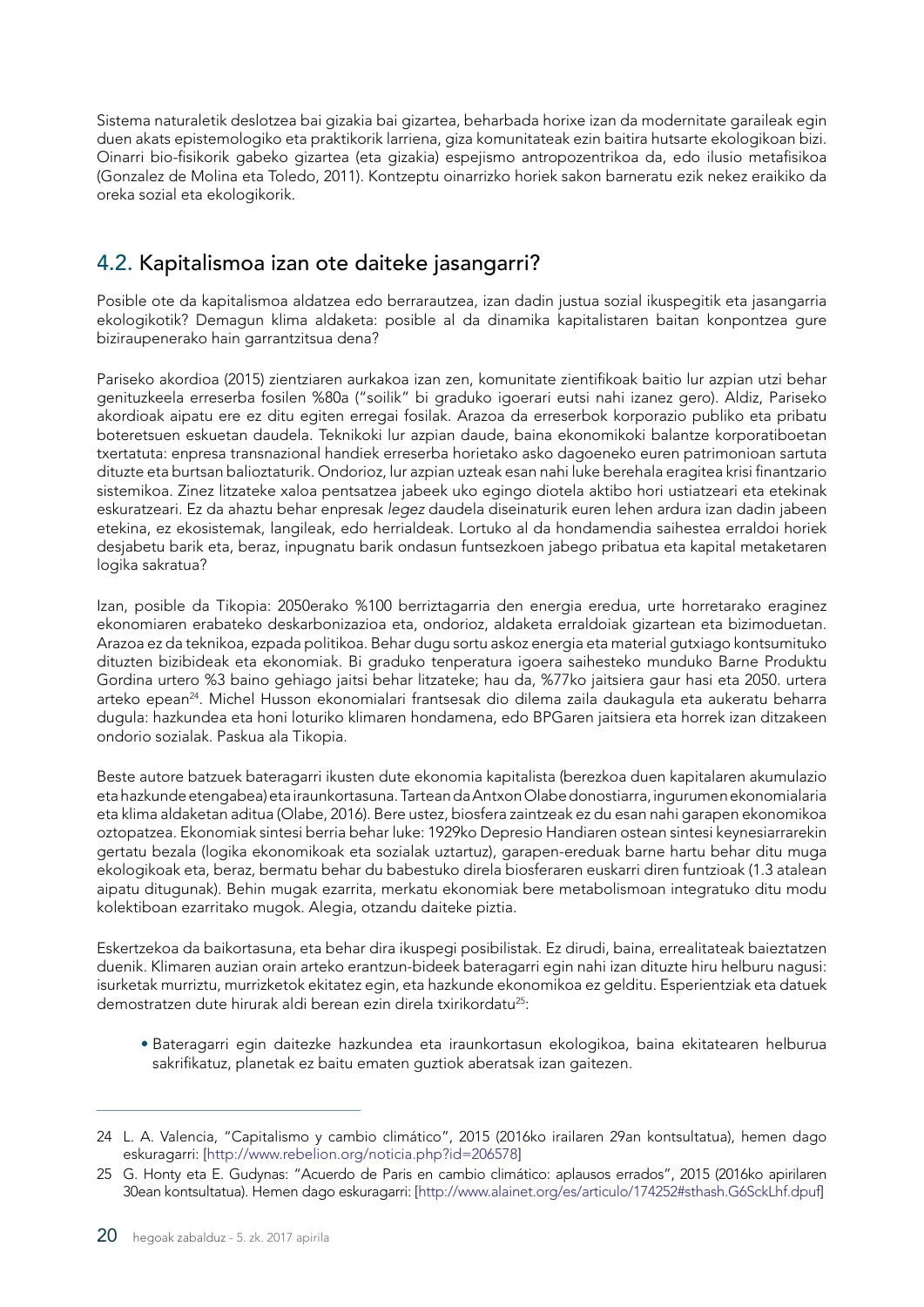Sistema naturaletik deslotzea bai gizakia bai gizartea, beharbada horixe izan da modernitate garaileak egin duen akats epistemologiko eta praktikorik larriena, giza komunitateak ezin baitira hutsarte ekologikoan bizi. Oinarri bio-fisikorik gabeko gizartea (eta gizakia) espejismo antropozentrikoa da, edo ilusio metafisikoa (Gonzalez de Molina eta Toledo, 2011). Kontzeptu oinarrizko horiek sakon barneratu ezik nekez eraikiko da oreka sozial eta ekologikorik.

## 4.2. Kapitalismoa izan ote daiteke jasangarri?

Posible ote da kapitalismoa aldatzea edo berrarautzea, izan dadin justua sozial ikuspegitik eta jasangarria ekologikotik? Demagun klima aldaketa: posible al da dinamika kapitalistaren baitan konpontzea gure biziraupenerako hain garrantzitsua dena?

Pariseko akordioa (2015) zientziaren aurkakoa izan zen, komunitate zientifikoak baitio lur azpian utzi behar genituzkeela erreserba fosilen %80a ("soilik" bi graduko igoerari eutsi nahi izanez gero). Aldiz, Pariseko akordioak aipatu ere ez ditu egiten erregai fosilak. Arazoa da erreserbok korporazio publiko eta pribatu boteretsuen eskuetan daudela. Teknikoki lur azpian daude, baina ekonomikoki balantze korporatiboetan txertatuta: enpresa transnazional handiek erreserba horietako asko dagoeneko euren patrimonioan sartuta dituzte eta burtsan balioztaturik. Ondorioz, lur azpian uzteak esan nahi luke berehala eragitea krisi finantzario sistemikoa. Zinez litzateke xaloa pentsatzea jabeek uko egingo diotela aktibo hori ustiatzeari eta etekinak eskuratzeari. Ez da ahaztu behar enpresak *legez* daudela diseinaturik euren lehen ardura izan dadin jabeen etekina, ez ekosistemak, langileak, edo herrialdeak. Lortuko al da hondamendia saihestea erraldoi horiek desjabetu barik eta, beraz, inpugnatu barik ondasun funtsezkoen jabego pribatua eta kapital metaketaren logika sakratua?

Izan, posible da Tikopia: 2050erako %100 berriztagarria den energia eredua, urte horretarako eraginez ekonomiaren erabateko deskarbonizazioa eta, ondorioz, aldaketa erraldoiak gizartean eta bizimoduetan. Arazoa ez da teknikoa, ezpada politikoa. Behar dugu sortu askoz energia eta material gutxiago kontsumituko dituzten bizibideak eta ekonomiak. Bi graduko tenperatura igoera saihesteko munduko Barne Produktu Gordina urtero %3 baino gehiago jaitsi behar litzateke; hau da, %77ko jaitsiera gaur hasi eta 2050. urtera arteko epean[24]. Michel Husson ekonomialari frantsesak dio dilema zaila daukagula eta aukeratu beharra dugula: hazkundea eta honi loturiko klimaren hondamena, edo BPGaren jaitsiera eta horrek izan ditzakeen ondorio sozialak. Paskua ala Tikopia.

Beste autore batzuek bateragarri ikusten dute ekonomia kapitalista (berezkoa duen kapitalaren akumulazio eta hazkunde etengabea) eta iraunkortasuna. Tartean da Antxon Olabe donostiarra, ingurumen ekonomialaria eta klima aldaketan aditua (Olabe, 2016). Bere ustez, biosfera zaintzeak ez du esan nahi garapen ekonomikoa oztopatzea. Ekonomiak sintesi berria behar luke: 1929ko Depresio Handiaren ostean sintesi keynesiarrarekin gertatu bezala (logika ekonomikoak eta sozialak uztartuz), garapen-ereduak barne hartu behar ditu muga ekologikoak eta, beraz, bermatu behar du babestuko direla biosferaren euskarri diren funtzioak (1.3 atalean aipatu ditugunak). Behin mugak ezarrita, merkatu ekonomiak bere metabolismoan integratuko ditu modu kolektiboan ezarritako mugok. Alegia, otzandu daiteke piztia.

Eskertzekoa da baikortasuna, eta behar dira ikuspegi posibilistak. Ez dirudi, baina, errealitateak baieztatzen duenik. Klimaren auzian orain arteko erantzun-bideek bateragarri egin nahi izan dituzte hiru helburu nagusi: isurketak murriztu, murrizketok ekitatez egin, eta hazkunde ekonomikoa ez gelditu. Esperientziak eta datuek demostratzen dute hirurak aldi berean ezin direla txirikordatu[25]:

- Bateragarri egin daitezke hazkundea eta iraunkortasun ekologikoa, baina ekitatearen helburua sakrifikatuz, planetak ez baitu ematen guztiok aberatsak izan gaitezen.

---

24 L. A. Valencia, "Capitalismo y cambio climático", 2015 (2016ko irailaren 29an kontsultatua), hemen dago eskuragarri: [http://www.rebelion.org/noticia.php?id=206578]

25 G. Honty eta E. Gudynas: "Acuerdo de Paris en cambio climático: aplausos errados", 2015 (2016ko apirilaren 30ean kontsultatua). Hemen dago eskuragarri: [http://www.alainet.org/es/articulo/174252#sthash.G6SckLhf.dpuf]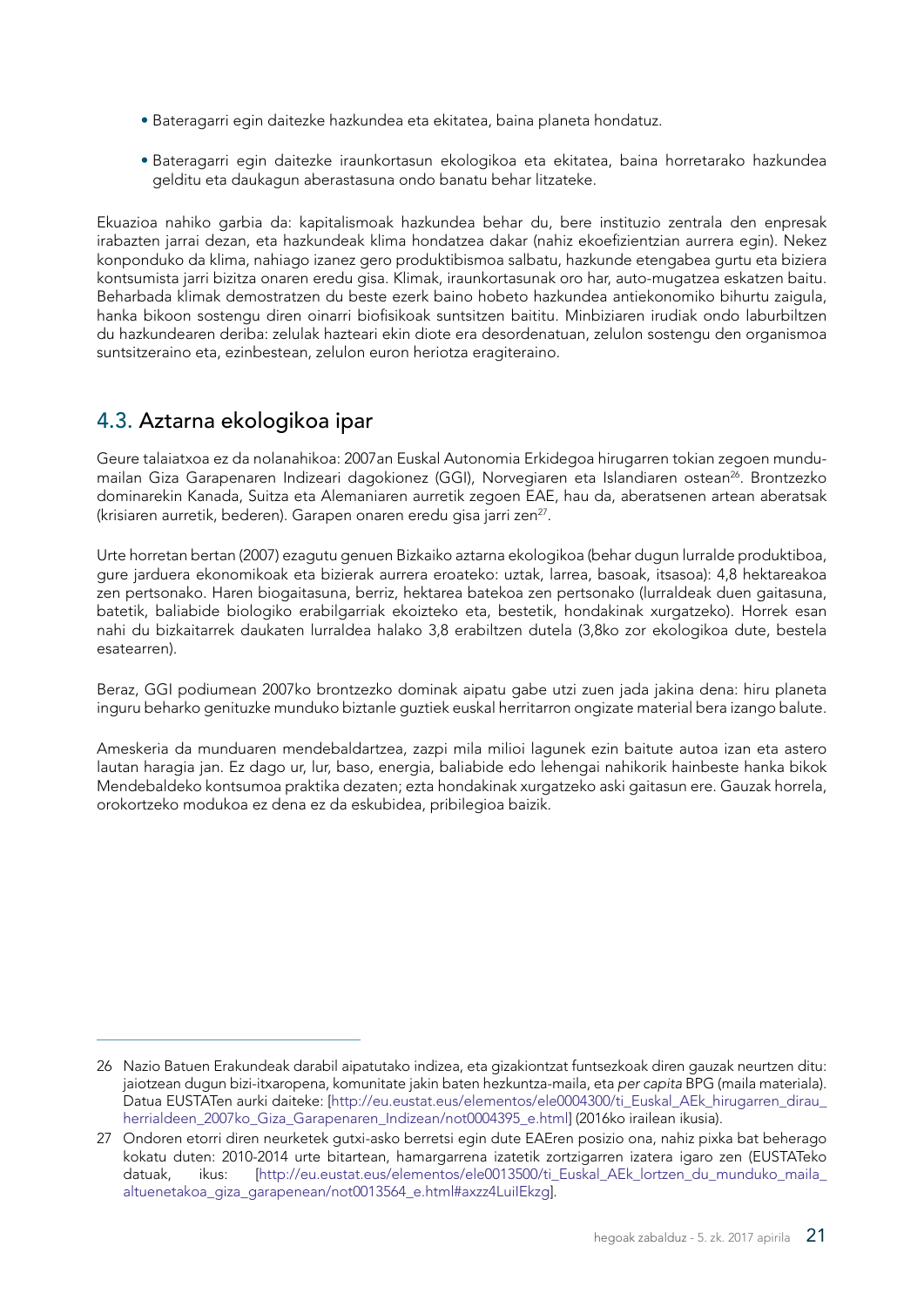- Bateragarri egin daitezke hazkundea eta ekitatea, baina planeta hondatuz.
- Bateragarri egin daitezke iraunkortasun ekologikoa eta ekitatea, baina horretarako hazkundea gelditu eta daukagun aberastasuna ondo banatu behar litzateke.

Ekuazioa nahiko garbia da: kapitalismoak hazkundea behar du, bere instituzio zentrala den enpresak irabazten jarrai dezan, eta hazkundeak klima hondatzea dakar (nahiz ekoefizientzian aurrera egin). Nekez konponduko da klima, nahiago izanez gero produktibismoa salbatu, hazkunde etengabea gurtu eta biziera kontsumista jarri bizitza onaren eredu gisa. Klimak, iraunkortasunak oro har, auto-mugatzea eskatzen baitu. Beharbada klimak demostratzen du beste ezerk baino hobeto hazkundea antiekonomiko bihurtu zaigula, hanka bikoon sostengu diren oinarri biofisikoak suntsitzen baititu. Minbiziaren irudiak ondo laburbiltzen du hazkundearen deriba: zelulak hazteari ekin diote era desordenatuan, zelulon sostengu den organismoa suntsitzeraino eta, ezinbestean, zelulon euron heriotza eragiteraino.

## 4.3. Aztarna ekologikoa ipar

Geure talaiatxoa ez da nolanahikoa: 2007an Euskal Autonomia Erkidegoa hirugarren tokian zegoen mundu-mailan Giza Garapenaren Indizeari dagokionez (GGI), Norvegiaren eta Islandiaren ostean[26]. Brontzezko dominarekin Kanada, Suitza eta Alemaniaren aurretik zegoen EAE, hau da, aberatsenen artean aberatsak (krisiaren aurretik, bederen). Garapen onaren eredu gisa jarri zen[27].

Urte horretan bertan (2007) ezagutu genuen Bizkaiko aztarna ekologikoa (behar dugun lurralde produktiboa, gure jarduera ekonomikoak eta bizierak aurrera eroateko: uztak, larrea, basoak, itsasoa): 4,8 hektareakoa zen pertsonako. Haren biogaitasuna, berriz, hektarea batekoa zen pertsonako (lurraldeak duen gaitasuna, batetik, baliabide biologiko erabilgarriak ekoizteko eta, bestetik, hondakinak xurgatzeko). Horrek esan nahi du bizkaitarrek daukaten lurraldea halako 3,8 erabiltzen dutela (3,8ko zor ekologikoa dute, bestela esatearren).

Beraz, GGI podiumean 2007ko brontzezko dominak aipatu gabe utzi zuen jada jakina dena: hiru planeta inguru beharko genituzke munduko biztanle guztiek euskal herritarron ongizate material bera izango balute.

Ameskeria da munduaren mendebaldartzea, zazpi mila milioi lagunek ezin baitute autoa izan eta astero lautan haragia jan. Ez dago ur, lur, baso, energia, baliabide edo lehengai nahikorik hainbeste hanka bikok Mendebaldeko kontsumoa praktika dezaten; ezta hondakinak xurgatzeko aski gaitasun ere. Gauzak horrela, orokortzeko modukoa ez dena ez da eskubidea, pribilegioa baizik.

---

26 Nazio Batuen Erakundeak darabil aipatutako indizea, eta gizakiontzat funtsezkoak diren gauzak neurtzen ditu: jaiotzean dugun bizi-itxaropena, komunitate jakin baten hezkuntza-maila, eta *per capita* BPG (maila materiala). Datua EUSTATen aurki daiteke: [http://eu.eustat.eus/elementos/ele0004300/ti_Euskal_AEk_hirugarren_dirau_herrialdeen_2007ko_Giza_Garapenaren_Indizean/not0004395_e.html] (2016ko irailean ikusia).

27 Ondoren etorri diren neurketek gutxi-asko berretsi egin dute EAEren posizio ona, nahiz pixka bat beherago kokatu duten: 2010-2014 urte bitartean, hamargarrena izatetik zortzigarren izatera igaro zen (EUSTATeko datuak, ikus: [http://eu.eustat.eus/elementos/ele0013500/ti_Euskal_AEk_lortzen_du_munduko_maila_altuenetakoa_giza_garapenean/not0013564_e.html#axzz4LuiIEkzg].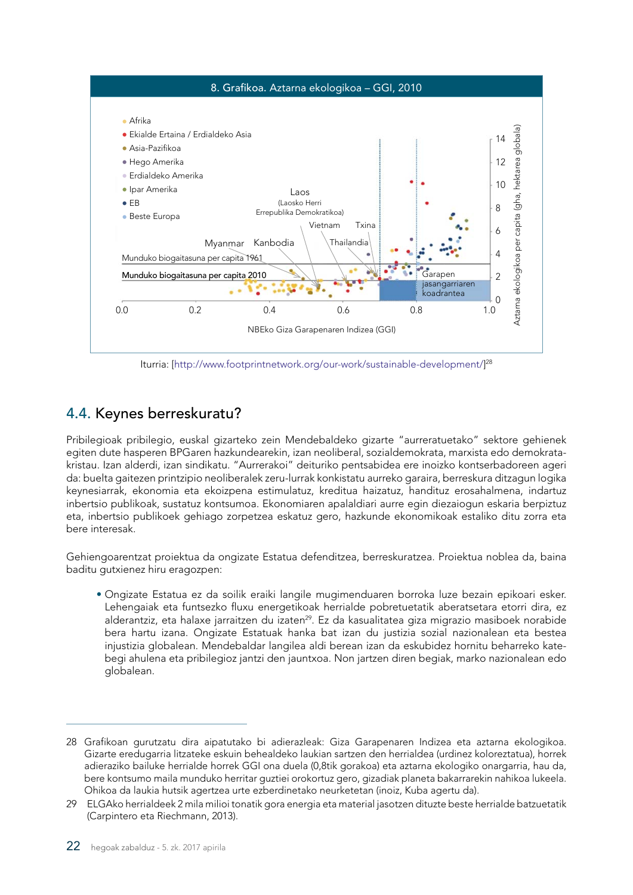**8. Grafikoa. Aztarna ekologikoa – GGI, 2010**

- Afrika
- Ekialde Ertaina / Erdialdeko Asia
- Asia-Pazifikoa
- Hego Amerika
- Erdialdeko Amerika
- Ipar Amerika
- EB
- Beste Europa

Laos (Laosko Herri Errepublika Demokratikoa), Vietnam, Txina, Myanmar, Kanbodia, Thailandia

Munduko biogaitasuna per capita 1961

Munduko biogaitasuna per capita 2010

Garapen jasangarriaren koadrantea

NBEko Giza Garapenaren Indizea (GGI)

Aztarna ekologikoa per capita (gha, hektarea globala)

Iturria: [http://www.footprintnetwork.org/our-work/sustainable-development/][28]

## 4.4. Keynes berreskuratu?

Pribilegioak pribilegio, euskal gizarteko zein Mendebaldeko gizarte "aurreratuetako" sektore gehienek egiten dute hasperen BPGaren hazkundearekin, izan neoliberal, sozialdemokrata, marxista edo demokrata-kristau. Izan alderdi, izan sindikatu. "Aurrerakoi" deituriko pentsabidea ere inoizko kontserbadoreen ageri da: buelta gaitezen printzipio neoliberalek zeru-lurrak konkistatu aurreko garaira, berreskura ditzagun logika keynesiarrak, ekonomia eta ekoizpena estimulatuz, kreditua haizatuz, handituz erosahalmena, indartuz inbertsio publikoak, sustatuz kontsumoa. Ekonomiaren apalaldiari aurre egin diezaiogun eskaria berpiztuz eta, inbertsio publikoek gehiago zorpetzea eskatuz gero, hazkunde ekonomikoak estaliko ditu zorra eta bere interesak.

Gehiengoarentzat proiektua da ongizate Estatua defenditzea, berreskuratzea. Proiektua noblea da, baina baditu gutxienez hiru eragozpen:

- Ongizate Estatua ez da soilik eraiki langile mugimenduaren borroka luze bezain epikoari esker. Lehengaiak eta funtsezko fluxu energetikoak herrialde pobretuetatik aberatsetara etorri dira, ez alderantziz, eta halaxe jarraitzen du izaten[29]. Ez da kasualitatea giza migrazio masiboek norabide bera hartu izana. Ongizate Estatuak hanka bat izan du justizia sozial nazionalean eta bestea injustizia globalean. Mendebaldar langilea aldi berean izan da eskubidez hornitu beharreko katebegi ahulena eta pribilegioz jantzi den jauntxoa. Non jartzen diren begiak, marko nazionalean edo globalean.

---

28 Grafikoan gurutzatu dira aipatutako bi adierazleak: Giza Garapenaren Indizea eta aztarna ekologikoa. Gizarte eredugarria litzateke eskuin behealdeko laukian sartzen den herrialdea (urdinez koloreztatua), horrek adieraziko bailuke herrialde horrek GGI ona duela (0,8tik gorakoa) eta aztarna ekologiko onargarria, hau da, bere kontsumo maila munduko herritar guztiei orokortuz gero, gizadiak planeta bakarrarekin nahikoa lukeela. Ohikoa da laukia hutsik agertzea urte ezberdinetako neurketetan (inoiz, Kuba agertu da).

29 ELGAko herrialdeek 2 mila milioi tonatik gora energia eta material jasotzen dituzte beste herrialde batzuetatik (Carpintero eta Riechmann, 2013).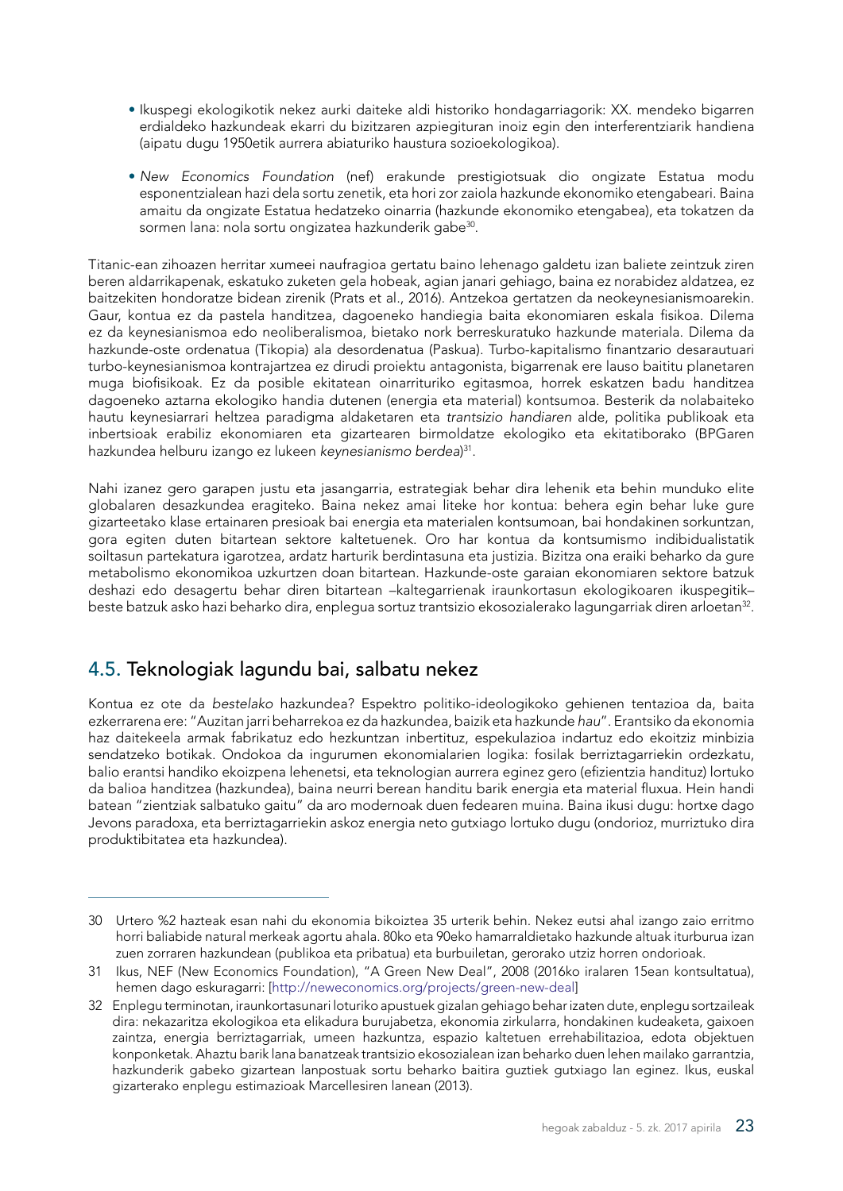- Ikuspegi ekologikotik nekez aurki daiteke aldi historiko hondagarriagorik: XX. mendeko bigarren erdialdeko hazkundeak ekarri du bizitzaren azpiegituran inoiz egin den interferentziarik handiena (aipatu dugu 1950etik aurrera abiaturiko haustura sozioekologikoa).

- *New Economics Foundation* (nef) erakunde prestigiotsuak dio ongizate Estatua modu esponentzialean hazi dela sortu zenetik, eta hori zor zaiola hazkunde ekonomiko etengabeari. Baina amaitu da ongizate Estatua hedatzeko oinarria (hazkunde ekonomiko etengabea), eta tokatzen da sormen lana: nola sortu ongizatea hazkunderik gabe[30].

Titanic-ean zihoazen herritar xumeei naufragioa gertatu baino lehenago galdetu izan baliete zeintzuk ziren beren aldarrikapenak, eskatuko zuketen gela hobeak, agian janari gehiago, baina ez norabidez aldatzea, ez baitzekiten hondoratze bidean zirenik (Prats et al., 2016). Antzekoa gertatzen da neokeynesianismoarekin. Gaur, kontua ez da pastela handitzea, dagoeneko handiegia baita ekonomiaren eskala fisikoa. Dilema ez da keynesianismoa edo neoliberalismoa, bietako nork berreskuratuko hazkunde materiala. Dilema da hazkunde-oste ordenatua (Tikopia) ala desordenatua (Paskua). Turbo-kapitalismo finantzario desarautuari turbo-keynesianismoa kontrajartzea ez dirudi proiektu antagonista, bigarrenak ere lauso baititu planetaren muga biofisikoak. Ez da posible ekitatean oinarrituriko egitasmoa, horrek eskatzen badu handitzea dagoeneko aztarna ekologiko handia dutenen (energia eta material) kontsumoa. Besterik da nolabaiteko hautu keynesiarrari heltzea paradigma aldaketaren eta *trantsizio handiaren* alde, politika publikoak eta inbertsioak erabiliz ekonomiaren eta gizartearen birmoldatze ekologiko eta ekitatiborako (BPGaren hazkundea helburu izango ez lukeen *keynesianismo berdea*)[31].

Nahi izanez gero garapen justu eta jasangarria, estrategiak behar dira lehenik eta behin munduko elite globalaren desazkundea eragiteko. Baina nekez amai liteke hor kontua: behera egin behar luke gure gizarteetako klase ertainaren presioak bai energia eta materialen kontsumoan, bai hondakinen sorkuntzan, gora egiten duten bitartean sektore kaltetuenek. Oro har kontua da kontsumismo indibidualistatik soiltasun partekatura igarotzea, ardatz harturik berdintasuna eta justizia. Bizitza ona eraiki beharko da gure metabolismo ekonomikoa uzkurtzen doan bitartean. Hazkunde-oste garaian ekonomiaren sektore batzuk deshazi edo desagertu behar diren bitartean –kaltegarrienak iraunkortasun ekologikoaren ikuspegitik– beste batzuk asko hazi beharko dira, enplegua sortuz trantsizio ekosozialerako lagungarriak diren arloetan[32].

## 4.5. Teknologiak lagundu bai, salbatu nekez

Kontua ez ote da *bestelako* hazkundea? Espektro politiko-ideologikoko gehienen tentazioa da, baita ezkerrarena ere: "Auzitan jarri beharrekoa ez da hazkundea, baizik eta hazkunde *hau*". Erantsiko da ekonomia haz daitekeela armak fabrikatuz edo hezkuntzan inbertituz, espekulazioa indartuz edo ekoitziz minbizia sendatzeko botikak. Ondokoa da ingurumen ekonomialarien logika: fosilak berriztagarriekin ordezkatu, balio erantsi handiko ekoizpena lehenetsi, eta teknologian aurrera eginez gero (efizientzia handituz) lortuko da balioa handitzea (hazkundea), baina neurri berean handitu barik energia eta material fluxua. Hein handi batean "zientziak salbatuko gaitu" da aro modernoak duen fedearen muina. Baina ikusi dugu: hortxe dago Jevons paradoxa, eta berriztagarriekin askoz energia neto gutxiago lortuko dugu (ondorioz, murriztuko dira produktibitatea eta hazkundea).

---

30 Urtero %2 hazteak esan nahi du ekonomia bikoiztea 35 urterik behin. Nekez eutsi ahal izango zaio erritmo horri baliabide natural merkeak agortu ahala. 80ko eta 90eko hamarraldietako hazkunde altuak iturburua izan zuen zorraren hazkundean (publikoa eta pribatua) eta burbuiletan, gerorako utziz horren ondorioak.

31 Ikus, NEF (New Economics Foundation), "A Green New Deal", 2008 (2016ko iralaren 15ean kontsultatua), hemen dago eskuragarri: [http://neweconomics.org/projects/green-new-deal]

32 Enplegu terminotan, iraunkortasunari loturiko apustuek gizalan gehiago behar izaten dute, enplegu sortzaileak dira: nekazaritza ekologikoa eta elikadura burujabetza, ekonomia zirkularra, hondakinen kudeaketa, gaixoen zaintza, energia berriztagarriak, umeen hazkuntza, espazio kaltetuen errehabilitazioa, edota objektuen konponketak. Ahaztu barik lana banatzeak trantsizio ekosozialean izan beharko duen lehen mailako garrantzia, hazkunderik gabeko gizartean lanpostuak sortu beharko baitira guztiek gutxiago lan eginez. Ikus, euskal gizarterako enplegu estimazioak Marcellesiren lanean (2013).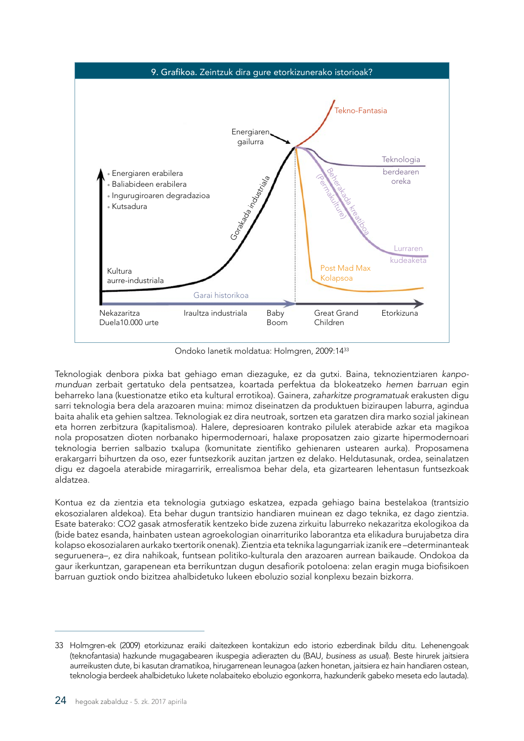9. Grafikoa. Zeintzuk dira gure etorkizunerako istorioak?

Ondoko lanetik moldatua: Holmgren, 2009:14[33]

Teknologiak denbora pixka bat gehiago eman diezaguke, ez da gutxi. Baina, teknozientziaren *kanpo-munduan* zerbait gertatuko dela pentsatzea, koartada perfektua da blokeatzeko *hemen barruan* egin beharreko lana (kuestionatze etiko eta kultural errotikoa). Gainera, *zaharkitze programatuak* erakusten digu sarri teknologia bera dela arazoaren muina: mimoz diseinatzen da produktuen biziraupen laburra, agindua baita ahalik eta gehien saltzea. Teknologiak ez dira neutroak, sortzen eta garatzen dira marko sozial jakinean eta horren zerbitzura (kapitalismoa). Halere, depresioaren kontrako pilulek aterabide azkar eta magikoa nola proposatzen dioten norbanako hipermodernoari, halaxe proposatzen zaio gizarte hipermodernoari teknologia berrien salbazio txalupa (komunitate zientifiko gehienaren ustearen aurka). Proposamena erakargarri bihurtzen da oso, ezer funtsezkorik auzitan jartzen ez delako. Heldutasunak, ordea, seinalatzen digu ez dagoela aterabide miragarririk, errealismoa behar dela, eta gizartearen lehentasun funtsezkoak aldatzea.

Kontua ez da zientzia eta teknologia gutxiago eskatzea, ezpada gehiago baina bestelakoa (trantsizio ekosozialaren aldekoa). Eta behar dugun trantsizio handiaren muinean ez dago teknika, ez dago zientzia. Esate baterako: $CO_2$ gasak atmosferatik kentzeko bide zuzena zirkuitu laburreko nekazaritza ekologikoa da (bide batez esanda, hainbaten ustean agroekologian oinarrituriko laborantza eta elikadura burujabetza dira kolapso ekosozialaren aurkako txertorik onenak). Zientzia eta teknika lagungarriak izanik ere –determinanteak seguruenera–, ez dira nahikoak, funtsean politiko-kulturala den arazoaren aurrean baikaude. Ondokoa da gaur ikerkuntzan, garapenean eta berrikuntzan dugun desafiorik potoloena: zelan eragin muga biofisikoen barruan guztiok ondo bizitzea ahalbidetuko lukeen eboluzio sozial konplexu bezain bizkorra.

---

33 Holmgren-ek (2009) etorkizunaz eraiki daitezkeen kontakizun edo istorio ezberdinak bildu ditu. Lehenengoak (teknofantasia) hazkunde mugagabearen ikuspegia adierazten du (BAU, *business as usual*). Beste hirurek jaitsiera aurreikusten dute, bi kasutan dramatikoa, hirugarrenean leunagoa (azken honetan, jaitsiera ez hain handiaren ostean, teknologia berdeek ahalbidetuko lukete nolabaiteko eboluzio egonkorra, hazkunderik gabeko meseta edo lautada).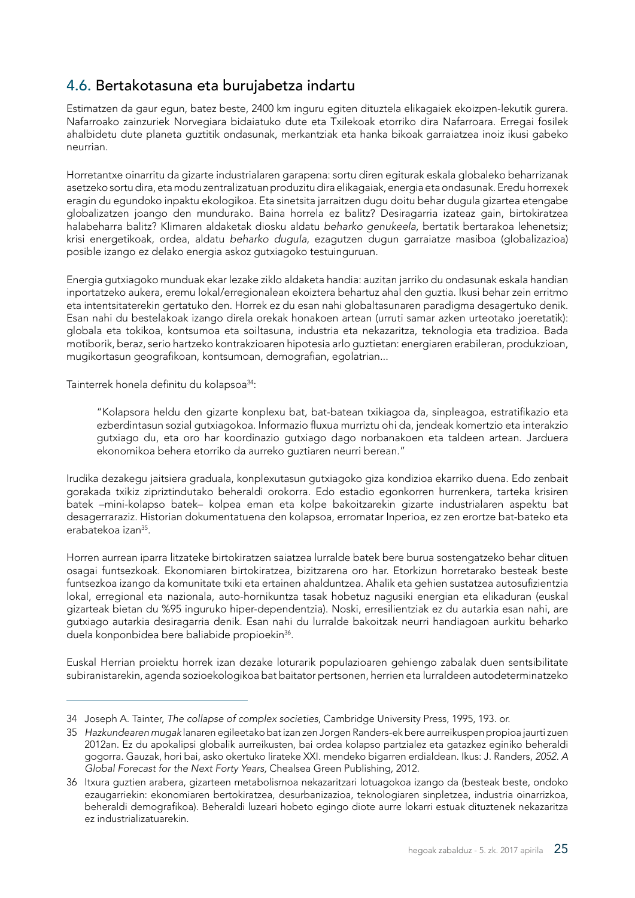## 4.6. Bertakotasuna eta burujabetza indartu

Estimatzen da gaur egun, batez beste, 2400 km inguru egiten dituztela elikagaiek ekoizpen-lekutik gurera. Nafarroako zainzuriek Norvegiara bidaiatuko dute eta Txilekoak etorriko dira Nafarroara. Erregai fosilek ahalbidetu dute planeta guztitik ondasunak, merkantziak eta hanka bikoak garraiatzea inoiz ikusi gabeko neurrian.

Horretantxe oinarritu da gizarte industrialaren garapena: sortu diren egiturak eskala globaleko beharrizanak asetzeko sortu dira, eta modu zentralizatuan produzitu dira elikagaiak, energia eta ondasunak. Eredu horrexek eragin du egundoko inpaktu ekologikoa. Eta sinetsita jarraitzen dugu doitu behar dugula gizartea etengabe globalizatzen joango den mundurako. Baina horrela ez balitz? Desiragarria izateaz gain, birtokiratzea halabeharra balitz? Klimaren aldaketak diosku aldatu *beharko genukeela*, bertatik bertarakoa lehenetsiz; krisi energetikoak, ordea, aldatu *beharko dugula*, ezagutzen dugun garraiatze masiboa (globalizazioa) posible izango ez delako energia askoz gutxiagoko testuinguruan.

Energia gutxiagoko munduak ekar lezake ziklo aldaketa handia: auzitan jarriko du ondasunak eskala handian inportatzeko aukera, eremu lokal/erregionalean ekoiztera behartuz ahal den guztia. Ikusi behar zein erritmo eta intentsitaterekin gertatuko den. Horrek ez du esan nahi globaltasunaren paradigma desagertuko denik. Esan nahi du bestelakoak izango direla orekak honakoen artean (urruti samar azken urteotako joeretatik): globala eta tokikoa, kontsumoa eta soiltasuna, industria eta nekazaritza, teknologia eta tradizioa. Bada motiborik, beraz, serio hartzeko kontrakzioaren hipotesia arlo guztietan: energiaren erabileran, produkzioan, mugikortasun geografikoan, kontsumoan, demografian, egolatrian...

Tainterrek honela definitu du kolapsoa[34]:

> "Kolapsora heldu den gizarte konplexu bat, bat-batean txikiagoa da, sinpleagoa, estratifikazio eta ezberdintasun sozial gutxiagokoa. Informazio fluxua murriztu ohi da, jendeak komertzio eta interakzio gutxiago du, eta oro har koordinazio gutxiago dago norbanakoen eta taldeen artean. Jarduera ekonomikoa behera etorriko da aurreko guztiaren neurri berean."

Irudika dezakegu jaitsiera graduala, konplexutasun gutxiagoko giza kondizioa ekarriko duena. Edo zenbait gorakada txikiz zipriztindutako beheraldi orokorra. Edo estadio egonkorren hurrenkera, tarteka krisiren batek –mini-kolapso batek– kolpea eman eta kolpe bakoitzarekin gizarte industrialaren aspektu bat desagerraraziz. Historian dokumentatuena den kolapsoa, erromatar Inperioa, ez zen erortze bat-bateko eta erabatekoa izan[35].

Horren aurrean iparra litzateke birtokiratzen saiatzea lurralde batek bere burua sostengatzeko behar dituen osagai funtsezkoak. Ekonomiaren birtokiratzea, bizitzarena oro har. Etorkizun horretarako besteak beste funtsezkoa izango da komunitate txiki eta ertainen ahalduntzea. Ahalik eta gehien sustatzea autosufizientzia lokal, erregional eta nazionala, auto-hornikuntza tasak hobetuz nagusiki energian eta elikaduran (euskal gizarteak bietan du %95 inguruko hiper-dependentzia). Noski, erresilientziak ez du autarkia esan nahi, are gutxiago autarkia desiragarria denik. Esan nahi du lurralde bakoitzak neurri handiagoan aurkitu beharko duela konponbidea bere baliabide propioekin[36].

Euskal Herrian proiektu horrek izan dezake loturarik populazioaren gehiengo zabalak duen sentsibilitate subiranistarekin, agenda sozioekologikoa bat baitator pertsonen, herrien eta lurraldeen autodeterminatzeko

---

34 Joseph A. Tainter, *The collapse of complex societies*, Cambridge University Press, 1995, 193. or.

35 *Hazkundearen mugak* lanaren egileetako bat izan zen Jorgen Randers-ek bere aurreikuspen propioa jaurti zuen 2012an. Ez du apokalipsi globalik aurreikusten, bai ordea kolapso partzialez eta gatazkez eginiko beheraldi gogorra. Gauzak, hori bai, asko okertuko lirateke XXI. mendeko bigarren erdialdean. Ikus: J. Randers, *2052. A Global Forecast for the Next Forty Years*, Chealsea Green Publishing, 2012.

36 Itxura guztien arabera, gizarteen metabolismoa nekazaritzari lotuagokoa izango da (besteak beste, ondoko ezaugarriekin: ekonomiaren bertokiratzea, desurbanizazioa, teknologiaren sinpletzea, industria oinarrizkoa, beheraldi demografikoa). Beheraldi luzeari hobeto egingo diote aurre lokarri estuak dituztenek nekazaritza ez industrializatuarekin.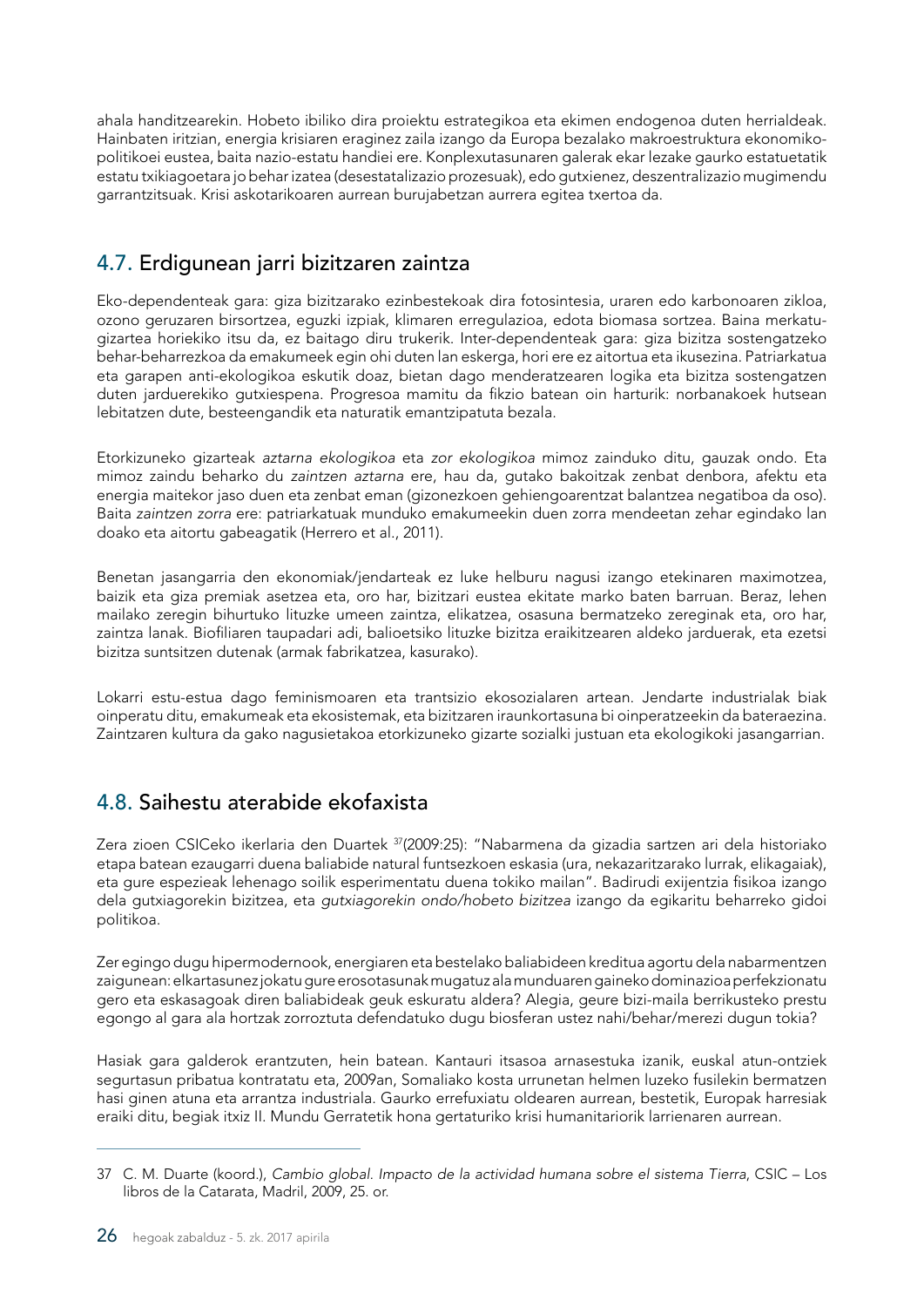ahala handitzearekin. Hobeto ibiliko dira proiektu estrategikoa eta ekimen endogenoa duten herrialdeak. Hainbaten iritzian, energia krisiaren eraginez zaila izango da Europa bezalako makroestruktura ekonomiko-politikoei eustea, baita nazio-estatu handiei ere. Konplexutasunaren galerak ekar lezake gaurko estatuetatik estatu txikiagoetara jo behar izatea (desestatalizazio prozesuak), edo gutxienez, deszentralizazio mugimendu garrantzitsuak. Krisi askotarikoaren aurrean burujabetzan aurrera egitea txertoa da.

## 4.7. Erdigunean jarri bizitzaren zaintza

Eko-dependenteak gara: giza bizitzarako ezinbestekoak dira fotosintesia, uraren edo karbonoaren zikloa, ozono geruzaren birsortzea, eguzki izpiak, klimaren erregulazioa, edota biomasa sortzea. Baina merkatu-gizartea horiekiko itsu da, ez baitago diru trukerik. Inter-dependenteak gara: giza bizitza sostengatzeko behar-beharrezkoa da emakumeek egin ohi duten lan eskerga, hori ere ez aitortua eta ikusezina. Patriarkatua eta garapen anti-ekologikoa eskutik doaz, bietan dago menderatzearen logika eta bizitza sostengatzen duten jarduerekiko gutxiespena. Progresoa mamitu da fikzio batean oin harturik: norbanakoek hutsean lebitatzen dute, besteengandik eta naturatik emantzipatuta bezala.

Etorkizuneko gizarteak *aztarna ekologikoa* eta *zor ekologikoa* mimoz zainduko ditu, gauzak ondo. Eta mimoz zaindu beharko du *zaintzen aztarna* ere, hau da, gutako bakoitzak zenbat denbora, afektu eta energia maitekor jaso duen eta zenbat eman (gizonezkoen gehiengoarentzat balantzea negatiboa da oso). Baita *zaintzen zorra* ere: patriarkatuak munduko emakumeekin duen zorra mendeetan zehar egindako lan doako eta aitortu gabeagatik (Herrero et al., 2011).

Benetan jasangarria den ekonomiak/jendarteak ez luke helburu nagusi izango etekinaren maximotzea, baizik eta giza premiak asetzea eta, oro har, bizitzari eustea ekitate marko baten barruan. Beraz, lehen mailako zeregin bihurtuko lituzke umeen zaintza, elikatzea, osasuna bermatzeko zereginak eta, oro har, zaintza lanak. Biofiliaren taupadari adi, balioetsiko lituzke bizitza eraikitzearen aldeko jarduerak, eta ezetsi bizitza suntsitzen dutenak (armak fabrikatzea, kasurako).

Lokarri estu-estua dago feminismoaren eta trantsizio ekosozialaren artean. Jendarte industrialak biak oinperatu ditu, emakumeak eta ekosistemak, eta bizitzaren iraunkortasuna bi oinperatzeekin da bateraezina. Zaintzaren kultura da gako nagusietakoa etorkizuneko gizarte sozialki justuan eta ekologikoki jasangarrian.

## 4.8. Saihestu aterabide ekofaxista

Zera zioen CSICeko ikerlaria den Duartek [37](2009:25): "Nabarmena da gizadia sartzen ari dela historiako etapa batean ezaugarri duena baliabide natural funtsezkoen eskasia (ura, nekazaritzarako lurrak, elikagaiak), eta gure espezieak lehenago soilik esperimentatu duena tokiko mailan". Badirudi exijentzia fisikoa izango dela gutxiagorekin bizitzea, eta *gutxiagorekin ondo/hobeto bizitzea* izango da egikaritu beharreko gidoi politikoa.

Zer egingo dugu hipermodernook, energiaren eta bestelako baliabideen kreditua agortu dela nabarmentzen zaigunean: elkartasunez jokatu gure erosotasunak mugatuz ala munduaren gaineko dominazioa perfekzionatu gero eta eskasagoak diren baliabideak geuk eskuratu aldera? Alegia, geure bizi-maila berrikusteko prestu egongo al gara ala hortzak zorroztuta defendatuko dugu biosferan ustez nahi/behar/merezi dugun tokia?

Hasiak gara galderok erantzuten, hein batean. Kantauri itsasoa arnasestuka izanik, euskal atun-ontziek segurtasun pribatua kontratatu eta, 2009an, Somaliako kosta urrunetan helmen luzeko fusilekin bermatzen hasi ginen atuna eta arrantza industriala. Gaurko errefuxiatu oldearen aurrean, bestetik, Europak harresiak eraiki ditu, begiak itxiz II. Mundu Gerratetik hona gertaturiko krisi humanitariorik larrienaren aurrean.

---

37 C. M. Duarte (koord.), *Cambio global. Impacto de la actividad humana sobre el sistema Tierra*, CSIC – Los libros de la Catarata, Madril, 2009, 25. or.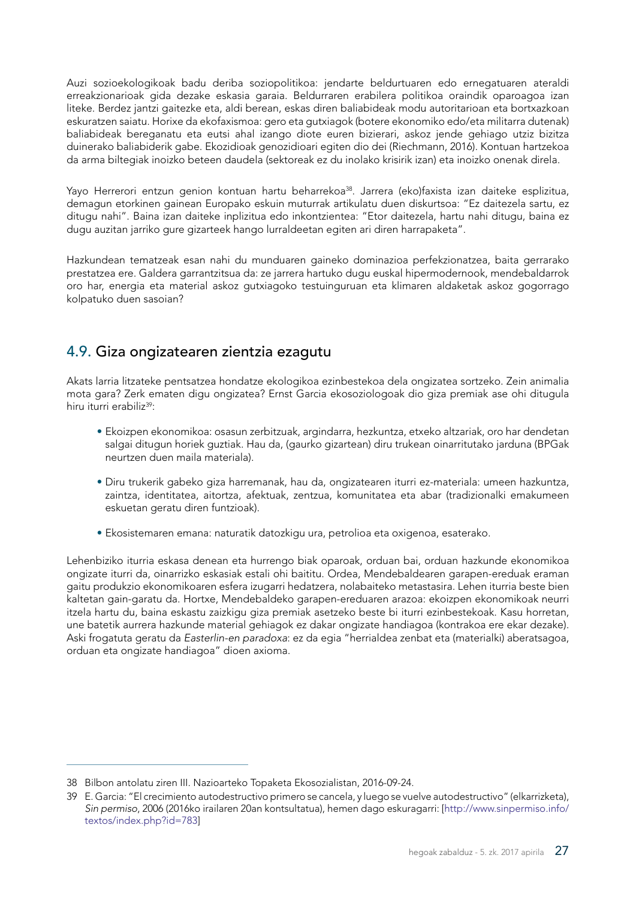Auzi sozioekologikoak badu deriba soziopolitikoa: jendarte beldurtuaren edo ernegatuaren ateraldi erreakzionarioak gida dezake eskasia garaia. Beldurraren erabilera politikoa oraindik oparoagoa izan liteke. Berdez jantzi gaitezke eta, aldi berean, eskas diren baliabideak modu autoritarioan eta bortxazkoan eskuratzen saiatu. Horixe da ekofaxismoa: gero eta gutxiagok (botere ekonomiko edo/eta militarra dutenak) baliabideak bereganatu eta eutsi ahal izango diote euren bizierari, askoz jende gehiago utziz bizitza duinerako baliabiderik gabe. Ekozidioak genozidioari egiten dio dei (Riechmann, 2016). Kontuan hartzekoa da arma biltegiak inoizko beteen daudela (sektoreak ez du inolako krisirik izan) eta inoizko onenak direla.

Yayo Herrerori entzun genion kontuan hartu beharrekoa[38]. Jarrera (eko)faxista izan daiteke esplizitua, demagun etorkinen gainean Europako eskuin muturrak artikulatu duen diskurtsoa: "Ez daitezela sartu, ez ditugu nahi". Baina izan daiteke inplizitua edo inkontzientea: "Etor daitezela, hartu nahi ditugu, baina ez dugu auzitan jarriko gure gizarteek hango lurraldeetan egiten ari diren harrapaketa".

Hazkundean tematzeak esan nahi du munduaren gaineko dominazioa perfekzionatzea, baita gerrarako prestatzea ere. Galdera garrantzitsua da: ze jarrera hartuko dugu euskal hipermodernook, mendebaldarrok oro har, energia eta material askoz gutxiagoko testuinguruan eta klimaren aldaketak askoz gogorrago kolpatuko duen sasoian?

## 4.9. Giza ongizatearen zientzia ezagutu

Akats larria litzateke pentsatzea hondatze ekologikoa ezinbestekoa dela ongizatea sortzeko. Zein animalia mota gara? Zerk ematen digu ongizatea? Ernst Garcia ekosoziologoak dio giza premiak ase ohi ditugula hiru iturri erabiliz[39]:

- Ekoizpen ekonomikoa: osasun zerbitzuak, argindarra, hezkuntza, etxeko altzariak, oro har dendetan salgai ditugun horiek guztiak. Hau da, (gaurko gizartean) diru trukean oinarritutako jarduna (BPGak neurtzen duen maila materiala).
- Diru trukerik gabeko giza harremanak, hau da, ongizatearen iturri ez-materiala: umeen hazkuntza, zaintza, identitatea, aitortza, afektuak, zentzua, komunitatea eta abar (tradizionalki emakumeen eskuetan geratu diren funtzioak).
- Ekosistemaren emana: naturatik datozkigu ura, petrolioa eta oxigenoa, esaterako.

Lehenbiziko iturria eskasa denean eta hurrengo biak oparoak, orduan bai, orduan hazkunde ekonomikoa ongizate iturri da, oinarrizko eskasiak estali ohi baititu. Ordea, Mendebaldearen garapen-ereduak eraman gaitu produkzio ekonomikoaren esfera izugarri hedatzera, nolabaiteko metastasira. Lehen iturria beste bien kaltetan gain-garatu da. Hortxe, Mendebaldeko garapen-ereduaren arazoa: ekoizpen ekonomikoak neurri itzela hartu du, baina eskastu zaizkigu giza premiak asetzeko beste bi iturri ezinbestekoak. Kasu horretan, une batetik aurrera hazkunde material gehiagok ez dakar ongizate handiagoa (kontrakoa ere ekar dezake). Aski frogatuta geratu da *Easterlin-en paradoxa*: ez da egia "herrialdea zenbat eta (materialki) aberatsagoa, orduan eta ongizate handiagoa" dioen axioma.

---

38 Bilbon antolatu ziren III. Nazioarteko Topaketa Ekosozialistan, 2016-09-24.

39 E. Garcia: "El crecimiento autodestructivo primero se cancela, y luego se vuelve autodestructivo" (elkarrizketa), *Sin permiso*, 2006 (2016ko irailaren 20an kontsultatua), hemen dago eskuragarri: [http://www.sinpermiso.info/textos/index.php?id=783]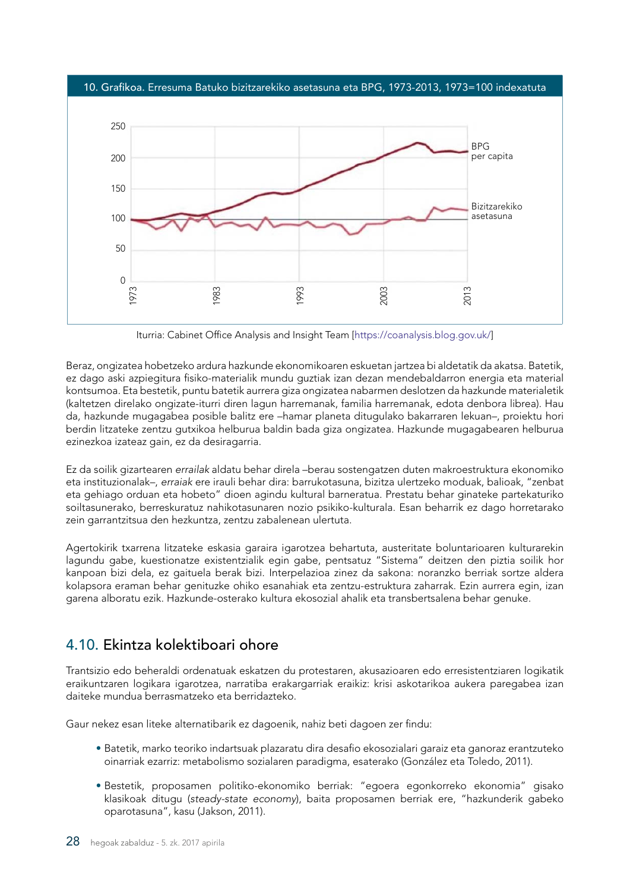10. Grafikoa. Erresuma Batuko bizitzarekiko asetasuna eta BPG, 1973-2013, 1973=100 indexatuta

Iturria: Cabinet Office Analysis and Insight Team [https://coanalysis.blog.gov.uk/]

Beraz, ongizatea hobetzeko ardura hazkunde ekonomikoaren eskuetan jartzea bi aldetatik da akatsa. Batetik, ez dago aski azpiegitura fisiko-materialik mundu guztiak izan dezan mendebaldarron energia eta material kontsumoa. Eta bestetik, puntu batetik aurrera giza ongizatea nabarmen deslotzen da hazkunde materialetik (kaltetzen direlako ongizate-iturri diren lagun harremanak, familia harremanak, edota denbora librea). Hau da, hazkunde mugagabea posible balitz ere –hamar planeta ditugulako bakarraren lekuan–, proiektu hori berdin litzateke zentzu gutxikoa helburua baldin bada giza ongizatea. Hazkunde mugagabearen helburua ezinezkoa izateaz gain, ez da desiragarria.

Ez da soilik gizartearen *errailak* aldatu behar direla –berau sostengatzen duten makroestruktura ekonomiko eta instituzionalak–, *erraiak* ere irauli behar dira: barrukotasuna, bizitza ulertzeko moduak, balioak, "zenbat eta gehiago orduan eta hobeto" dioen agindu kultural barneratua. Prestatu behar ginateke partekaturiko soiltasunerako, berreskuratuz nahikotasunaren nozio psikiko-kulturala. Esan beharrik ez dago horretarako zein garrantzitsua den hezkuntza, zentzu zabalenean ulertuta.

Agertokirik txarrena litzateke eskasia garaira igarotzea behartuta, austeritate boluntarioaren kulturarekin lagundu gabe, kuestionatze existentzialik egin gabe, pentsatuz "Sistema" deitzen den piztia soilik hor kanpoan bizi dela, ez gaituela berak bizi. Interpelazioa zinez da sakona: noranzko berriak sortze aldera kolapsora eraman behar genituzke ohiko esanahiak eta zentzu-estruktura zaharrak. Ezin aurrera egin, izan garena alboratu ezik. Hazkunde-osterako kultura ekosozial ahalik eta transbertsalena behar genuke.

## 4.10. Ekintza kolektiboari ohore

Trantsizio edo beheraldi ordenatuak eskatzen du protestaren, akusazioaren edo erresistentziaren logikatik eraikuntzaren logikara igarotzea, narratiba erakargarriak eraikiz: krisi askotarikoa aukera paregabea izan daiteke mundua berrasmatzeko eta berridazteko.

Gaur nekez esan liteke alternatibarik ez dagoenik, nahiz beti dagoen zer findu:

- Batetik, marko teoriko indartsuak plazaratu dira desafio ekosozialari garaiz eta ganoraz erantzuteko oinarriak ezarriz: metabolismo sozialaren paradigma, esaterako (González eta Toledo, 2011).
- Bestetik, proposamen politiko-ekonomiko berriak: "egoera egonkorreko ekonomia" gisako klasikoak ditugu (*steady-state economy*), baita proposamen berriak ere, "hazkunderik gabeko oparotasuna", kasu (Jakson, 2011).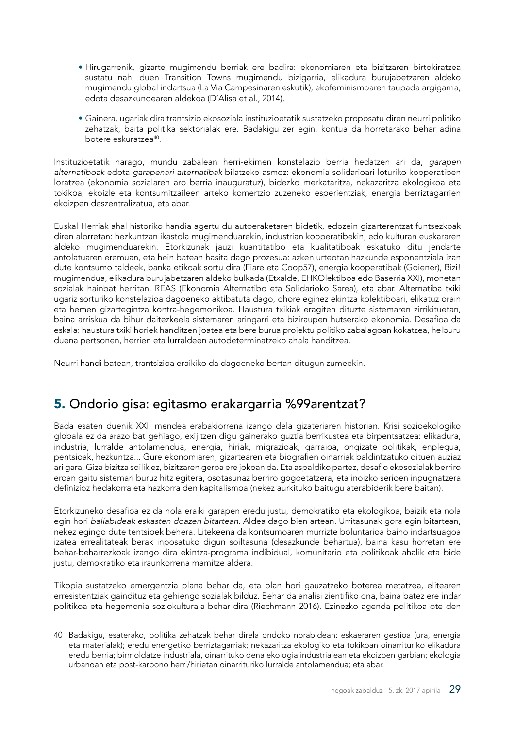- Hirugarrenik, gizarte mugimendu berriak ere badira: ekonomiaren eta bizitzaren birtokiratzea sustatu nahi duen Transition Towns mugimendu bizigarria, elikadura burujabetzaren aldeko mugimendu global indartsua (La Via Campesinaren eskutik), ekofeminismoaren taupada argigarria, edota desazkundearen aldekoa (D'Alisa et al., 2014).
- Gainera, ugariak dira trantsizio ekosoziala instituzioetatik sustatzeko proposatu diren neurri politiko zehatzak, baita politika sektorialak ere. Badakigu zer egin, kontua da horretarako behar adina botere eskuratzea[40].

Instituzioetatik harago, mundu zabalean herri-ekimen konstelazio berria hedatzen ari da, *garapen alternatiboak* edota *garapenari alternatibak* bilatzeko asmoz: ekonomia solidarioari loturiko kooperatiben loratzea (ekonomia sozialaren aro berria inauguratuz), bidezko merkataritza, nekazaritza ekologikoa eta tokikoa, ekoizle eta kontsumitzaileen arteko komertzio zuzeneko esperientziak, energia berriztagarrien ekoizpen deszentralizatua, eta abar.

Euskal Herriak ahal historiko handia agertu du autoeraketaren bidetik, edozein gizarterentzat funtsezkoak diren alorretan: hezkuntzan ikastola mugimenduarekin, industrian kooperatibekin, edo kulturan euskararen aldeko mugimenduarekin. Etorkizunak jauzi kuantitatibo eta kualitatiboak eskatuko ditu jendarte antolatuaren eremuan, eta hein batean hasita dago prozesua: azken urteotan hazkunde esponentziala izan dute kontsumo taldeek, banka etikoak sortu dira (Fiare eta Coop57), energia kooperatibak (Goiener), Bizi! mugimendua, elikadura burujabetzaren aldeko bulkada (Etxalde, EHKOlektiboa edo Baserria XXI), monetan sozialak hainbat herritan, REAS (Ekonomia Alternatibo eta Solidarioko Sarea), eta abar. Alternatiba txiki ugariz sorturiko konstelazioa dagoeneko aktibatuta dago, ohore eginez ekintza kolektiboari, elikatuz orain eta hemen gizartegintza kontra-hegemonikoa. Haustura txikiak eragiten dituzte sistemaren zirrikituetan, baina arriskua da bihur daitezkeela sistemaren aringarri eta biziraupen hutserako ekonomia. Desafioa da eskala: haustura txiki horiek handitzen joatea eta bere burua proiektu politiko zabalagoan kokatzea, helburu duena pertsonen, herrien eta lurraldeen autodeterminatzeko ahala handitzea.

Neurri handi batean, trantsizioa eraikiko da dagoeneko bertan ditugun zumeekin.

## 5. Ondorio gisa: egitasmo erakargarria %99arentzat?

Bada esaten duenik XXI. mendea erabakiorrena izango dela gizateriaren historian. Krisi sozioekologiko globala ez da arazo bat gehiago, exijitzen digu gainerako guztia berrikustea eta birpentsatzea: elikadura, industria, lurralde antolamendua, energia, hiriak, migrazioak, garraioa, ongizate politikak, enplegua, pentsioak, hezkuntza... Gure ekonomiaren, gizartearen eta biografien oinarriak baldintzatuko dituen auziaz ari gara. Giza bizitza soilik ez, bizitzaren geroa ere jokoan da. Eta aspaldiko partez, desafio ekosozialak berriro eroan gaitu sistemari buruz hitz egitera, osotasunaz berriro gogoetatzera, eta inoizko serioen inpugnatzera definizioz hedakorra eta hazkorra den kapitalismoa (nekez aurkituko baitugu aterabiderik bere baitan).

Etorkizuneko desafioa ez da nola eraiki garapen eredu justu, demokratiko eta ekologikoa, baizik eta nola egin hori *baliabideak eskasten doazen bitartean*. Aldea dago bien artean. Urritasunak gora egin bitartean, nekez egingo dute tentsioek behera. Litekeena da kontsumoaren murrizte boluntarioa baino indartsuagoa izatea errealitateak berak inposatuko digun soiltasuna (desazkunde behartua), baina kasu horretan ere behar-beharrezkoak izango dira ekintza-programa indibidual, komunitario eta politikoak ahalik eta bide justu, demokratiko eta iraunkorrena mamitze aldera.

Tikopia sustatzeko emergentzia plana behar da, eta plan hori gauzatzeko boterea metatzea, elitearen erresistentziak gaindituz eta gehiengo sozialak bilduz. Behar da analisi zientifiko ona, baina batez ere indar politikoa eta hegemonia soziokulturala behar dira (Riechmann 2016). Ezinezko agenda politikoa ote den

40 Badakigu, esaterako, politika zehatzak behar direla ondoko norabidean: eskaeraren gestioa (ura, energia eta materialak); eredu energetiko berriztagarriak; nekazaritza ekologiko eta tokikoan oinarrituriko elikadura eredu berria; birmoldatze industriala, oinarrituko dena ekologia industrialean eta ekoizpen garbian; ekologia urbanoan eta post-karbono herri/hirietan oinarrituriko lurralde antolamendua; eta abar.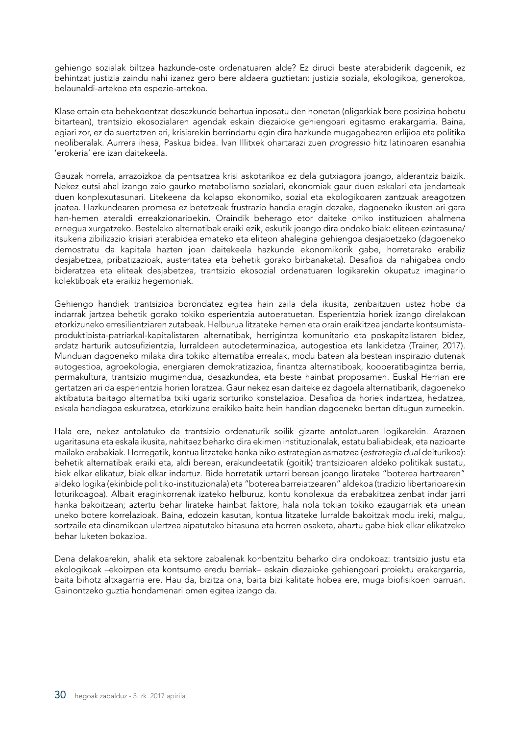gehiengo sozialak biltzea hazkunde-oste ordenatuaren alde? Ez dirudi beste aterabiderik dagoenik, ez behintzat justizia zaindu nahi izanez gero bere aldaera guztietan: justizia soziala, ekologikoa, generokoa, belaunaldi-artekoa eta espezie-artekoa.

Klase ertain eta behekoentzat desazkunde behartua inposatu den honetan (oligarkiak bere posizioa hobetu bitartean), trantsizio ekosozialaren agendak eskain diezaioke gehiengoari egitasmo erakargarria. Baina, egiari zor, ez da suertatzen ari, krisiarekin berrindartu egin dira hazkunde mugagabearen erlijioa eta politika neoliberalak. Aurrera ihesa, Paskua bidea. Ivan Illitxek ohartarazi zuen *progressio* hitz latinoaren esanahia 'erokeria' ere izan daitekeela.

Gauzak horrela, arrazoizkoa da pentsatzea krisi askotarikoa ez dela gutxiagora joango, alderantziz baizik. Nekez eutsi ahal izango zaio gaurko metabolismo sozialari, ekonomiak gaur duen eskalari eta jendarteak duen konplexutasunari. Litekeena da kolapso ekonomiko, sozial eta ekologikoaren zantzuak areagotzen joatea. Hazkundearen promesa ez betetzeak frustrazio handia eragin dezake, dagoeneko ikusten ari gara han-hemen ateraldi erreakzionarioekin. Oraindik beherago etor daiteke ohiko instituzioen ahalmena ernegua xurgatzeko. Bestelako alternatibak eraiki ezik, eskutik joango dira ondoko biak: eliteen ezintasuna/itsukeria zibilizazio krisiari aterabidea emateko eta eliteon ahalegina gehiengoa desjabetzeko (dagoeneko demostratu da kapitala hazten joan daitekeela hazkunde ekonomikorik gabe, horretarako erabiliz desjabetzea, pribatizazioak, austeritatea eta behetik gorako birbanaketa). Desafioa da nahigabea ondo bideratzea eta eliteak desjabetzea, trantsizio ekosozial ordenatuaren logikarekin okupatuz imaginario kolektiboak eta eraikiz hegemoniak.

Gehiengo handiek trantsizioa borondatez egitea hain zaila dela ikusita, zenbaitzuen ustez hobe da indarrak jartzea behetik gorako tokiko esperientzia autoeratuetan. Esperientzia horiek izango direlakoan etorkizuneko erresilientziaren zutabeak. Helburua litzateke hemen eta orain eraikitzea jendarte kontsumista-produktibista-patriarkal-kapitalistaren alternatibak, herrigintza komunitario eta poskapitalisten bidez, ardatz harturik autosufizientzia, lurraldeen autodeterminazioa, autogestioa eta lankidetza (Trainer, 2017). Munduan dagoeneko milaka dira tokiko alternatiba errealak, modu batean ala bestean inspirazio dutenak autogestioa, agroekologia, energiaren demokratizazioa, finantza alternatiboak, kooperatibagintza berria, permakultura, trantsizio mugimendua, desazkundea, eta beste hainbat proposamen. Euskal Herrian ere gertatzen ari da esperientzia horien loratzea. Gaur nekez esan daiteke ez dagoela alternatibarik, dagoeneko aktibatuta baitago alternatiba txiki ugariz sorturiko konstelazioa. Desafioa da horiek indartzea, hedatzea, eskala handiagoa eskuratzea, etorkizuna eraikiko baita hein handian dagoeneko bertan ditugun zumeekin.

Hala ere, nekez antolatuko da trantsizio ordenaturik soilik gizarte antolatuaren logikarekin. Arazoen ugaritasuna eta eskala ikusita, nahitaez beharko dira ekimen instituzionalak, estatu baliabideak, eta nazioarte mailako erabakiak. Horregatik, kontua litzateke hanka biko estrategian asmatzea (*estrategia dual* deiturikoa): behetik alternatibak eraiki eta, aldi berean, erakundeetatik (goitik) trantsizioaren aldeko politikak sustatu, biek elkar elikatuz, biek elkar indartuz. Bide horretatik uztarri berean joango lirateke "boterea hartzearen" aldeko logika (ekinbide politiko-instituzionala) eta "boterea barreiatzearen" aldekoa (tradizio libertarioarekin loturikoagoa). Albait eraginkorrenak izateko helburuz, kontu konplexua da erabakitzea zenbat indar jarri hanka bakoitzean; aztertu behar lirateke hainbat faktore, hala nola tokian tokiko ezaugarriak eta unean uneko botere korrelazioak. Baina, edozein kasutan, kontua litzateke lurralde bakoitzak modu ireki, malgu, sortzaile eta dinamikoan ulertzea aipatutako bitasuna eta horren osaketa, ahaztu gabe biek elkar elikatzeko behar luketen bokazioa.

Dena delakoarekin, ahalik eta sektore zabalenak konbentzitu beharko dira ondokoaz: trantsizio justu eta ekologikoak –ekoizpen eta kontsumo eredu berriak– eskain diezaioke gehiengoari proiektu erakargarria, baita bihotz altxagarria ere. Hau da, bizitza ona, baita bizi kalitate hobea ere, muga biofisikoen barruan. Gainontzeko guztia hondamenari omen egitea izango da.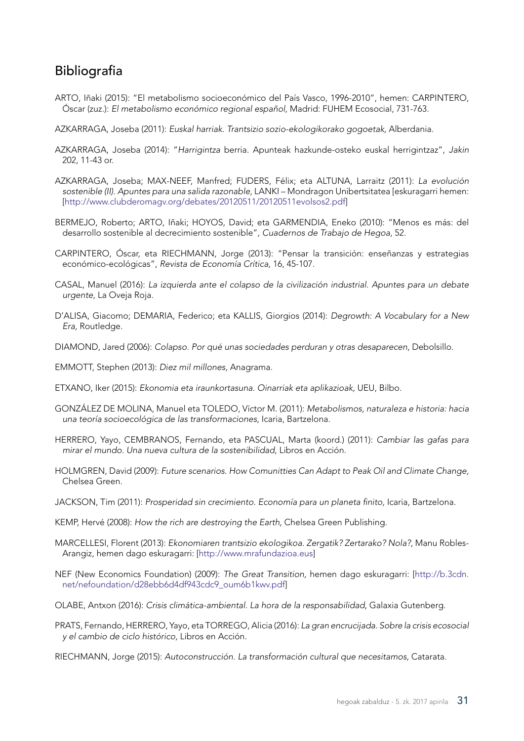## Bibliografia

ARTO, Iñaki (2015): "El metabolismo socioeconómico del País Vasco, 1996-2010", hemen: CARPINTERO, Óscar (zuz.): *El metabolismo económico regional español,* Madrid: FUHEM Ecosocial, 731-763.

AZKARRAGA, Joseba (2011): *Euskal harriak. Trantsizio sozio-ekologikorako gogoetak,* Alberdania.

AZKARRAGA, Joseba (2014): "*Harrigintza* berria. Apunteak hazkunde-osteko euskal herrigintzaz", *Jakin* 202, 11-43 or.

AZKARRAGA, Joseba; MAX-NEEF, Manfred; FUDERS, Félix; eta ALTUNA, Larraitz (2011): *La evolución sostenible (II). Apuntes para una salida razonable,* LANKI – Mondragon Unibertsitatea [eskuragarri hemen: [http://www.clubderomagv.org/debates/20120511/20120511evolsos2.pdf]

BERMEJO, Roberto; ARTO, Iñaki; HOYOS, David; eta GARMENDIA, Eneko (2010): "Menos es más: del desarrollo sostenible al decrecimiento sostenible"*, Cuadernos de Trabajo de Hegoa*, 52.

CARPINTERO, Óscar, eta RIECHMANN, Jorge (2013): "Pensar la transición: enseñanzas y estrategias económico-ecológicas", *Revista de Economía Crítica,* 16, 45-107.

CASAL, Manuel (2016): *La izquierda ante el colapso de la civilización industrial. Apuntes para un debate urgente,* La Oveja Roja.

D'ALISA, Giacomo; DEMARIA, Federico; eta KALLIS, Giorgios (2014): *Degrowth: A Vocabulary for a New Era,* Routledge.

DIAMOND, Jared (2006): *Colapso. Por qué unas sociedades perduran y otras desaparecen*, Debolsillo.

EMMOTT, Stephen (2013): *Diez mil millones,* Anagrama.

ETXANO, Iker (2015): *Ekonomia eta iraunkortasuna. Oinarriak eta aplikazioak,* UEU, Bilbo.

GONZÁLEZ DE MOLINA, Manuel eta TOLEDO, Víctor M. (2011): *Metabolismos, naturaleza e historia: hacia una teoría socioecológica de las transformaciones*, Icaria, Bartzelona.

HERRERO, Yayo, CEMBRANOS, Fernando, eta PASCUAL, Marta (koord.) (2011): *Cambiar las gafas para mirar el mundo. Una nueva cultura de la sostenibilidad,* Libros en Acción.

HOLMGREN, David (2009): *Future scenarios. How Comunitties Can Adapt to Peak Oil and Climate Change*, Chelsea Green.

JACKSON, Tim (2011): *Prosperidad sin crecimiento. Economía para un planeta finito,* Icaria, Bartzelona.

KEMP, Hervé (2008): *How the rich are destroying the Earth,* Chelsea Green Publishing.

MARCELLESI, Florent (2013): *Ekonomiaren trantsizio ekologikoa. Zergatik? Zertarako? Nola?*, Manu Robles-Arangiz, hemen dago eskuragarri: [http://www.mrafundazioa.eus]

NEF (New Economics Foundation) (2009): *The Great Transition,* hemen dago eskuragarri: [http://b.3cdn.net/nefoundation/d28ebb6d4df943cdc9_oum6b1kwv.pdf]

OLABE, Antxon (2016): *Crisis climática-ambiental. La hora de la responsabilidad*, Galaxia Gutenberg.

PRATS, Fernando, HERRERO, Yayo, eta TORREGO, Alicia (2016): *La gran encrucijada. Sobre la crisis ecosocial y el cambio de ciclo histórico,* Libros en Acción.

RIECHMANN, Jorge (2015): *Autoconstrucción. La transformación cultural que necesitamos,* Catarata.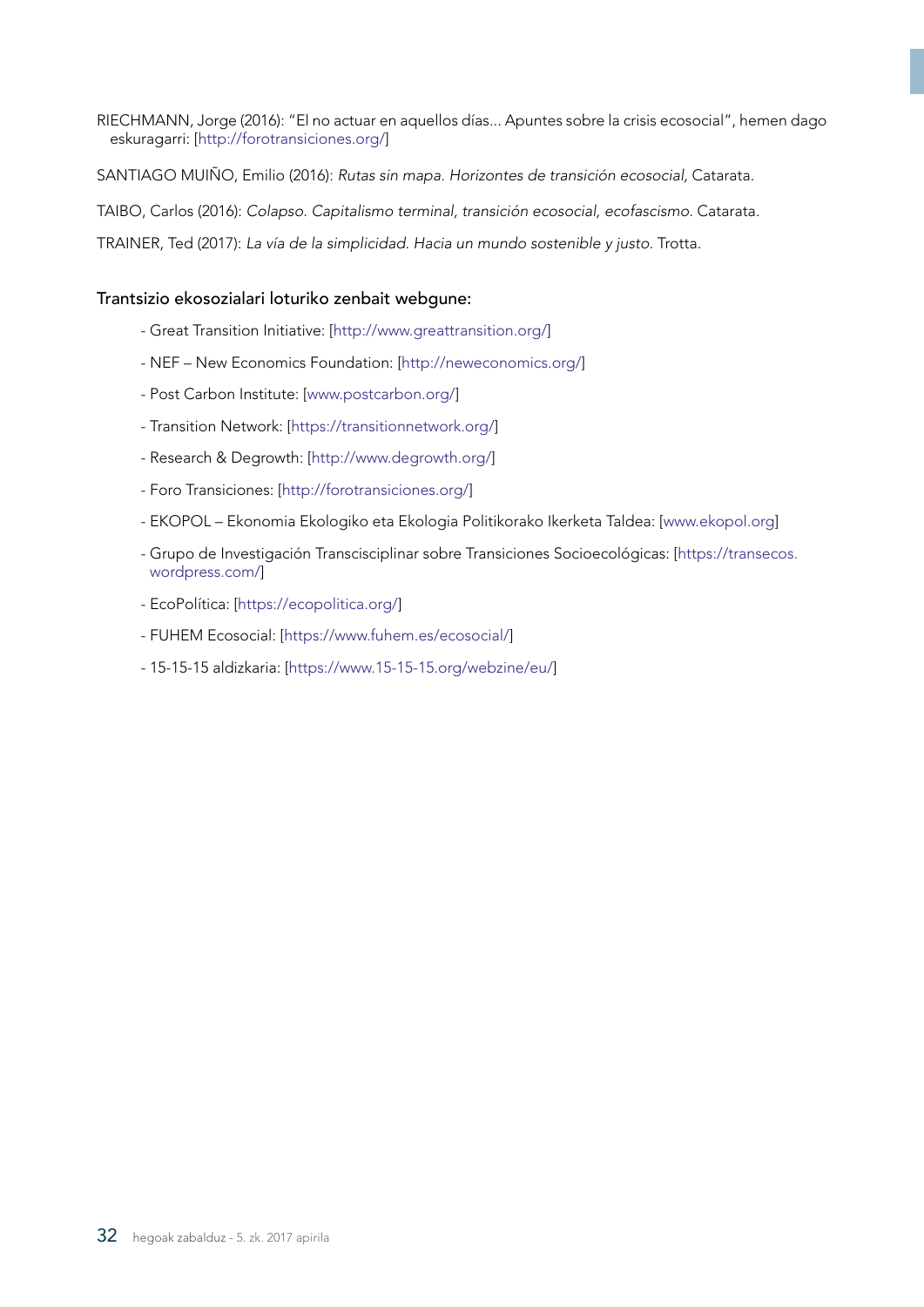RIECHMANN, Jorge (2016): "El no actuar en aquellos días... Apuntes sobre la crisis ecosocial", hemen dago eskuragarri: [http://forotransiciones.org/]

SANTIAGO MUIÑO, Emilio (2016): *Rutas sin mapa. Horizontes de transición ecosocial,* Catarata.

TAIBO, Carlos (2016): *Colapso. Capitalismo terminal, transición ecosocial, ecofascismo.* Catarata.

TRAINER, Ted (2017): *La vía de la simplicidad. Hacia un mundo sostenible y justo.* Trotta.

### Trantsizio ekosozialari loturiko zenbait webgune:

- Great Transition Initiative: [http://www.greattransition.org/]
- NEF – New Economics Foundation: [http://neweconomics.org/]
- Post Carbon Institute: [www.postcarbon.org/]
- Transition Network: [https://transitionnetwork.org/]
- Research & Degrowth: [http://www.degrowth.org/]
- Foro Transiciones: [http://forotransiciones.org/]
- EKOPOL – Ekonomia Ekologiko eta Ekologia Politikorako Ikerketa Taldea: [www.ekopol.org]
- Grupo de Investigación Transcisciplinar sobre Transiciones Socioecológicas: [https://transecos.wordpress.com/]
- EcoPolítica: [https://ecopolitica.org/]
- FUHEM Ecosocial: [https://www.fuhem.es/ecosocial/]
- 15-15-15 aldizkaria: [https://www.15-15-15.org/webzine/eu/]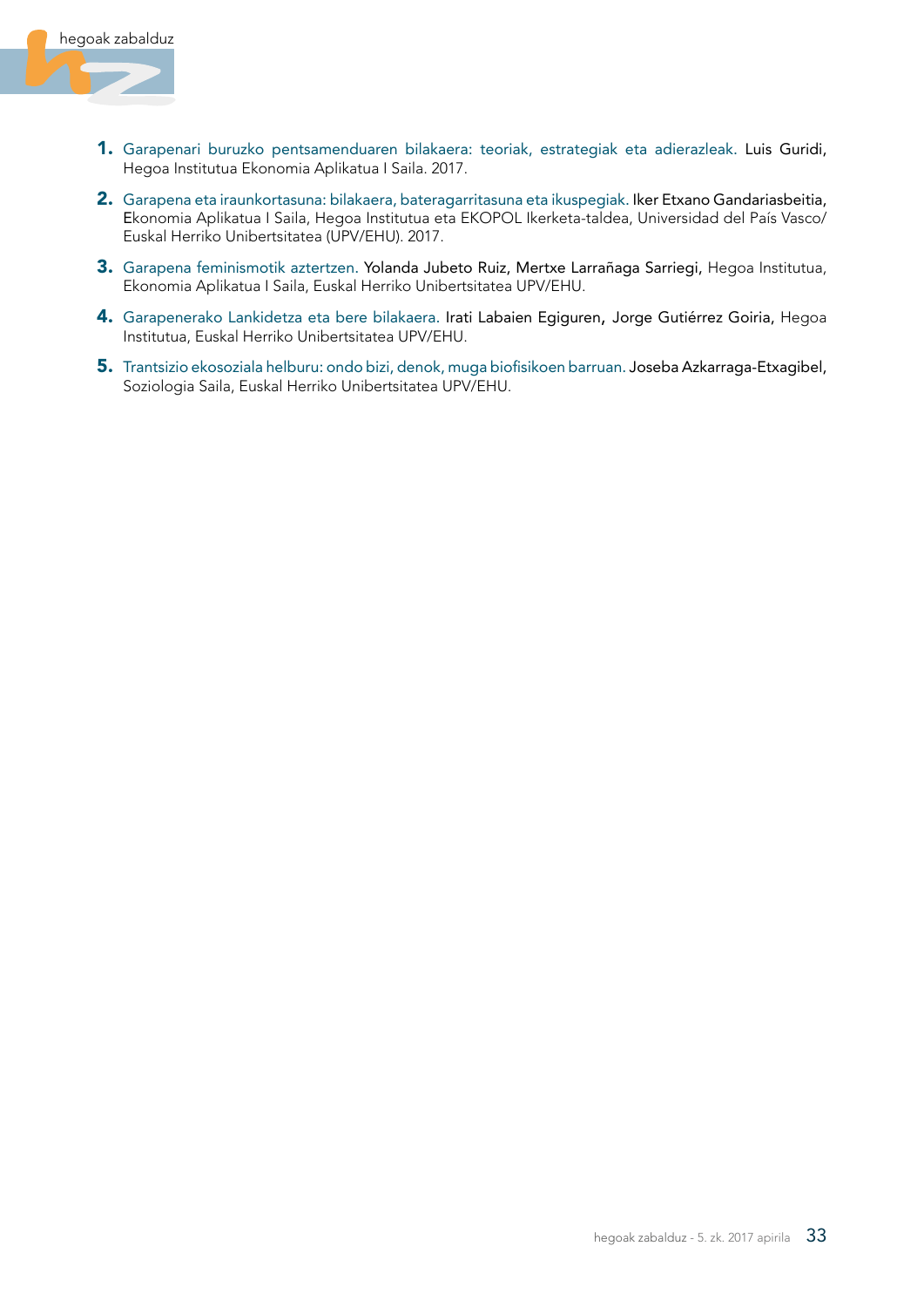1. Garapenari buruzko pentsamenduaren bilakaera: teoriak, estrategiak eta adierazleak. Luis Guridi, Hegoa Institutua Ekonomia Aplikatua I Saila. 2017.

2. Garapena eta iraunkortasuna: bilakaera, bateragarritasuna eta ikuspegiak. Iker Etxano Gandariasbeitia, Ekonomia Aplikatua I Saila, Hegoa Institutua eta EKOPOL Ikerketa-taldea, Universidad del País Vasco/ Euskal Herriko Unibertsitatea (UPV/EHU). 2017.

3. Garapena feminismotik aztertzen. Yolanda Jubeto Ruiz, Mertxe Larrañaga Sarriegi, Hegoa Institutua, Ekonomia Aplikatua I Saila, Euskal Herriko Unibertsitatea UPV/EHU.

4. Garapenerako Lankidetza eta bere bilakaera. Irati Labaien Egiguren, Jorge Gutiérrez Goiria, Hegoa Institutua, Euskal Herriko Unibertsitatea UPV/EHU.

5. Trantsizio ekosoziala helburu: ondo bizi, denok, muga biofisikoen barruan. Joseba Azkarraga-Etxagibel, Soziologia Saila, Euskal Herriko Unibertsitatea UPV/EHU.